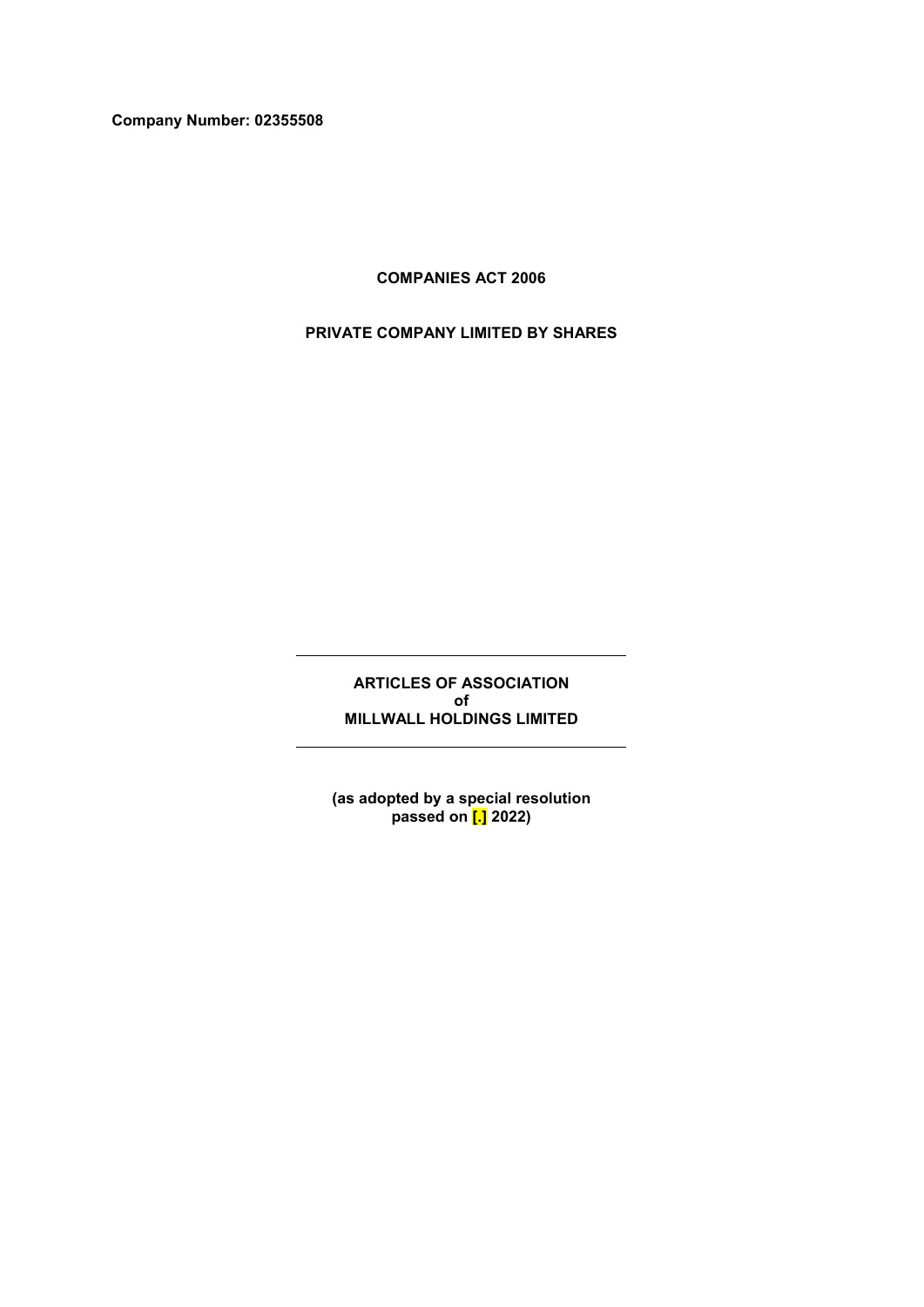**Company Number: 02355508**

**COMPANIES ACT 2006**

**PRIVATE COMPANY LIMITED BY SHARES**

---

**ARTICLES OF ASSOCIATION**
**of**
**MILLWALL HOLDINGS LIMITED**

---

**(as adopted by a special resolution passed on [.] 2022)**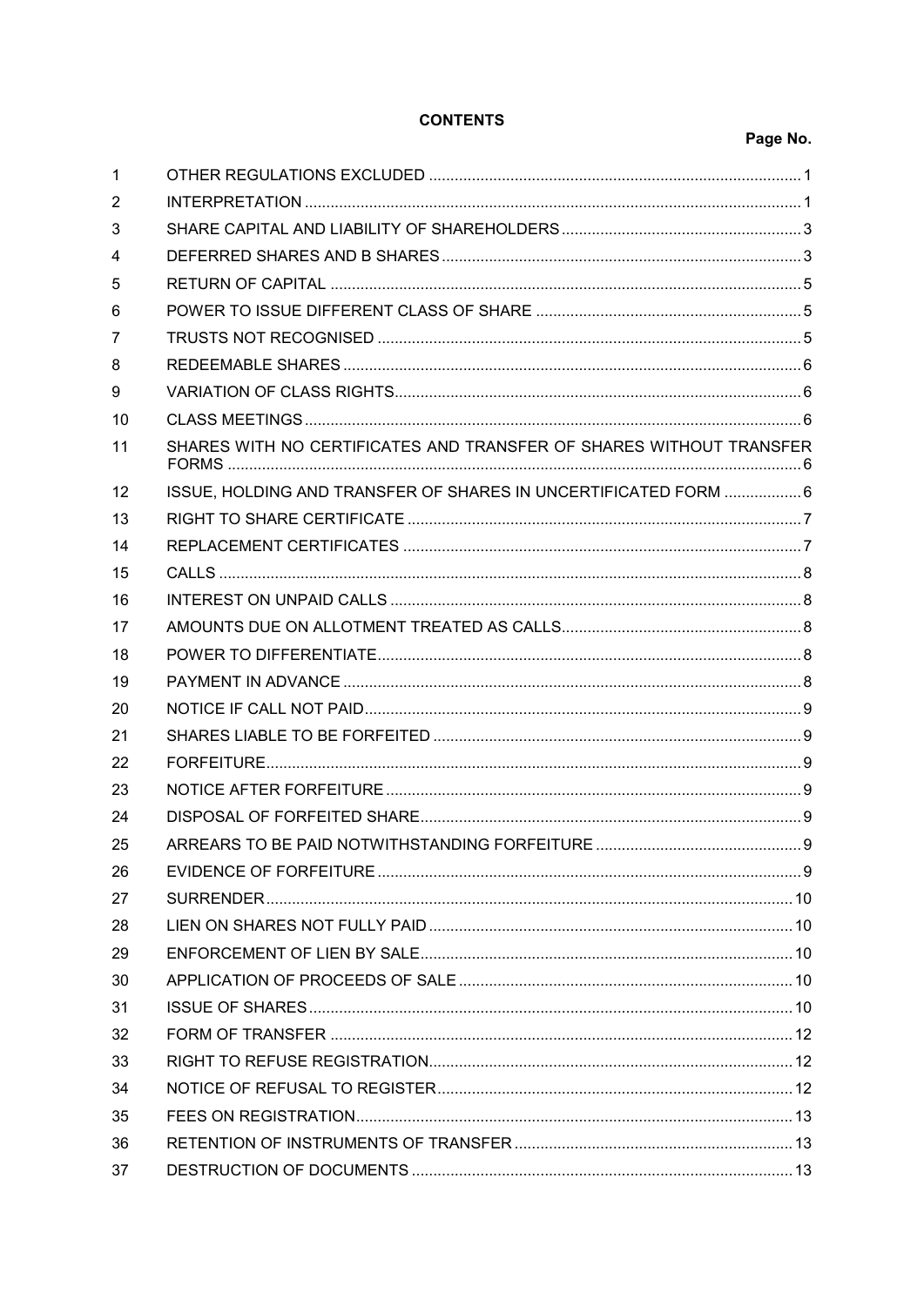**CONTENTS**

| | | Page No. |
|---|---|---|
| 1 | OTHER REGULATIONS EXCLUDED | 1 |
| 2 | INTERPRETATION | 1 |
| 3 | SHARE CAPITAL AND LIABILITY OF SHAREHOLDERS | 3 |
| 4 | DEFERRED SHARES AND B SHARES | 3 |
| 5 | RETURN OF CAPITAL | 5 |
| 6 | POWER TO ISSUE DIFFERENT CLASS OF SHARE | 5 |
| 7 | TRUSTS NOT RECOGNISED | 5 |
| 8 | REDEEMABLE SHARES | 6 |
| 9 | VARIATION OF CLASS RIGHTS | 6 |
| 10 | CLASS MEETINGS | 6 |
| 11 | SHARES WITH NO CERTIFICATES AND TRANSFER OF SHARES WITHOUT TRANSFER FORMS | 6 |
| 12 | ISSUE, HOLDING AND TRANSFER OF SHARES IN UNCERTIFICATED FORM | 6 |
| 13 | RIGHT TO SHARE CERTIFICATE | 7 |
| 14 | REPLACEMENT CERTIFICATES | 7 |
| 15 | CALLS | 8 |
| 16 | INTEREST ON UNPAID CALLS | 8 |
| 17 | AMOUNTS DUE ON ALLOTMENT TREATED AS CALLS | 8 |
| 18 | POWER TO DIFFERENTIATE | 8 |
| 19 | PAYMENT IN ADVANCE | 8 |
| 20 | NOTICE IF CALL NOT PAID | 9 |
| 21 | SHARES LIABLE TO BE FORFEITED | 9 |
| 22 | FORFEITURE | 9 |
| 23 | NOTICE AFTER FORFEITURE | 9 |
| 24 | DISPOSAL OF FORFEITED SHARE | 9 |
| 25 | ARREARS TO BE PAID NOTWITHSTANDING FORFEITURE | 9 |
| 26 | EVIDENCE OF FORFEITURE | 9 |
| 27 | SURRENDER | 10 |
| 28 | LIEN ON SHARES NOT FULLY PAID | 10 |
| 29 | ENFORCEMENT OF LIEN BY SALE | 10 |
| 30 | APPLICATION OF PROCEEDS OF SALE | 10 |
| 31 | ISSUE OF SHARES | 10 |
| 32 | FORM OF TRANSFER | 12 |
| 33 | RIGHT TO REFUSE REGISTRATION | 12 |
| 34 | NOTICE OF REFUSAL TO REGISTER | 12 |
| 35 | FEES ON REGISTRATION | 13 |
| 36 | RETENTION OF INSTRUMENTS OF TRANSFER | 13 |
| 37 | DESTRUCTION OF DOCUMENTS | 13 |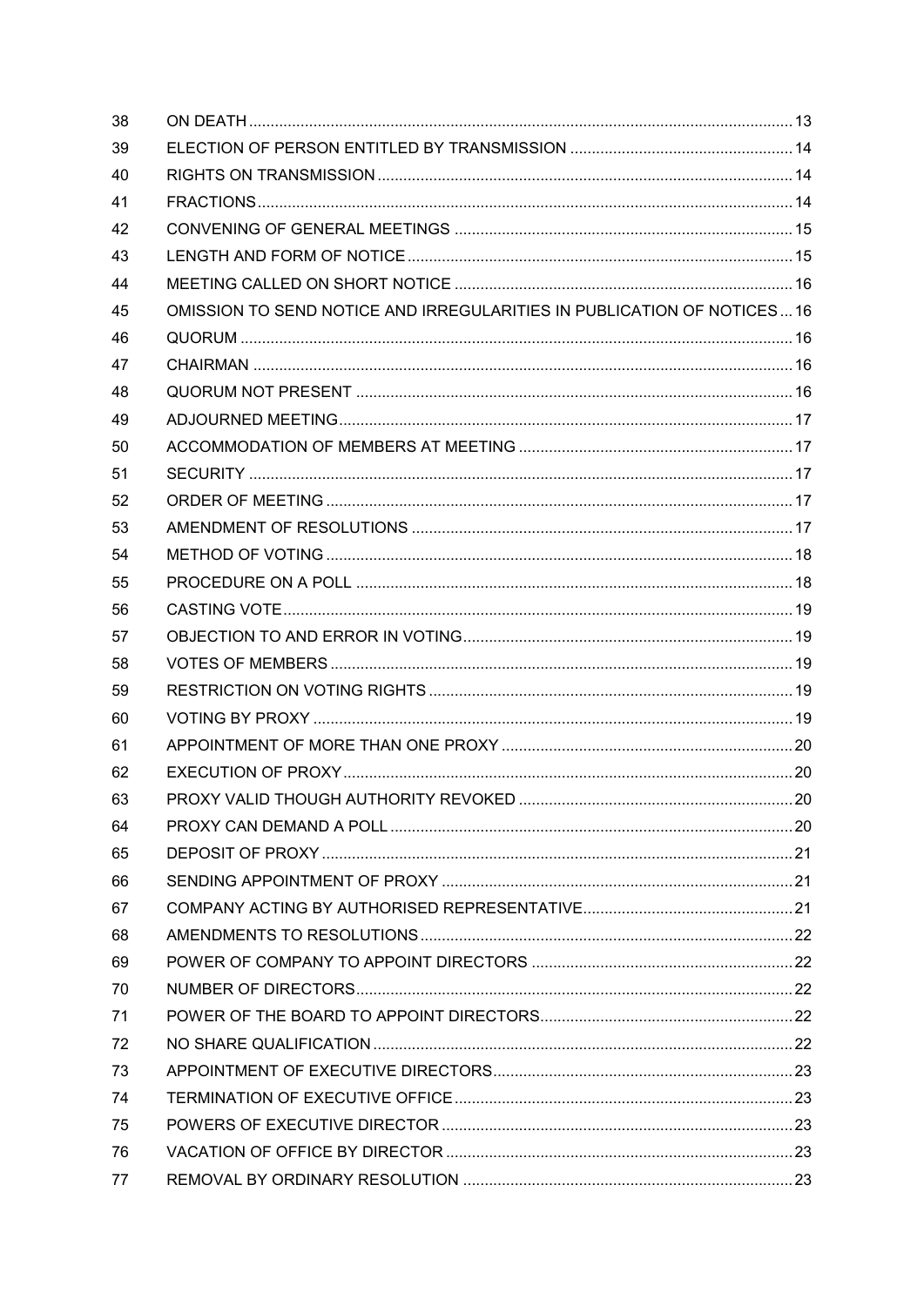| | | |
|---|---|---|
| 38 | ON DEATH | 13 |
| 39 | ELECTION OF PERSON ENTITLED BY TRANSMISSION | 14 |
| 40 | RIGHTS ON TRANSMISSION | 14 |
| 41 | FRACTIONS | 14 |
| 42 | CONVENING OF GENERAL MEETINGS | 15 |
| 43 | LENGTH AND FORM OF NOTICE | 15 |
| 44 | MEETING CALLED ON SHORT NOTICE | 16 |
| 45 | OMISSION TO SEND NOTICE AND IRREGULARITIES IN PUBLICATION OF NOTICES | 16 |
| 46 | QUORUM | 16 |
| 47 | CHAIRMAN | 16 |
| 48 | QUORUM NOT PRESENT | 16 |
| 49 | ADJOURNED MEETING | 17 |
| 50 | ACCOMMODATION OF MEMBERS AT MEETING | 17 |
| 51 | SECURITY | 17 |
| 52 | ORDER OF MEETING | 17 |
| 53 | AMENDMENT OF RESOLUTIONS | 17 |
| 54 | METHOD OF VOTING | 18 |
| 55 | PROCEDURE ON A POLL | 18 |
| 56 | CASTING VOTE | 19 |
| 57 | OBJECTION TO AND ERROR IN VOTING | 19 |
| 58 | VOTES OF MEMBERS | 19 |
| 59 | RESTRICTION ON VOTING RIGHTS | 19 |
| 60 | VOTING BY PROXY | 19 |
| 61 | APPOINTMENT OF MORE THAN ONE PROXY | 20 |
| 62 | EXECUTION OF PROXY | 20 |
| 63 | PROXY VALID THOUGH AUTHORITY REVOKED | 20 |
| 64 | PROXY CAN DEMAND A POLL | 20 |
| 65 | DEPOSIT OF PROXY | 21 |
| 66 | SENDING APPOINTMENT OF PROXY | 21 |
| 67 | COMPANY ACTING BY AUTHORISED REPRESENTATIVE | 21 |
| 68 | AMENDMENTS TO RESOLUTIONS | 22 |
| 69 | POWER OF COMPANY TO APPOINT DIRECTORS | 22 |
| 70 | NUMBER OF DIRECTORS | 22 |
| 71 | POWER OF THE BOARD TO APPOINT DIRECTORS | 22 |
| 72 | NO SHARE QUALIFICATION | 22 |
| 73 | APPOINTMENT OF EXECUTIVE DIRECTORS | 23 |
| 74 | TERMINATION OF EXECUTIVE OFFICE | 23 |
| 75 | POWERS OF EXECUTIVE DIRECTOR | 23 |
| 76 | VACATION OF OFFICE BY DIRECTOR | 23 |
| 77 | REMOVAL BY ORDINARY RESOLUTION | 23 |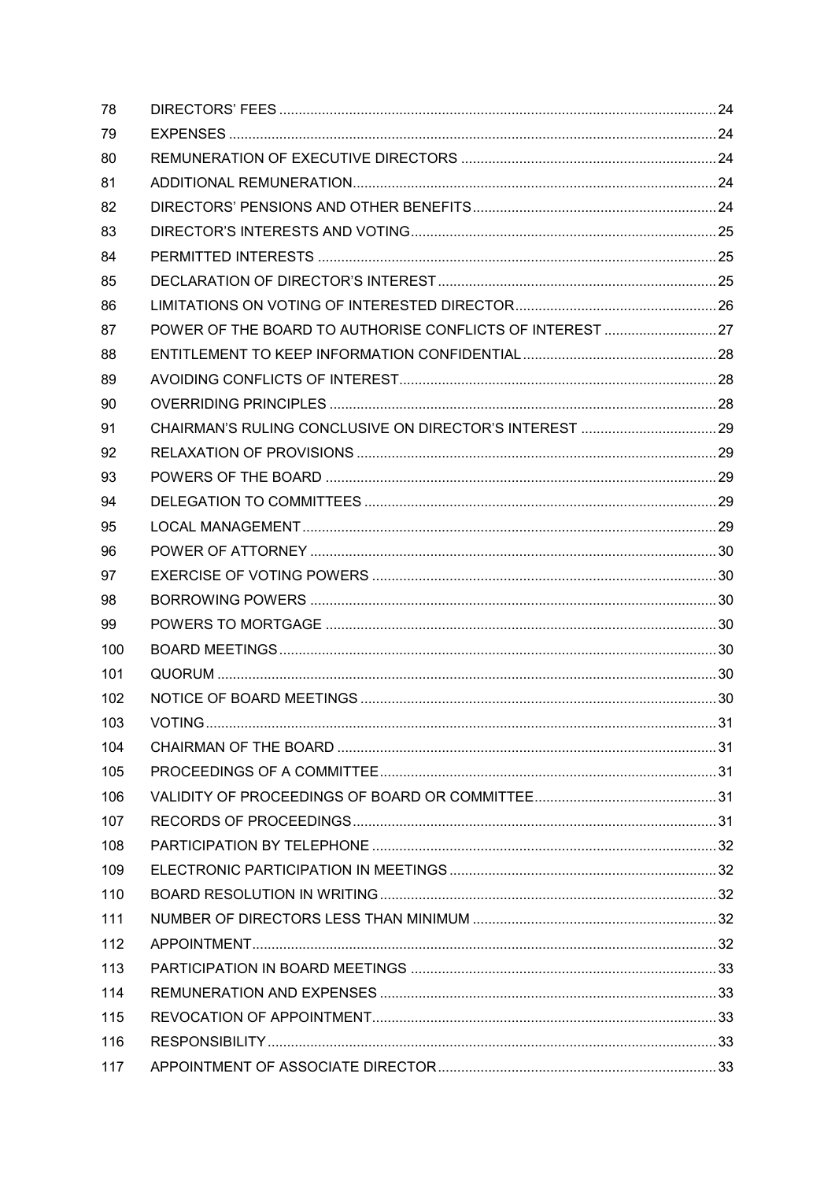| | | |
|---|---|---|
| 78 | DIRECTORS' FEES | 24 |
| 79 | EXPENSES | 24 |
| 80 | REMUNERATION OF EXECUTIVE DIRECTORS | 24 |
| 81 | ADDITIONAL REMUNERATION | 24 |
| 82 | DIRECTORS' PENSIONS AND OTHER BENEFITS | 24 |
| 83 | DIRECTOR'S INTERESTS AND VOTING | 25 |
| 84 | PERMITTED INTERESTS | 25 |
| 85 | DECLARATION OF DIRECTOR'S INTEREST | 25 |
| 86 | LIMITATIONS ON VOTING OF INTERESTED DIRECTOR | 26 |
| 87 | POWER OF THE BOARD TO AUTHORISE CONFLICTS OF INTEREST | 27 |
| 88 | ENTITLEMENT TO KEEP INFORMATION CONFIDENTIAL | 28 |
| 89 | AVOIDING CONFLICTS OF INTEREST | 28 |
| 90 | OVERRIDING PRINCIPLES | 28 |
| 91 | CHAIRMAN'S RULING CONCLUSIVE ON DIRECTOR'S INTEREST | 29 |
| 92 | RELAXATION OF PROVISIONS | 29 |
| 93 | POWERS OF THE BOARD | 29 |
| 94 | DELEGATION TO COMMITTEES | 29 |
| 95 | LOCAL MANAGEMENT | 29 |
| 96 | POWER OF ATTORNEY | 30 |
| 97 | EXERCISE OF VOTING POWERS | 30 |
| 98 | BORROWING POWERS | 30 |
| 99 | POWERS TO MORTGAGE | 30 |
| 100 | BOARD MEETINGS | 30 |
| 101 | QUORUM | 30 |
| 102 | NOTICE OF BOARD MEETINGS | 30 |
| 103 | VOTING | 31 |
| 104 | CHAIRMAN OF THE BOARD | 31 |
| 105 | PROCEEDINGS OF A COMMITTEE | 31 |
| 106 | VALIDITY OF PROCEEDINGS OF BOARD OR COMMITTEE | 31 |
| 107 | RECORDS OF PROCEEDINGS | 31 |
| 108 | PARTICIPATION BY TELEPHONE | 32 |
| 109 | ELECTRONIC PARTICIPATION IN MEETINGS | 32 |
| 110 | BOARD RESOLUTION IN WRITING | 32 |
| 111 | NUMBER OF DIRECTORS LESS THAN MINIMUM | 32 |
| 112 | APPOINTMENT | 32 |
| 113 | PARTICIPATION IN BOARD MEETINGS | 33 |
| 114 | REMUNERATION AND EXPENSES | 33 |
| 115 | REVOCATION OF APPOINTMENT | 33 |
| 116 | RESPONSIBILITY | 33 |
| 117 | APPOINTMENT OF ASSOCIATE DIRECTOR | 33 |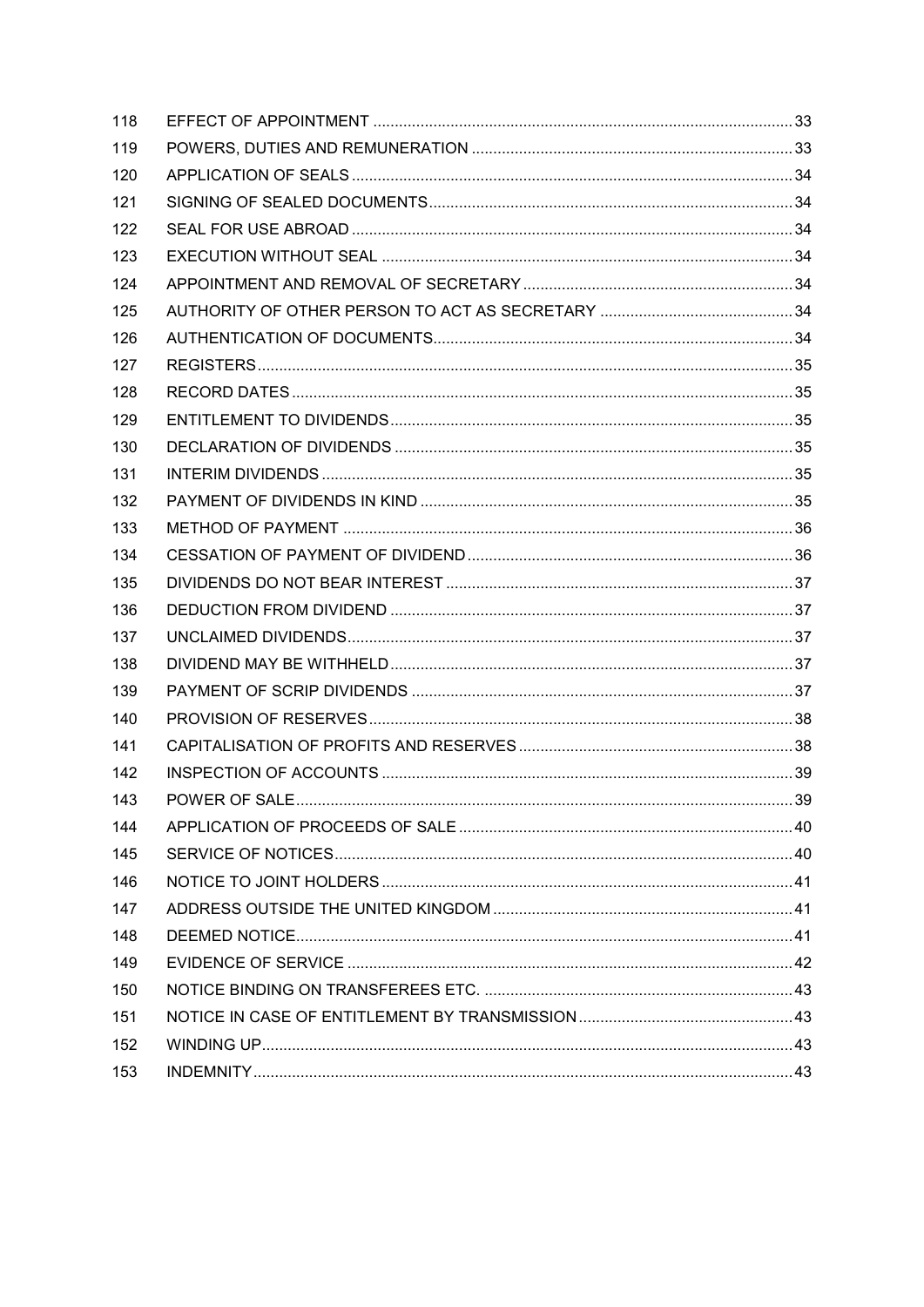| | | |
|---|---|---|
| 118 | EFFECT OF APPOINTMENT | 33 |
| 119 | POWERS, DUTIES AND REMUNERATION | 33 |
| 120 | APPLICATION OF SEALS | 34 |
| 121 | SIGNING OF SEALED DOCUMENTS | 34 |
| 122 | SEAL FOR USE ABROAD | 34 |
| 123 | EXECUTION WITHOUT SEAL | 34 |
| 124 | APPOINTMENT AND REMOVAL OF SECRETARY | 34 |
| 125 | AUTHORITY OF OTHER PERSON TO ACT AS SECRETARY | 34 |
| 126 | AUTHENTICATION OF DOCUMENTS | 34 |
| 127 | REGISTERS | 35 |
| 128 | RECORD DATES | 35 |
| 129 | ENTITLEMENT TO DIVIDENDS | 35 |
| 130 | DECLARATION OF DIVIDENDS | 35 |
| 131 | INTERIM DIVIDENDS | 35 |
| 132 | PAYMENT OF DIVIDENDS IN KIND | 35 |
| 133 | METHOD OF PAYMENT | 36 |
| 134 | CESSATION OF PAYMENT OF DIVIDEND | 36 |
| 135 | DIVIDENDS DO NOT BEAR INTEREST | 37 |
| 136 | DEDUCTION FROM DIVIDEND | 37 |
| 137 | UNCLAIMED DIVIDENDS | 37 |
| 138 | DIVIDEND MAY BE WITHHELD | 37 |
| 139 | PAYMENT OF SCRIP DIVIDENDS | 37 |
| 140 | PROVISION OF RESERVES | 38 |
| 141 | CAPITALISATION OF PROFITS AND RESERVES | 38 |
| 142 | INSPECTION OF ACCOUNTS | 39 |
| 143 | POWER OF SALE | 39 |
| 144 | APPLICATION OF PROCEEDS OF SALE | 40 |
| 145 | SERVICE OF NOTICES | 40 |
| 146 | NOTICE TO JOINT HOLDERS | 41 |
| 147 | ADDRESS OUTSIDE THE UNITED KINGDOM | 41 |
| 148 | DEEMED NOTICE | 41 |
| 149 | EVIDENCE OF SERVICE | 42 |
| 150 | NOTICE BINDING ON TRANSFEREES ETC. | 43 |
| 151 | NOTICE IN CASE OF ENTITLEMENT BY TRANSMISSION | 43 |
| 152 | WINDING UP | 43 |
| 153 | INDEMNITY | 43 |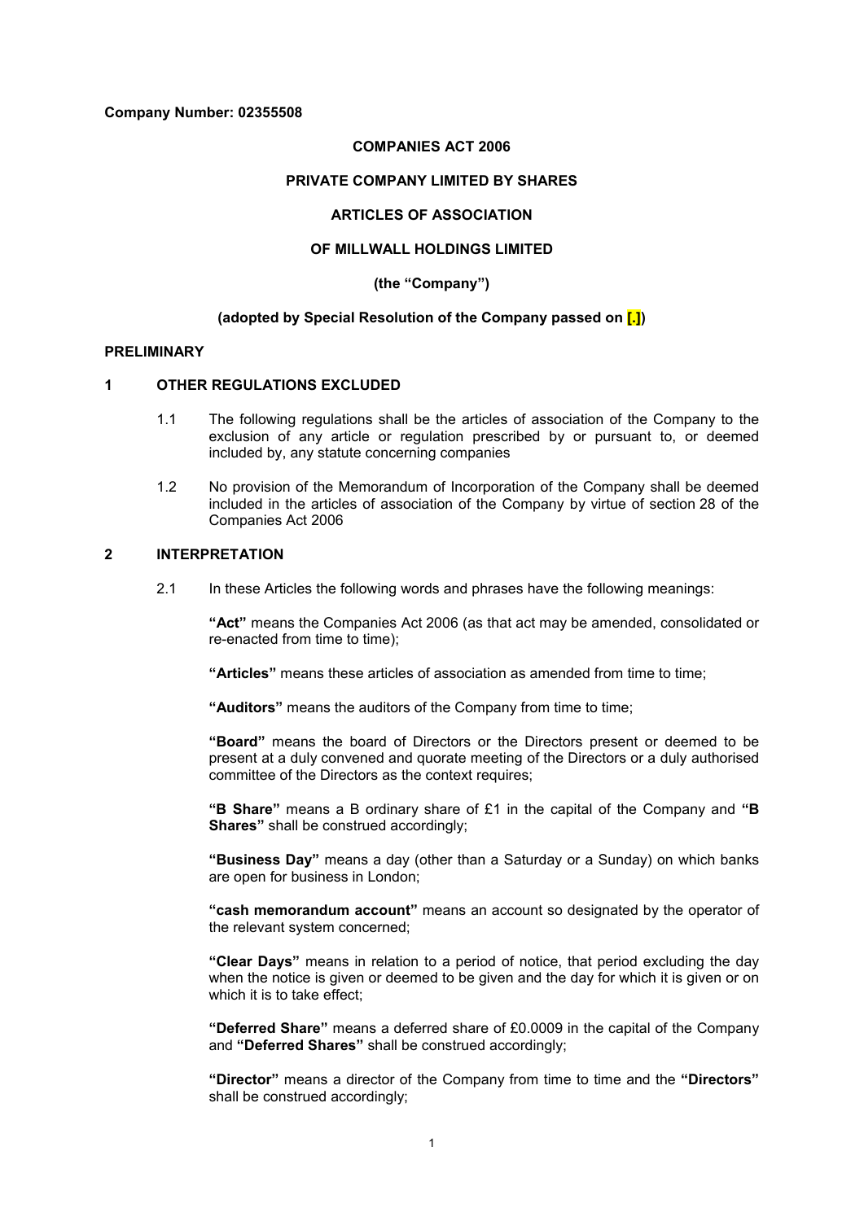**Company Number: 02355508**

**COMPANIES ACT 2006**

**PRIVATE COMPANY LIMITED BY SHARES**

**ARTICLES OF ASSOCIATION**

**OF MILLWALL HOLDINGS LIMITED**

**(the "Company")**

**(adopted by Special Resolution of the Company passed on [.])**

## PRELIMINARY

### 1 OTHER REGULATIONS EXCLUDED

1.1 The following regulations shall be the articles of association of the Company to the exclusion of any article or regulation prescribed by or pursuant to, or deemed included by, any statute concerning companies

1.2 No provision of the Memorandum of Incorporation of the Company shall be deemed included in the articles of association of the Company by virtue of section 28 of the Companies Act 2006

### 2 INTERPRETATION

2.1 In these Articles the following words and phrases have the following meanings:

**"Act"** means the Companies Act 2006 (as that act may be amended, consolidated or re-enacted from time to time);

**"Articles"** means these articles of association as amended from time to time;

**"Auditors"** means the auditors of the Company from time to time;

**"Board"** means the board of Directors or the Directors present or deemed to be present at a duly convened and quorate meeting of the Directors or a duly authorised committee of the Directors as the context requires;

**"B Share"** means a B ordinary share of £1 in the capital of the Company and **"B Shares"** shall be construed accordingly;

**"Business Day"** means a day (other than a Saturday or a Sunday) on which banks are open for business in London;

**"cash memorandum account"** means an account so designated by the operator of the relevant system concerned;

**"Clear Days"** means in relation to a period of notice, that period excluding the day when the notice is given or deemed to be given and the day for which it is given or on which it is to take effect;

**"Deferred Share"** means a deferred share of £0.0009 in the capital of the Company and **"Deferred Shares"** shall be construed accordingly;

**"Director"** means a director of the Company from time to time and the **"Directors"** shall be construed accordingly;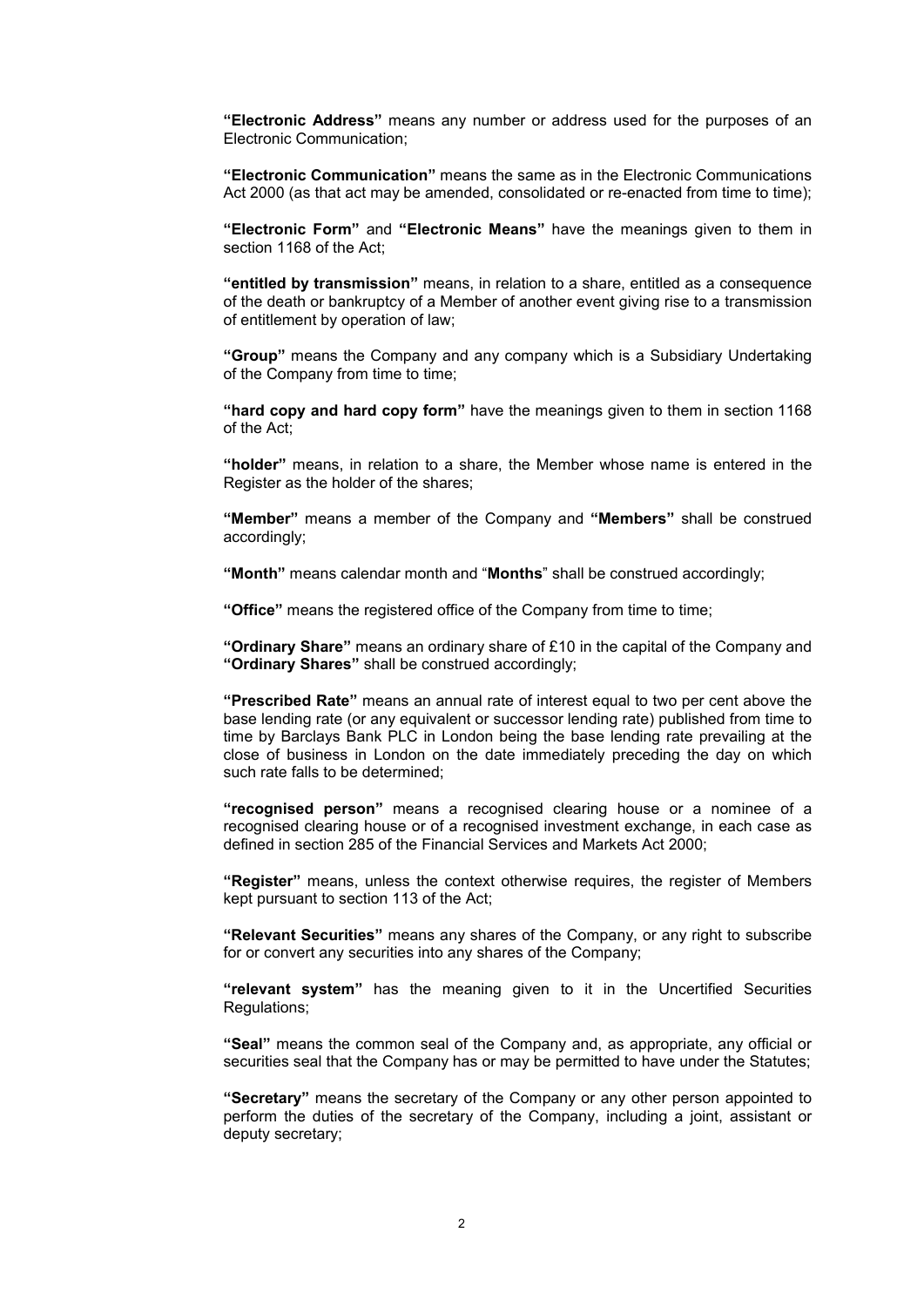**"Electronic Address"** means any number or address used for the purposes of an Electronic Communication;

**"Electronic Communication"** means the same as in the Electronic Communications Act 2000 (as that act may be amended, consolidated or re-enacted from time to time);

**"Electronic Form"** and **"Electronic Means"** have the meanings given to them in section 1168 of the Act;

**"entitled by transmission"** means, in relation to a share, entitled as a consequence of the death or bankruptcy of a Member of another event giving rise to a transmission of entitlement by operation of law;

**"Group"** means the Company and any company which is a Subsidiary Undertaking of the Company from time to time;

**"hard copy and hard copy form"** have the meanings given to them in section 1168 of the Act;

**"holder"** means, in relation to a share, the Member whose name is entered in the Register as the holder of the shares;

**"Member"** means a member of the Company and **"Members"** shall be construed accordingly;

**"Month"** means calendar month and "**Months**" shall be construed accordingly;

**"Office"** means the registered office of the Company from time to time;

**"Ordinary Share"** means an ordinary share of £10 in the capital of the Company and **"Ordinary Shares"** shall be construed accordingly;

**"Prescribed Rate"** means an annual rate of interest equal to two per cent above the base lending rate (or any equivalent or successor lending rate) published from time to time by Barclays Bank PLC in London being the base lending rate prevailing at the close of business in London on the date immediately preceding the day on which such rate falls to be determined;

**"recognised person"** means a recognised clearing house or a nominee of a recognised clearing house or of a recognised investment exchange, in each case as defined in section 285 of the Financial Services and Markets Act 2000;

**"Register"** means, unless the context otherwise requires, the register of Members kept pursuant to section 113 of the Act;

**"Relevant Securities"** means any shares of the Company, or any right to subscribe for or convert any securities into any shares of the Company;

**"relevant system"** has the meaning given to it in the Uncertified Securities Regulations;

**"Seal"** means the common seal of the Company and, as appropriate, any official or securities seal that the Company has or may be permitted to have under the Statutes;

**"Secretary"** means the secretary of the Company or any other person appointed to perform the duties of the secretary of the Company, including a joint, assistant or deputy secretary;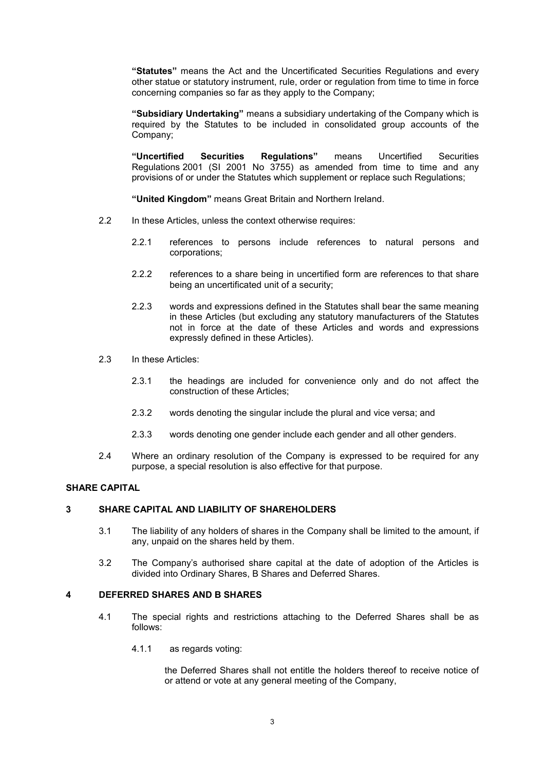**"Statutes"** means the Act and the Uncertificated Securities Regulations and every other statue or statutory instrument, rule, order or regulation from time to time in force concerning companies so far as they apply to the Company;

**"Subsidiary Undertaking"** means a subsidiary undertaking of the Company which is required by the Statutes to be included in consolidated group accounts of the Company;

**"Uncertified Securities Regulations"** means Uncertified Securities Regulations 2001 (SI 2001 No 3755) as amended from time to time and any provisions of or under the Statutes which supplement or replace such Regulations;

**"United Kingdom"** means Great Britain and Northern Ireland.

2.2 In these Articles, unless the context otherwise requires:

2.2.1 references to persons include references to natural persons and corporations;

2.2.2 references to a share being in uncertified form are references to that share being an uncertificated unit of a security;

2.2.3 words and expressions defined in the Statutes shall bear the same meaning in these Articles (but excluding any statutory manufacturers of the Statutes not in force at the date of these Articles and words and expressions expressly defined in these Articles).

2.3 In these Articles:

2.3.1 the headings are included for convenience only and do not affect the construction of these Articles;

2.3.2 words denoting the singular include the plural and vice versa; and

2.3.3 words denoting one gender include each gender and all other genders.

2.4 Where an ordinary resolution of the Company is expressed to be required for any purpose, a special resolution is also effective for that purpose.

## SHARE CAPITAL

### 3 SHARE CAPITAL AND LIABILITY OF SHAREHOLDERS

3.1 The liability of any holders of shares in the Company shall be limited to the amount, if any, unpaid on the shares held by them.

3.2 The Company's authorised share capital at the date of adoption of the Articles is divided into Ordinary Shares, B Shares and Deferred Shares.

### 4 DEFERRED SHARES AND B SHARES

4.1 The special rights and restrictions attaching to the Deferred Shares shall be as follows:

4.1.1 as regards voting:

the Deferred Shares shall not entitle the holders thereof to receive notice of or attend or vote at any general meeting of the Company,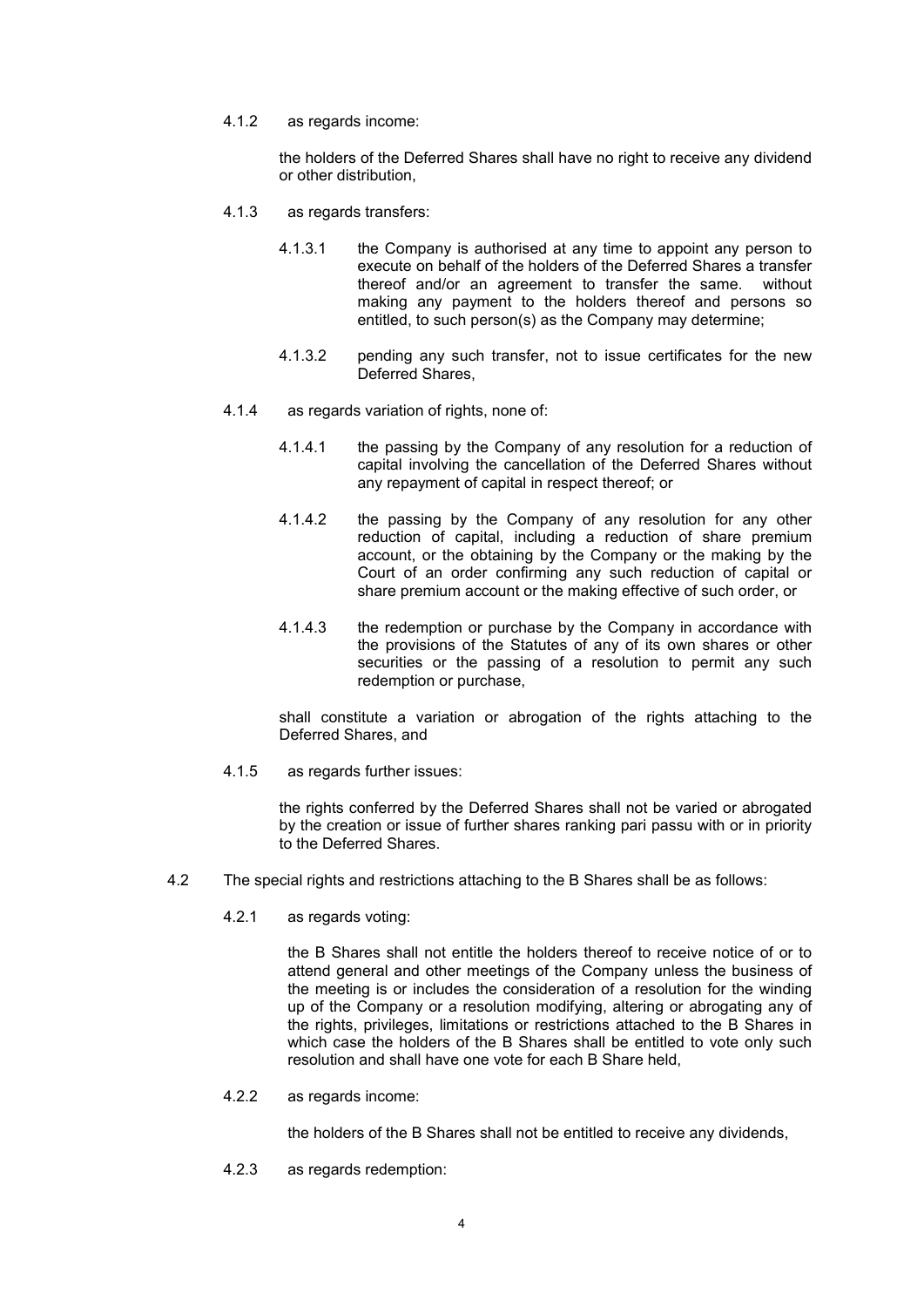4.1.2 as regards income:

the holders of the Deferred Shares shall have no right to receive any dividend or other distribution,

4.1.3 as regards transfers:

4.1.3.1 the Company is authorised at any time to appoint any person to execute on behalf of the holders of the Deferred Shares a transfer thereof and/or an agreement to transfer the same. without making any payment to the holders thereof and persons so entitled, to such person(s) as the Company may determine;

4.1.3.2 pending any such transfer, not to issue certificates for the new Deferred Shares,

4.1.4 as regards variation of rights, none of:

4.1.4.1 the passing by the Company of any resolution for a reduction of capital involving the cancellation of the Deferred Shares without any repayment of capital in respect thereof; or

4.1.4.2 the passing by the Company of any resolution for any other reduction of capital, including a reduction of share premium account, or the obtaining by the Company or the making by the Court of an order confirming any such reduction of capital or share premium account or the making effective of such order, or

4.1.4.3 the redemption or purchase by the Company in accordance with the provisions of the Statutes of any of its own shares or other securities or the passing of a resolution to permit any such redemption or purchase,

shall constitute a variation or abrogation of the rights attaching to the Deferred Shares, and

4.1.5 as regards further issues:

the rights conferred by the Deferred Shares shall not be varied or abrogated by the creation or issue of further shares ranking pari passu with or in priority to the Deferred Shares.

4.2 The special rights and restrictions attaching to the B Shares shall be as follows:

4.2.1 as regards voting:

the B Shares shall not entitle the holders thereof to receive notice of or to attend general and other meetings of the Company unless the business of the meeting is or includes the consideration of a resolution for the winding up of the Company or a resolution modifying, altering or abrogating any of the rights, privileges, limitations or restrictions attached to the B Shares in which case the holders of the B Shares shall be entitled to vote only such resolution and shall have one vote for each B Share held,

4.2.2 as regards income:

the holders of the B Shares shall not be entitled to receive any dividends,

4.2.3 as regards redemption: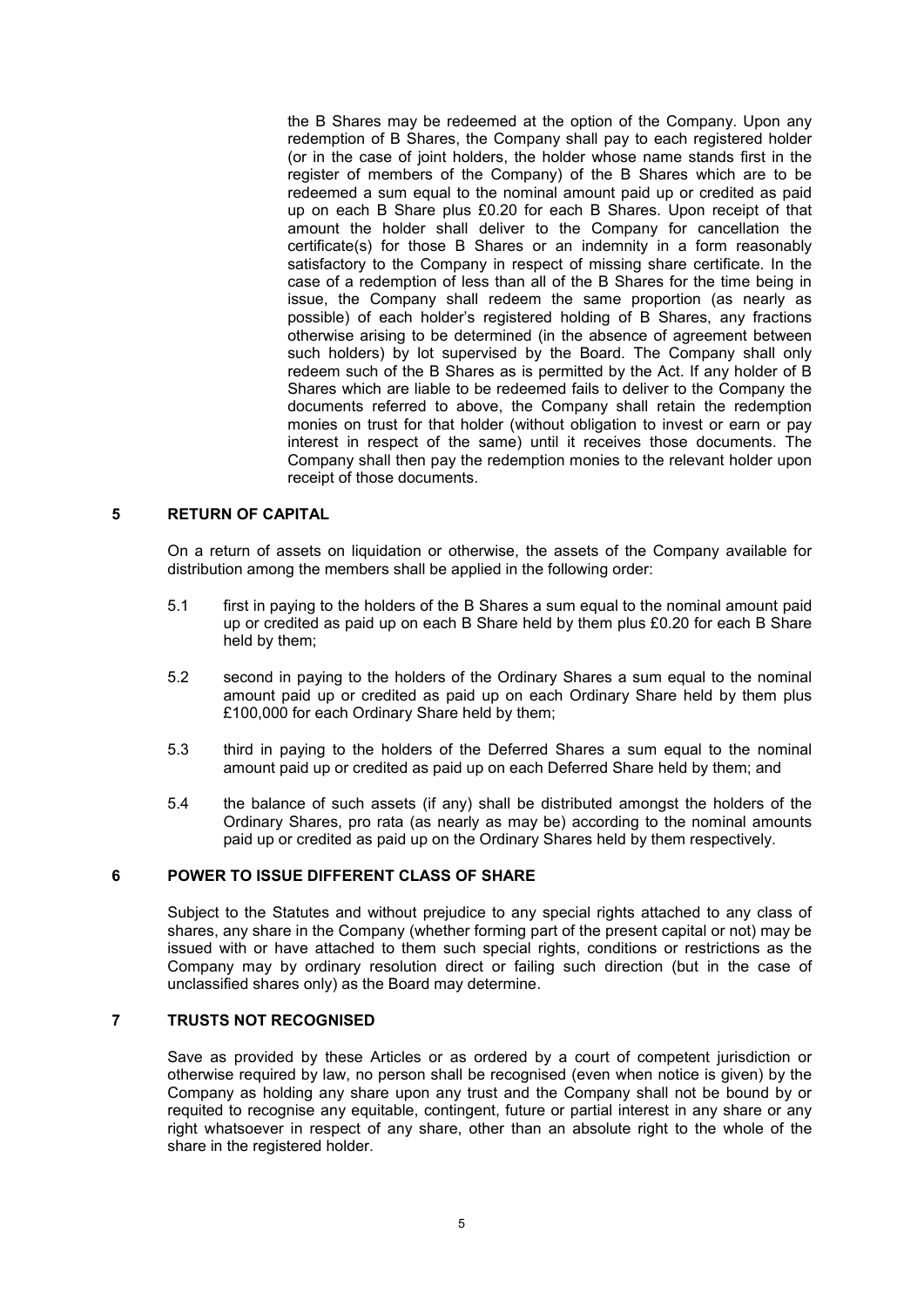the B Shares may be redeemed at the option of the Company. Upon any redemption of B Shares, the Company shall pay to each registered holder (or in the case of joint holders, the holder whose name stands first in the register of members of the Company) of the B Shares which are to be redeemed a sum equal to the nominal amount paid up or credited as paid up on each B Share plus £0.20 for each B Shares. Upon receipt of that amount the holder shall deliver to the Company for cancellation the certificate(s) for those B Shares or an indemnity in a form reasonably satisfactory to the Company in respect of missing share certificate. In the case of a redemption of less than all of the B Shares for the time being in issue, the Company shall redeem the same proportion (as nearly as possible) of each holder's registered holding of B Shares, any fractions otherwise arising to be determined (in the absence of agreement between such holders) by lot supervised by the Board. The Company shall only redeem such of the B Shares as is permitted by the Act. If any holder of B Shares which are liable to be redeemed fails to deliver to the Company the documents referred to above, the Company shall retain the redemption monies on trust for that holder (without obligation to invest or earn or pay interest in respect of the same) until it receives those documents. The Company shall then pay the redemption monies to the relevant holder upon receipt of those documents.

## 5 RETURN OF CAPITAL

On a return of assets on liquidation or otherwise, the assets of the Company available for distribution among the members shall be applied in the following order:

5.1 first in paying to the holders of the B Shares a sum equal to the nominal amount paid up or credited as paid up on each B Share held by them plus £0.20 for each B Share held by them;

5.2 second in paying to the holders of the Ordinary Shares a sum equal to the nominal amount paid up or credited as paid up on each Ordinary Share held by them plus £100,000 for each Ordinary Share held by them;

5.3 third in paying to the holders of the Deferred Shares a sum equal to the nominal amount paid up or credited as paid up on each Deferred Share held by them; and

5.4 the balance of such assets (if any) shall be distributed amongst the holders of the Ordinary Shares, pro rata (as nearly as may be) according to the nominal amounts paid up or credited as paid up on the Ordinary Shares held by them respectively.

## 6 POWER TO ISSUE DIFFERENT CLASS OF SHARE

Subject to the Statutes and without prejudice to any special rights attached to any class of shares, any share in the Company (whether forming part of the present capital or not) may be issued with or have attached to them such special rights, conditions or restrictions as the Company may by ordinary resolution direct or failing such direction (but in the case of unclassified shares only) as the Board may determine.

## 7 TRUSTS NOT RECOGNISED

Save as provided by these Articles or as ordered by a court of competent jurisdiction or otherwise required by law, no person shall be recognised (even when notice is given) by the Company as holding any share upon any trust and the Company shall not be bound by or requited to recognise any equitable, contingent, future or partial interest in any share or any right whatsoever in respect of any share, other than an absolute right to the whole of the share in the registered holder.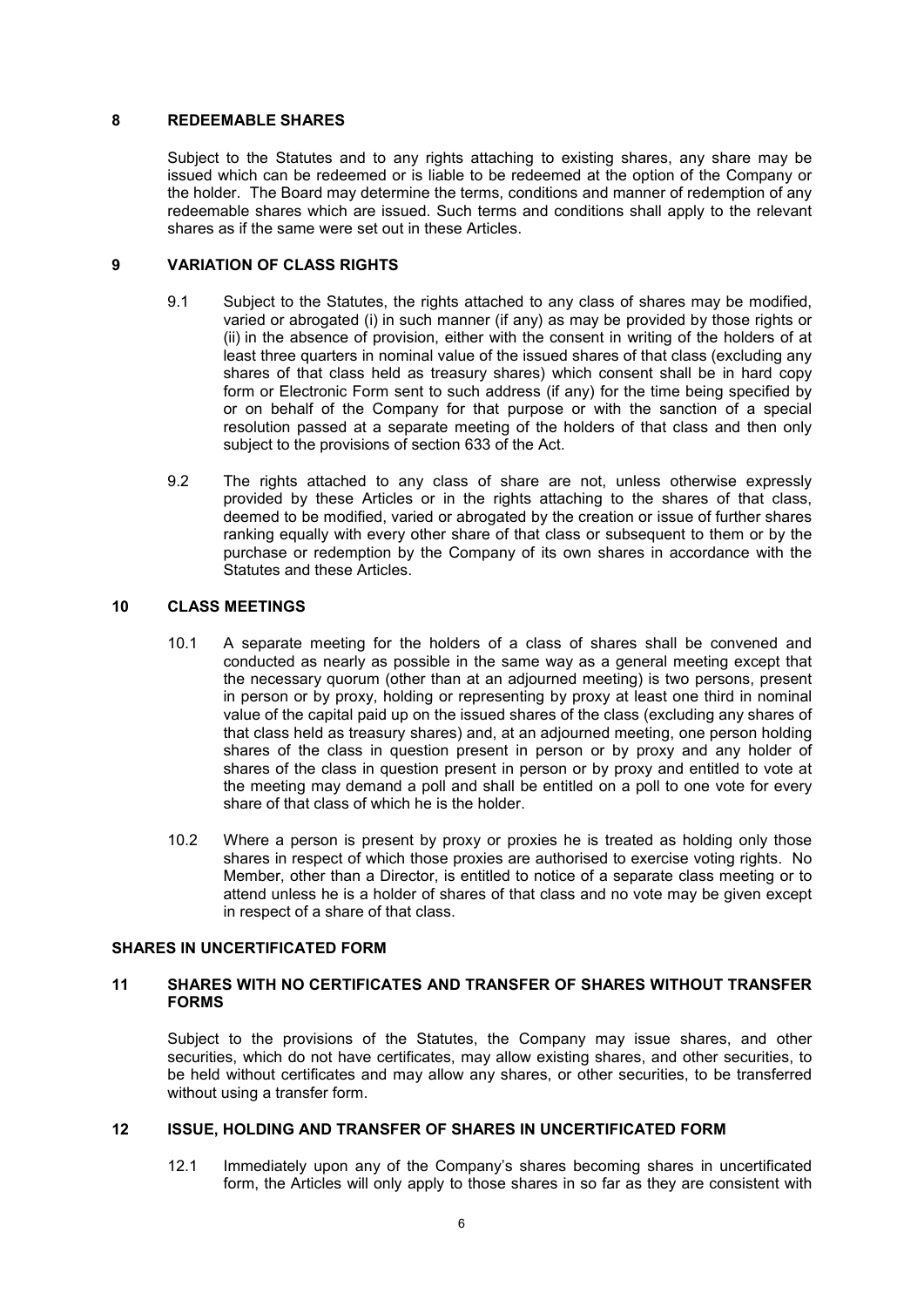## 8 REDEEMABLE SHARES

Subject to the Statutes and to any rights attaching to existing shares, any share may be issued which can be redeemed or is liable to be redeemed at the option of the Company or the holder. The Board may determine the terms, conditions and manner of redemption of any redeemable shares which are issued. Such terms and conditions shall apply to the relevant shares as if the same were set out in these Articles.

## 9 VARIATION OF CLASS RIGHTS

9.1 Subject to the Statutes, the rights attached to any class of shares may be modified, varied or abrogated (i) in such manner (if any) as may be provided by those rights or (ii) in the absence of provision, either with the consent in writing of the holders of at least three quarters in nominal value of the issued shares of that class (excluding any shares of that class held as treasury shares) which consent shall be in hard copy form or Electronic Form sent to such address (if any) for the time being specified by or on behalf of the Company for that purpose or with the sanction of a special resolution passed at a separate meeting of the holders of that class and then only subject to the provisions of section 633 of the Act.

9.2 The rights attached to any class of share are not, unless otherwise expressly provided by these Articles or in the rights attaching to the shares of that class, deemed to be modified, varied or abrogated by the creation or issue of further shares ranking equally with every other share of that class or subsequent to them or by the purchase or redemption by the Company of its own shares in accordance with the Statutes and these Articles.

## 10 CLASS MEETINGS

10.1 A separate meeting for the holders of a class of shares shall be convened and conducted as nearly as possible in the same way as a general meeting except that the necessary quorum (other than at an adjourned meeting) is two persons, present in person or by proxy, holding or representing by proxy at least one third in nominal value of the capital paid up on the issued shares of the class (excluding any shares of that class held as treasury shares) and, at an adjourned meeting, one person holding shares of the class in question present in person or by proxy and any holder of shares of the class in question present in person or by proxy and entitled to vote at the meeting may demand a poll and shall be entitled on a poll to one vote for every share of that class of which he is the holder.

10.2 Where a person is present by proxy or proxies he is treated as holding only those shares in respect of which those proxies are authorised to exercise voting rights. No Member, other than a Director, is entitled to notice of a separate class meeting or to attend unless he is a holder of shares of that class and no vote may be given except in respect of a share of that class.

## SHARES IN UNCERTIFICATED FORM

## 11 SHARES WITH NO CERTIFICATES AND TRANSFER OF SHARES WITHOUT TRANSFER FORMS

Subject to the provisions of the Statutes, the Company may issue shares, and other securities, which do not have certificates, may allow existing shares, and other securities, to be held without certificates and may allow any shares, or other securities, to be transferred without using a transfer form.

## 12 ISSUE, HOLDING AND TRANSFER OF SHARES IN UNCERTIFICATED FORM

12.1 Immediately upon any of the Company's shares becoming shares in uncertificated form, the Articles will only apply to those shares in so far as they are consistent with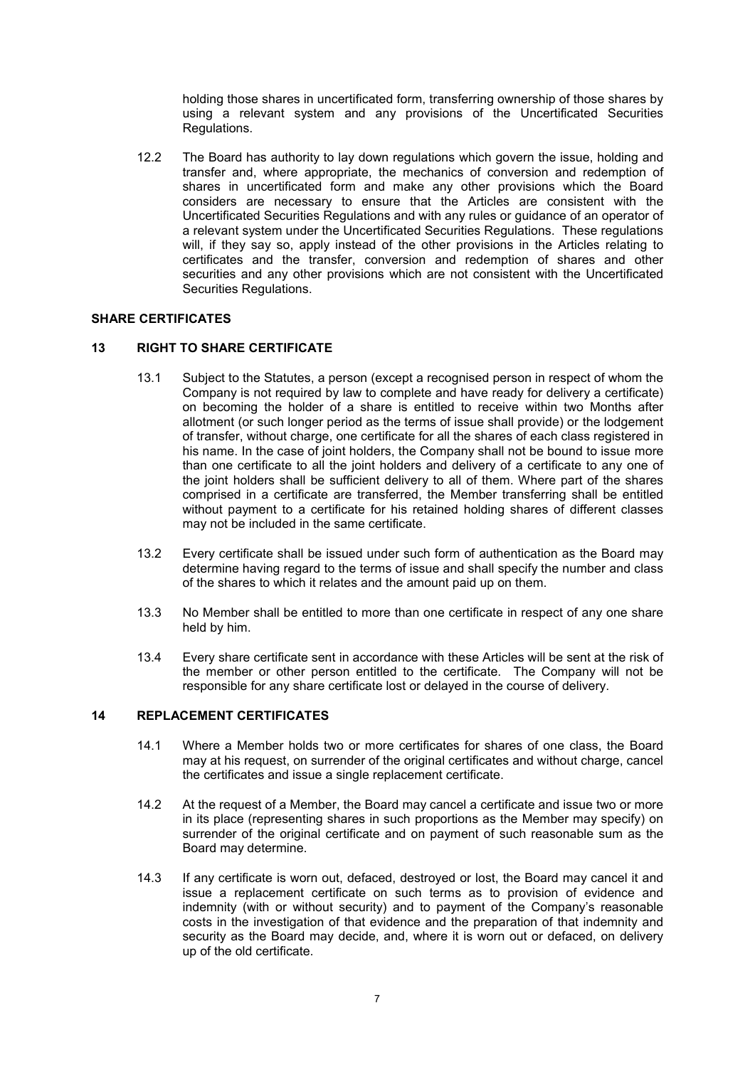holding those shares in uncertificated form, transferring ownership of those shares by using a relevant system and any provisions of the Uncertificated Securities Regulations.

12.2 The Board has authority to lay down regulations which govern the issue, holding and transfer and, where appropriate, the mechanics of conversion and redemption of shares in uncertificated form and make any other provisions which the Board considers are necessary to ensure that the Articles are consistent with the Uncertificated Securities Regulations and with any rules or guidance of an operator of a relevant system under the Uncertificated Securities Regulations. These regulations will, if they say so, apply instead of the other provisions in the Articles relating to certificates and the transfer, conversion and redemption of shares and other securities and any other provisions which are not consistent with the Uncertificated Securities Regulations.

## SHARE CERTIFICATES

### 13 RIGHT TO SHARE CERTIFICATE

13.1 Subject to the Statutes, a person (except a recognised person in respect of whom the Company is not required by law to complete and have ready for delivery a certificate) on becoming the holder of a share is entitled to receive within two Months after allotment (or such longer period as the terms of issue shall provide) or the lodgement of transfer, without charge, one certificate for all the shares of each class registered in his name. In the case of joint holders, the Company shall not be bound to issue more than one certificate to all the joint holders and delivery of a certificate to any one of the joint holders shall be sufficient delivery to all of them. Where part of the shares comprised in a certificate are transferred, the Member transferring shall be entitled without payment to a certificate for his retained holding shares of different classes may not be included in the same certificate.

13.2 Every certificate shall be issued under such form of authentication as the Board may determine having regard to the terms of issue and shall specify the number and class of the shares to which it relates and the amount paid up on them.

13.3 No Member shall be entitled to more than one certificate in respect of any one share held by him.

13.4 Every share certificate sent in accordance with these Articles will be sent at the risk of the member or other person entitled to the certificate. The Company will not be responsible for any share certificate lost or delayed in the course of delivery.

### 14 REPLACEMENT CERTIFICATES

14.1 Where a Member holds two or more certificates for shares of one class, the Board may at his request, on surrender of the original certificates and without charge, cancel the certificates and issue a single replacement certificate.

14.2 At the request of a Member, the Board may cancel a certificate and issue two or more in its place (representing shares in such proportions as the Member may specify) on surrender of the original certificate and on payment of such reasonable sum as the Board may determine.

14.3 If any certificate is worn out, defaced, destroyed or lost, the Board may cancel it and issue a replacement certificate on such terms as to provision of evidence and indemnity (with or without security) and to payment of the Company's reasonable costs in the investigation of that evidence and the preparation of that indemnity and security as the Board may decide, and, where it is worn out or defaced, on delivery up of the old certificate.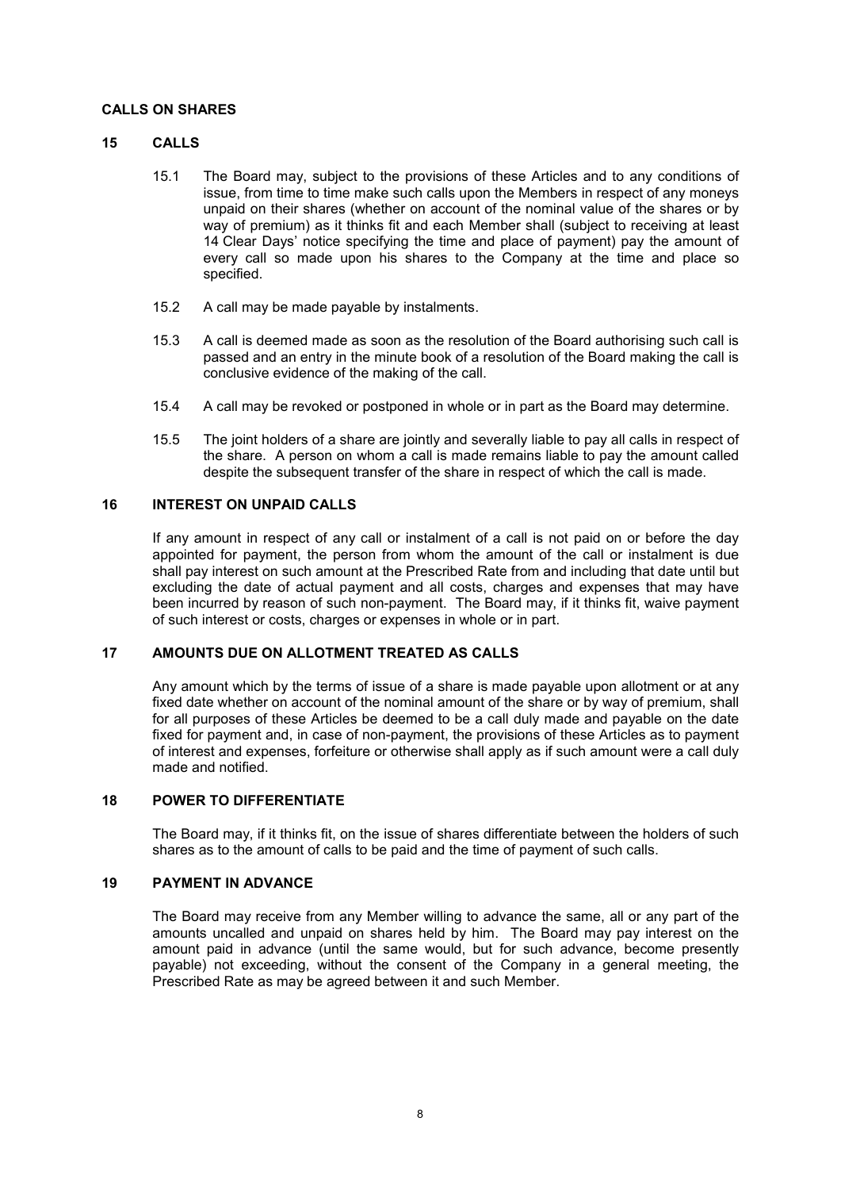## CALLS ON SHARES

### 15 CALLS

15.1 The Board may, subject to the provisions of these Articles and to any conditions of issue, from time to time make such calls upon the Members in respect of any moneys unpaid on their shares (whether on account of the nominal value of the shares or by way of premium) as it thinks fit and each Member shall (subject to receiving at least 14 Clear Days' notice specifying the time and place of payment) pay the amount of every call so made upon his shares to the Company at the time and place so specified.

15.2 A call may be made payable by instalments.

15.3 A call is deemed made as soon as the resolution of the Board authorising such call is passed and an entry in the minute book of a resolution of the Board making the call is conclusive evidence of the making of the call.

15.4 A call may be revoked or postponed in whole or in part as the Board may determine.

15.5 The joint holders of a share are jointly and severally liable to pay all calls in respect of the share. A person on whom a call is made remains liable to pay the amount called despite the subsequent transfer of the share in respect of which the call is made.

### 16 INTEREST ON UNPAID CALLS

If any amount in respect of any call or instalment of a call is not paid on or before the day appointed for payment, the person from whom the amount of the call or instalment is due shall pay interest on such amount at the Prescribed Rate from and including that date until but excluding the date of actual payment and all costs, charges and expenses that may have been incurred by reason of such non-payment. The Board may, if it thinks fit, waive payment of such interest or costs, charges or expenses in whole or in part.

### 17 AMOUNTS DUE ON ALLOTMENT TREATED AS CALLS

Any amount which by the terms of issue of a share is made payable upon allotment or at any fixed date whether on account of the nominal amount of the share or by way of premium, shall for all purposes of these Articles be deemed to be a call duly made and payable on the date fixed for payment and, in case of non-payment, the provisions of these Articles as to payment of interest and expenses, forfeiture or otherwise shall apply as if such amount were a call duly made and notified.

### 18 POWER TO DIFFERENTIATE

The Board may, if it thinks fit, on the issue of shares differentiate between the holders of such shares as to the amount of calls to be paid and the time of payment of such calls.

### 19 PAYMENT IN ADVANCE

The Board may receive from any Member willing to advance the same, all or any part of the amounts uncalled and unpaid on shares held by him. The Board may pay interest on the amount paid in advance (until the same would, but for such advance, become presently payable) not exceeding, without the consent of the Company in a general meeting, the Prescribed Rate as may be agreed between it and such Member.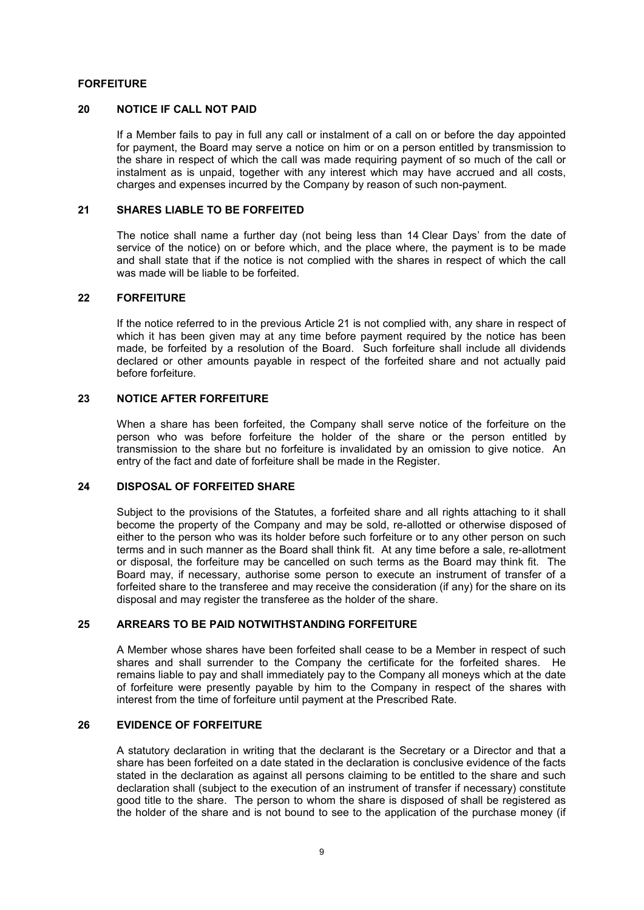## FORFEITURE

### 20 NOTICE IF CALL NOT PAID

If a Member fails to pay in full any call or instalment of a call on or before the day appointed for payment, the Board may serve a notice on him or on a person entitled by transmission to the share in respect of which the call was made requiring payment of so much of the call or instalment as is unpaid, together with any interest which may have accrued and all costs, charges and expenses incurred by the Company by reason of such non-payment.

### 21 SHARES LIABLE TO BE FORFEITED

The notice shall name a further day (not being less than 14 Clear Days' from the date of service of the notice) on or before which, and the place where, the payment is to be made and shall state that if the notice is not complied with the shares in respect of which the call was made will be liable to be forfeited.

### 22 FORFEITURE

If the notice referred to in the previous Article 21 is not complied with, any share in respect of which it has been given may at any time before payment required by the notice has been made, be forfeited by a resolution of the Board. Such forfeiture shall include all dividends declared or other amounts payable in respect of the forfeited share and not actually paid before forfeiture.

### 23 NOTICE AFTER FORFEITURE

When a share has been forfeited, the Company shall serve notice of the forfeiture on the person who was before forfeiture the holder of the share or the person entitled by transmission to the share but no forfeiture is invalidated by an omission to give notice. An entry of the fact and date of forfeiture shall be made in the Register.

### 24 DISPOSAL OF FORFEITED SHARE

Subject to the provisions of the Statutes, a forfeited share and all rights attaching to it shall become the property of the Company and may be sold, re-allotted or otherwise disposed of either to the person who was its holder before such forfeiture or to any other person on such terms and in such manner as the Board shall think fit. At any time before a sale, re-allotment or disposal, the forfeiture may be cancelled on such terms as the Board may think fit. The Board may, if necessary, authorise some person to execute an instrument of transfer of a forfeited share to the transferee and may receive the consideration (if any) for the share on its disposal and may register the transferee as the holder of the share.

### 25 ARREARS TO BE PAID NOTWITHSTANDING FORFEITURE

A Member whose shares have been forfeited shall cease to be a Member in respect of such shares and shall surrender to the Company the certificate for the forfeited shares. He remains liable to pay and shall immediately pay to the Company all moneys which at the date of forfeiture were presently payable by him to the Company in respect of the shares with interest from the time of forfeiture until payment at the Prescribed Rate.

### 26 EVIDENCE OF FORFEITURE

A statutory declaration in writing that the declarant is the Secretary or a Director and that a share has been forfeited on a date stated in the declaration is conclusive evidence of the facts stated in the declaration as against all persons claiming to be entitled to the share and such declaration shall (subject to the execution of an instrument of transfer if necessary) constitute good title to the share. The person to whom the share is disposed of shall be registered as the holder of the share and is not bound to see to the application of the purchase money (if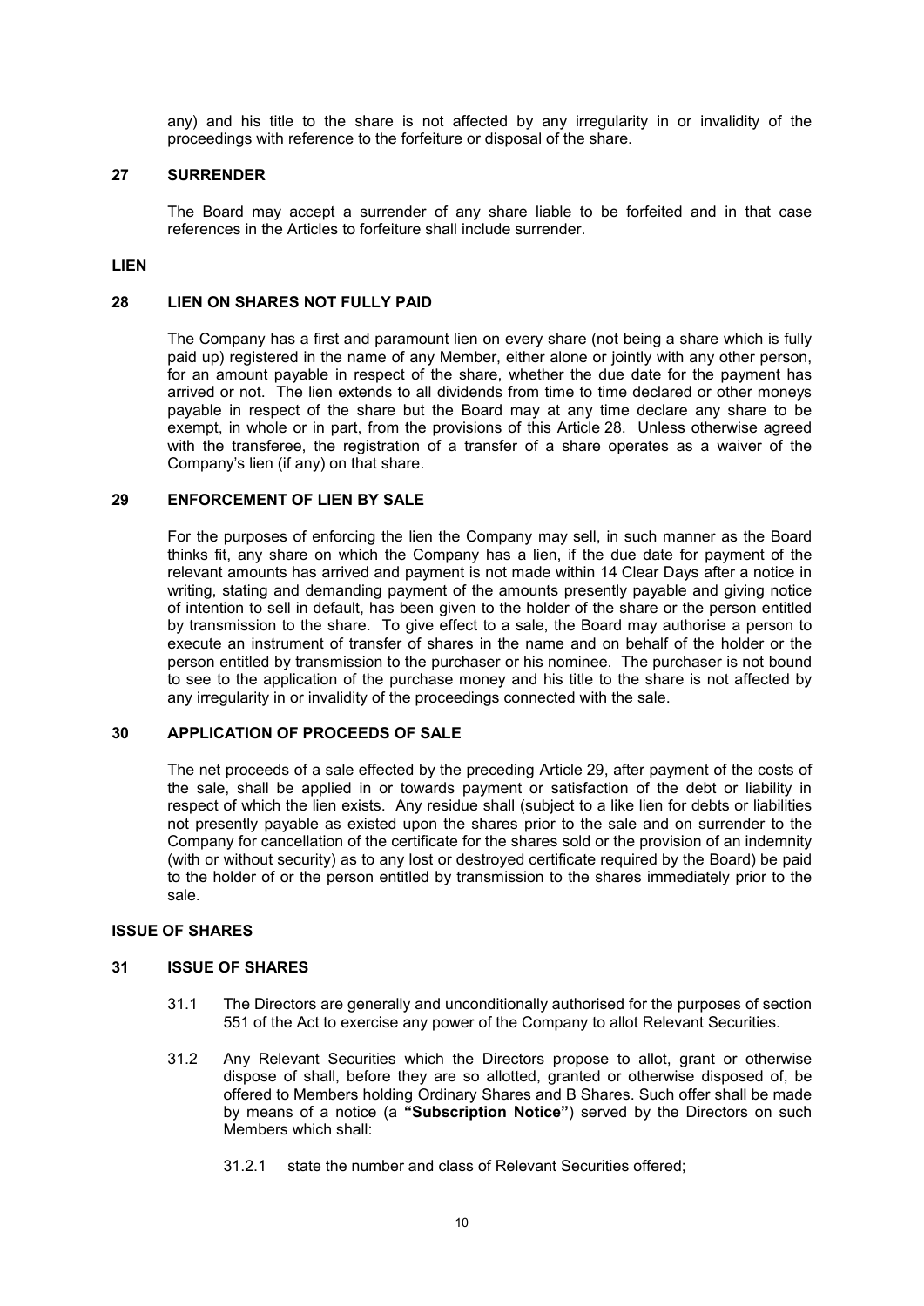any) and his title to the share is not affected by any irregularity in or invalidity of the proceedings with reference to the forfeiture or disposal of the share.

### 27 SURRENDER

The Board may accept a surrender of any share liable to be forfeited and in that case references in the Articles to forfeiture shall include surrender.

## LIEN

### 28 LIEN ON SHARES NOT FULLY PAID

The Company has a first and paramount lien on every share (not being a share which is fully paid up) registered in the name of any Member, either alone or jointly with any other person, for an amount payable in respect of the share, whether the due date for the payment has arrived or not. The lien extends to all dividends from time to time declared or other moneys payable in respect of the share but the Board may at any time declare any share to be exempt, in whole or in part, from the provisions of this Article 28. Unless otherwise agreed with the transferee, the registration of a transfer of a share operates as a waiver of the Company's lien (if any) on that share.

### 29 ENFORCEMENT OF LIEN BY SALE

For the purposes of enforcing the lien the Company may sell, in such manner as the Board thinks fit, any share on which the Company has a lien, if the due date for payment of the relevant amounts has arrived and payment is not made within 14 Clear Days after a notice in writing, stating and demanding payment of the amounts presently payable and giving notice of intention to sell in default, has been given to the holder of the share or the person entitled by transmission to the share. To give effect to a sale, the Board may authorise a person to execute an instrument of transfer of shares in the name and on behalf of the holder or the person entitled by transmission to the purchaser or his nominee. The purchaser is not bound to see to the application of the purchase money and his title to the share is not affected by any irregularity in or invalidity of the proceedings connected with the sale.

### 30 APPLICATION OF PROCEEDS OF SALE

The net proceeds of a sale effected by the preceding Article 29, after payment of the costs of the sale, shall be applied in or towards payment or satisfaction of the debt or liability in respect of which the lien exists. Any residue shall (subject to a like lien for debts or liabilities not presently payable as existed upon the shares prior to the sale and on surrender to the Company for cancellation of the certificate for the shares sold or the provision of an indemnity (with or without security) as to any lost or destroyed certificate required by the Board) be paid to the holder of or the person entitled by transmission to the shares immediately prior to the sale.

## ISSUE OF SHARES

### 31 ISSUE OF SHARES

31.1 The Directors are generally and unconditionally authorised for the purposes of section 551 of the Act to exercise any power of the Company to allot Relevant Securities.

31.2 Any Relevant Securities which the Directors propose to allot, grant or otherwise dispose of shall, before they are so allotted, granted or otherwise disposed of, be offered to Members holding Ordinary Shares and B Shares. Such offer shall be made by means of a notice (a **"Subscription Notice"**) served by the Directors on such Members which shall:

31.2.1 state the number and class of Relevant Securities offered;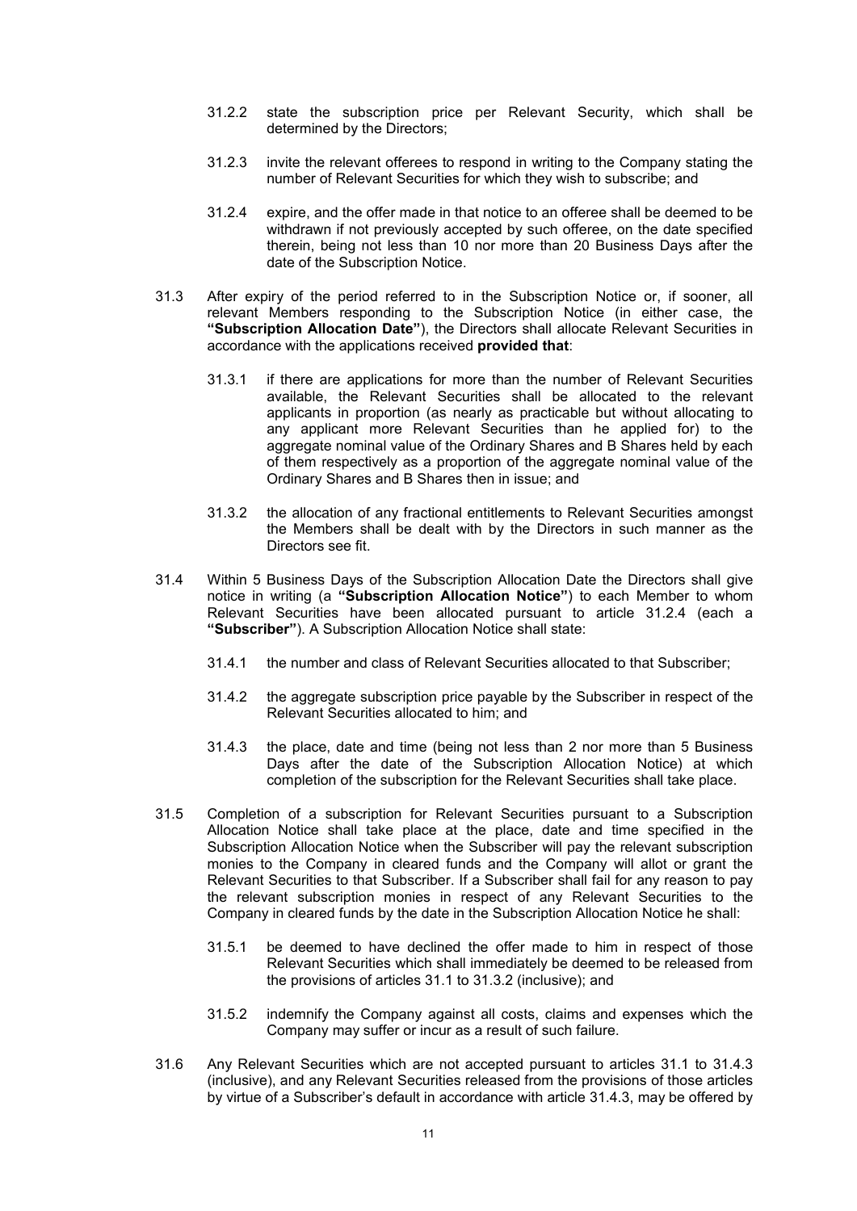31.2.2 state the subscription price per Relevant Security, which shall be determined by the Directors;

31.2.3 invite the relevant offerees to respond in writing to the Company stating the number of Relevant Securities for which they wish to subscribe; and

31.2.4 expire, and the offer made in that notice to an offeree shall be deemed to be withdrawn if not previously accepted by such offeree, on the date specified therein, being not less than 10 nor more than 20 Business Days after the date of the Subscription Notice.

31.3 After expiry of the period referred to in the Subscription Notice or, if sooner, all relevant Members responding to the Subscription Notice (in either case, the **"Subscription Allocation Date"**), the Directors shall allocate Relevant Securities in accordance with the applications received **provided that**:

31.3.1 if there are applications for more than the number of Relevant Securities available, the Relevant Securities shall be allocated to the relevant applicants in proportion (as nearly as practicable but without allocating to any applicant more Relevant Securities than he applied for) to the aggregate nominal value of the Ordinary Shares and B Shares held by each of them respectively as a proportion of the aggregate nominal value of the Ordinary Shares and B Shares then in issue; and

31.3.2 the allocation of any fractional entitlements to Relevant Securities amongst the Members shall be dealt with by the Directors in such manner as the Directors see fit.

31.4 Within 5 Business Days of the Subscription Allocation Date the Directors shall give notice in writing (a **"Subscription Allocation Notice"**) to each Member to whom Relevant Securities have been allocated pursuant to article 31.2.4 (each a **"Subscriber"**). A Subscription Allocation Notice shall state:

31.4.1 the number and class of Relevant Securities allocated to that Subscriber;

31.4.2 the aggregate subscription price payable by the Subscriber in respect of the Relevant Securities allocated to him; and

31.4.3 the place, date and time (being not less than 2 nor more than 5 Business Days after the date of the Subscription Allocation Notice) at which completion of the subscription for the Relevant Securities shall take place.

31.5 Completion of a subscription for Relevant Securities pursuant to a Subscription Allocation Notice shall take place at the place, date and time specified in the Subscription Allocation Notice when the Subscriber will pay the relevant subscription monies to the Company in cleared funds and the Company will allot or grant the Relevant Securities to that Subscriber. If a Subscriber shall fail for any reason to pay the relevant subscription monies in respect of any Relevant Securities to the Company in cleared funds by the date in the Subscription Allocation Notice he shall:

31.5.1 be deemed to have declined the offer made to him in respect of those Relevant Securities which shall immediately be deemed to be released from the provisions of articles 31.1 to 31.3.2 (inclusive); and

31.5.2 indemnify the Company against all costs, claims and expenses which the Company may suffer or incur as a result of such failure.

31.6 Any Relevant Securities which are not accepted pursuant to articles 31.1 to 31.4.3 (inclusive), and any Relevant Securities released from the provisions of those articles by virtue of a Subscriber's default in accordance with article 31.4.3, may be offered by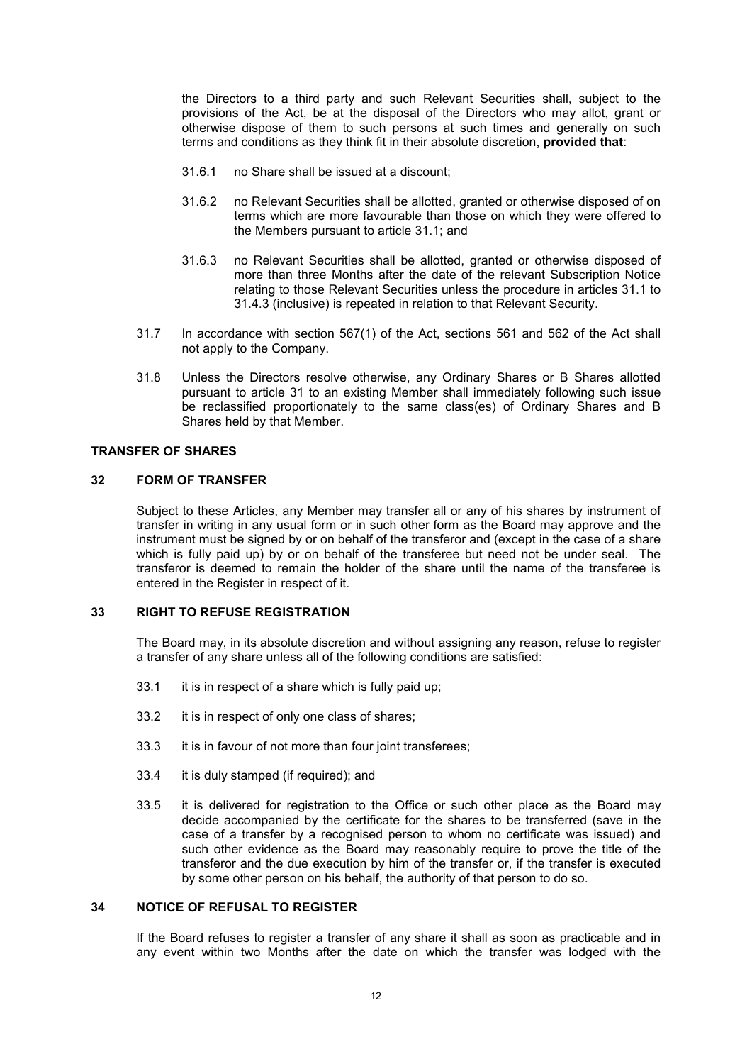the Directors to a third party and such Relevant Securities shall, subject to the provisions of the Act, be at the disposal of the Directors who may allot, grant or otherwise dispose of them to such persons at such times and generally on such terms and conditions as they think fit in their absolute discretion, **provided that**:

31.6.1 no Share shall be issued at a discount;

31.6.2 no Relevant Securities shall be allotted, granted or otherwise disposed of on terms which are more favourable than those on which they were offered to the Members pursuant to article 31.1; and

31.6.3 no Relevant Securities shall be allotted, granted or otherwise disposed of more than three Months after the date of the relevant Subscription Notice relating to those Relevant Securities unless the procedure in articles 31.1 to 31.4.3 (inclusive) is repeated in relation to that Relevant Security.

31.7 In accordance with section 567(1) of the Act, sections 561 and 562 of the Act shall not apply to the Company.

31.8 Unless the Directors resolve otherwise, any Ordinary Shares or B Shares allotted pursuant to article 31 to an existing Member shall immediately following such issue be reclassified proportionately to the same class(es) of Ordinary Shares and B Shares held by that Member.

## TRANSFER OF SHARES

### 32 FORM OF TRANSFER

Subject to these Articles, any Member may transfer all or any of his shares by instrument of transfer in writing in any usual form or in such other form as the Board may approve and the instrument must be signed by or on behalf of the transferor and (except in the case of a share which is fully paid up) by or on behalf of the transferee but need not be under seal. The transferor is deemed to remain the holder of the share until the name of the transferee is entered in the Register in respect of it.

### 33 RIGHT TO REFUSE REGISTRATION

The Board may, in its absolute discretion and without assigning any reason, refuse to register a transfer of any share unless all of the following conditions are satisfied:

33.1 it is in respect of a share which is fully paid up;

33.2 it is in respect of only one class of shares;

33.3 it is in favour of not more than four joint transferees;

33.4 it is duly stamped (if required); and

33.5 it is delivered for registration to the Office or such other place as the Board may decide accompanied by the certificate for the shares to be transferred (save in the case of a transfer by a recognised person to whom no certificate was issued) and such other evidence as the Board may reasonably require to prove the title of the transferor and the due execution by him of the transfer or, if the transfer is executed by some other person on his behalf, the authority of that person to do so.

### 34 NOTICE OF REFUSAL TO REGISTER

If the Board refuses to register a transfer of any share it shall as soon as practicable and in any event within two Months after the date on which the transfer was lodged with the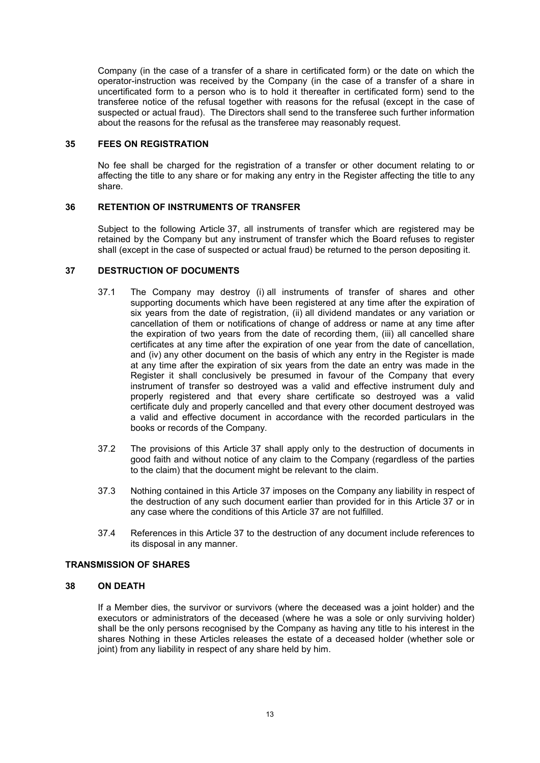Company (in the case of a transfer of a share in certificated form) or the date on which the operator-instruction was received by the Company (in the case of a transfer of a share in uncertificated form to a person who is to hold it thereafter in certificated form) send to the transferee notice of the refusal together with reasons for the refusal (except in the case of suspected or actual fraud). The Directors shall send to the transferee such further information about the reasons for the refusal as the transferee may reasonably request.

## 35 FEES ON REGISTRATION

No fee shall be charged for the registration of a transfer or other document relating to or affecting the title to any share or for making any entry in the Register affecting the title to any share.

## 36 RETENTION OF INSTRUMENTS OF TRANSFER

Subject to the following Article 37, all instruments of transfer which are registered may be retained by the Company but any instrument of transfer which the Board refuses to register shall (except in the case of suspected or actual fraud) be returned to the person depositing it.

## 37 DESTRUCTION OF DOCUMENTS

37.1 The Company may destroy (i) all instruments of transfer of shares and other supporting documents which have been registered at any time after the expiration of six years from the date of registration, (ii) all dividend mandates or any variation or cancellation of them or notifications of change of address or name at any time after the expiration of two years from the date of recording them, (iii) all cancelled share certificates at any time after the expiration of one year from the date of cancellation, and (iv) any other document on the basis of which any entry in the Register is made at any time after the expiration of six years from the date an entry was made in the Register it shall conclusively be presumed in favour of the Company that every instrument of transfer so destroyed was a valid and effective instrument duly and properly registered and that every share certificate so destroyed was a valid certificate duly and properly cancelled and that every other document destroyed was a valid and effective document in accordance with the recorded particulars in the books or records of the Company.

37.2 The provisions of this Article 37 shall apply only to the destruction of documents in good faith and without notice of any claim to the Company (regardless of the parties to the claim) that the document might be relevant to the claim.

37.3 Nothing contained in this Article 37 imposes on the Company any liability in respect of the destruction of any such document earlier than provided for in this Article 37 or in any case where the conditions of this Article 37 are not fulfilled.

37.4 References in this Article 37 to the destruction of any document include references to its disposal in any manner.

## TRANSMISSION OF SHARES

## 38 ON DEATH

If a Member dies, the survivor or survivors (where the deceased was a joint holder) and the executors or administrators of the deceased (where he was a sole or only surviving holder) shall be the only persons recognised by the Company as having any title to his interest in the shares Nothing in these Articles releases the estate of a deceased holder (whether sole or joint) from any liability in respect of any share held by him.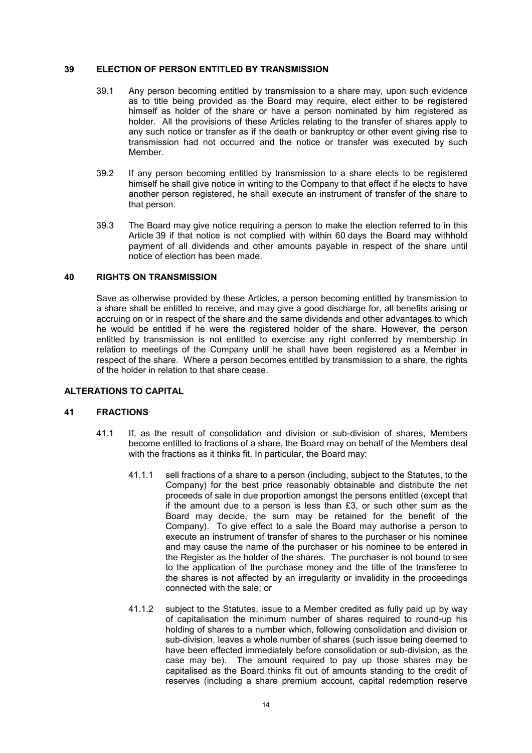## 39 ELECTION OF PERSON ENTITLED BY TRANSMISSION

39.1 Any person becoming entitled by transmission to a share may, upon such evidence as to title being provided as the Board may require, elect either to be registered himself as holder of the share or have a person nominated by him registered as holder. All the provisions of these Articles relating to the transfer of shares apply to any such notice or transfer as if the death or bankruptcy or other event giving rise to transmission had not occurred and the notice or transfer was executed by such Member.

39.2 If any person becoming entitled by transmission to a share elects to be registered himself he shall give notice in writing to the Company to that effect if he elects to have another person registered, he shall execute an instrument of transfer of the share to that person.

39.3 The Board may give notice requiring a person to make the election referred to in this Article 39 if that notice is not complied with within 60 days the Board may withhold payment of all dividends and other amounts payable in respect of the share until notice of election has been made.

## 40 RIGHTS ON TRANSMISSION

Save as otherwise provided by these Articles, a person becoming entitled by transmission to a share shall be entitled to receive, and may give a good discharge for, all benefits arising or accruing on or in respect of the share and the same dividends and other advantages to which he would be entitled if he were the registered holder of the share. However, the person entitled by transmission is not entitled to exercise any right conferred by membership in relation to meetings of the Company until he shall have been registered as a Member in respect of the share. Where a person becomes entitled by transmission to a share, the rights of the holder in relation to that share cease.

## ALTERATIONS TO CAPITAL

## 41 FRACTIONS

41.1 If, as the result of consolidation and division or sub-division of shares, Members become entitled to fractions of a share, the Board may on behalf of the Members deal with the fractions as it thinks fit. In particular, the Board may:

41.1.1 sell fractions of a share to a person (including, subject to the Statutes, to the Company) for the best price reasonably obtainable and distribute the net proceeds of sale in due proportion amongst the persons entitled (except that if the amount due to a person is less than £3, or such other sum as the Board may decide, the sum may be retained for the benefit of the Company). To give effect to a sale the Board may authorise a person to execute an instrument of transfer of shares to the purchaser or his nominee and may cause the name of the purchaser or his nominee to be entered in the Register as the holder of the shares. The purchaser is not bound to see to the application of the purchase money and the title of the transferee to the shares is not affected by an irregularity or invalidity in the proceedings connected with the sale; or

41.1.2 subject to the Statutes, issue to a Member credited as fully paid up by way of capitalisation the minimum number of shares required to round-up his holding of shares to a number which, following consolidation and division or sub-division, leaves a whole number of shares (such issue being deemed to have been effected immediately before consolidation or sub-division, as the case may be). The amount required to pay up those shares may be capitalised as the Board thinks fit out of amounts standing to the credit of reserves (including a share premium account, capital redemption reserve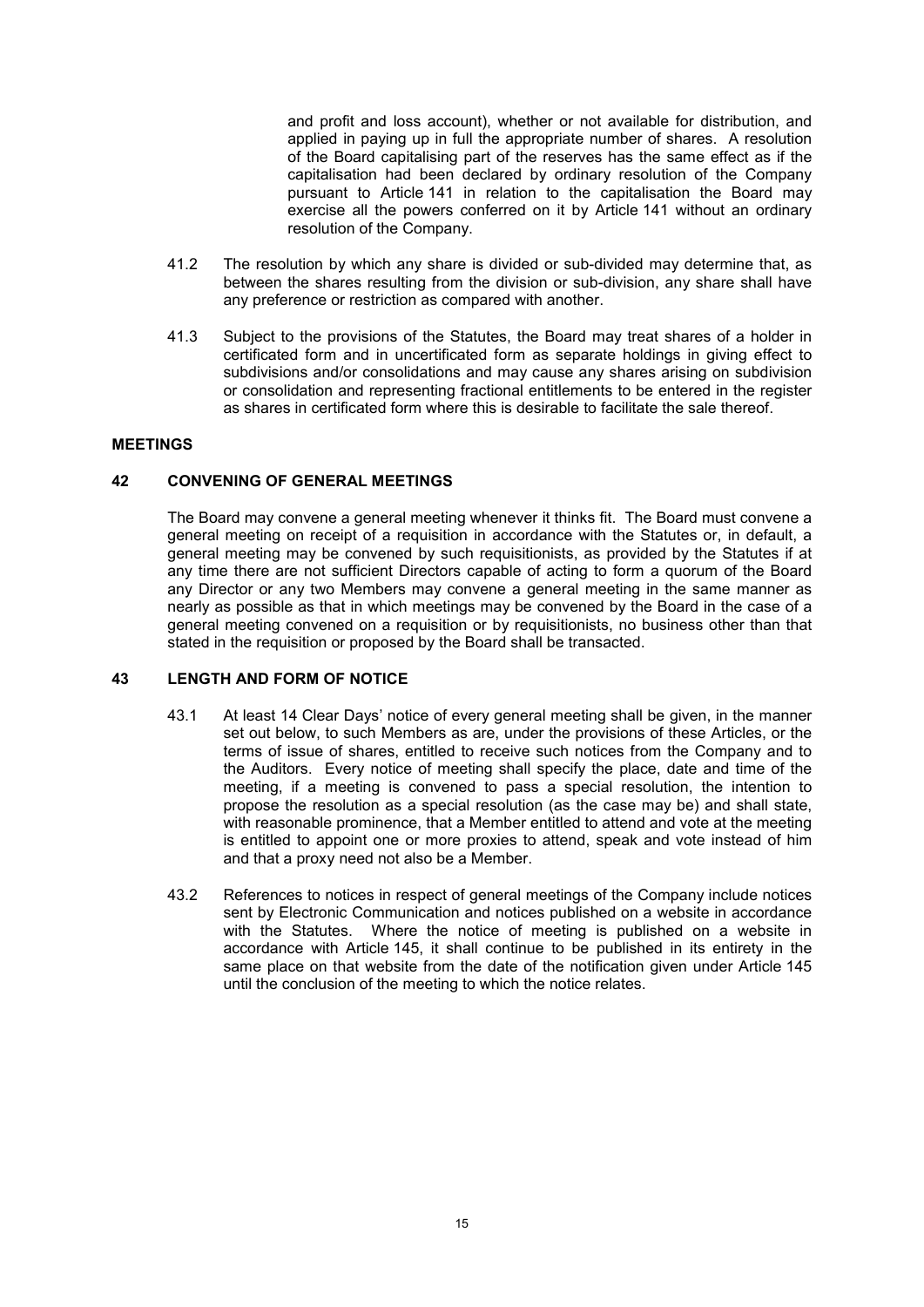and profit and loss account), whether or not available for distribution, and applied in paying up in full the appropriate number of shares. A resolution of the Board capitalising part of the reserves has the same effect as if the capitalisation had been declared by ordinary resolution of the Company pursuant to Article 141 in relation to the capitalisation the Board may exercise all the powers conferred on it by Article 141 without an ordinary resolution of the Company.

41.2 The resolution by which any share is divided or sub-divided may determine that, as between the shares resulting from the division or sub-division, any share shall have any preference or restriction as compared with another.

41.3 Subject to the provisions of the Statutes, the Board may treat shares of a holder in certificated form and in uncertificated form as separate holdings in giving effect to subdivisions and/or consolidations and may cause any shares arising on subdivision or consolidation and representing fractional entitlements to be entered in the register as shares in certificated form where this is desirable to facilitate the sale thereof.

## MEETINGS

### 42 CONVENING OF GENERAL MEETINGS

The Board may convene a general meeting whenever it thinks fit. The Board must convene a general meeting on receipt of a requisition in accordance with the Statutes or, in default, a general meeting may be convened by such requisitionists, as provided by the Statutes if at any time there are not sufficient Directors capable of acting to form a quorum of the Board any Director or any two Members may convene a general meeting in the same manner as nearly as possible as that in which meetings may be convened by the Board in the case of a general meeting convened on a requisition or by requisitionists, no business other than that stated in the requisition or proposed by the Board shall be transacted.

### 43 LENGTH AND FORM OF NOTICE

43.1 At least 14 Clear Days' notice of every general meeting shall be given, in the manner set out below, to such Members as are, under the provisions of these Articles, or the terms of issue of shares, entitled to receive such notices from the Company and to the Auditors. Every notice of meeting shall specify the place, date and time of the meeting, if a meeting is convened to pass a special resolution, the intention to propose the resolution as a special resolution (as the case may be) and shall state, with reasonable prominence, that a Member entitled to attend and vote at the meeting is entitled to appoint one or more proxies to attend, speak and vote instead of him and that a proxy need not also be a Member.

43.2 References to notices in respect of general meetings of the Company include notices sent by Electronic Communication and notices published on a website in accordance with the Statutes. Where the notice of meeting is published on a website in accordance with Article 145, it shall continue to be published in its entirety in the same place on that website from the date of the notification given under Article 145 until the conclusion of the meeting to which the notice relates.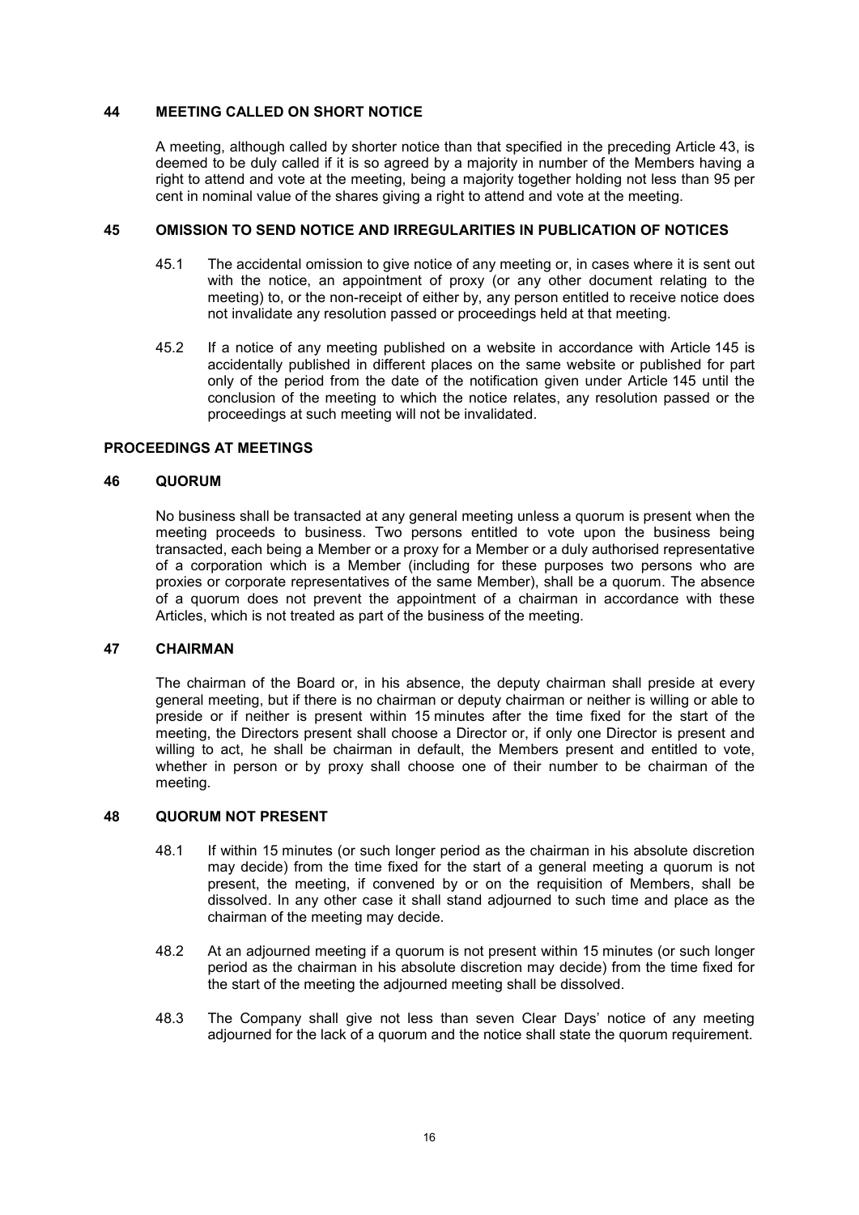## 44 MEETING CALLED ON SHORT NOTICE

A meeting, although called by shorter notice than that specified in the preceding Article 43, is deemed to be duly called if it is so agreed by a majority in number of the Members having a right to attend and vote at the meeting, being a majority together holding not less than 95 per cent in nominal value of the shares giving a right to attend and vote at the meeting.

## 45 OMISSION TO SEND NOTICE AND IRREGULARITIES IN PUBLICATION OF NOTICES

45.1 The accidental omission to give notice of any meeting or, in cases where it is sent out with the notice, an appointment of proxy (or any other document relating to the meeting) to, or the non-receipt of either by, any person entitled to receive notice does not invalidate any resolution passed or proceedings held at that meeting.

45.2 If a notice of any meeting published on a website in accordance with Article 145 is accidentally published in different places on the same website or published for part only of the period from the date of the notification given under Article 145 until the conclusion of the meeting to which the notice relates, any resolution passed or the proceedings at such meeting will not be invalidated.

# PROCEEDINGS AT MEETINGS

## 46 QUORUM

No business shall be transacted at any general meeting unless a quorum is present when the meeting proceeds to business. Two persons entitled to vote upon the business being transacted, each being a Member or a proxy for a Member or a duly authorised representative of a corporation which is a Member (including for these purposes two persons who are proxies or corporate representatives of the same Member), shall be a quorum. The absence of a quorum does not prevent the appointment of a chairman in accordance with these Articles, which is not treated as part of the business of the meeting.

## 47 CHAIRMAN

The chairman of the Board or, in his absence, the deputy chairman shall preside at every general meeting, but if there is no chairman or deputy chairman or neither is willing or able to preside or if neither is present within 15 minutes after the time fixed for the start of the meeting, the Directors present shall choose a Director or, if only one Director is present and willing to act, he shall be chairman in default, the Members present and entitled to vote, whether in person or by proxy shall choose one of their number to be chairman of the meeting.

## 48 QUORUM NOT PRESENT

48.1 If within 15 minutes (or such longer period as the chairman in his absolute discretion may decide) from the time fixed for the start of a general meeting a quorum is not present, the meeting, if convened by or on the requisition of Members, shall be dissolved. In any other case it shall stand adjourned to such time and place as the chairman of the meeting may decide.

48.2 At an adjourned meeting if a quorum is not present within 15 minutes (or such longer period as the chairman in his absolute discretion may decide) from the time fixed for the start of the meeting the adjourned meeting shall be dissolved.

48.3 The Company shall give not less than seven Clear Days' notice of any meeting adjourned for the lack of a quorum and the notice shall state the quorum requirement.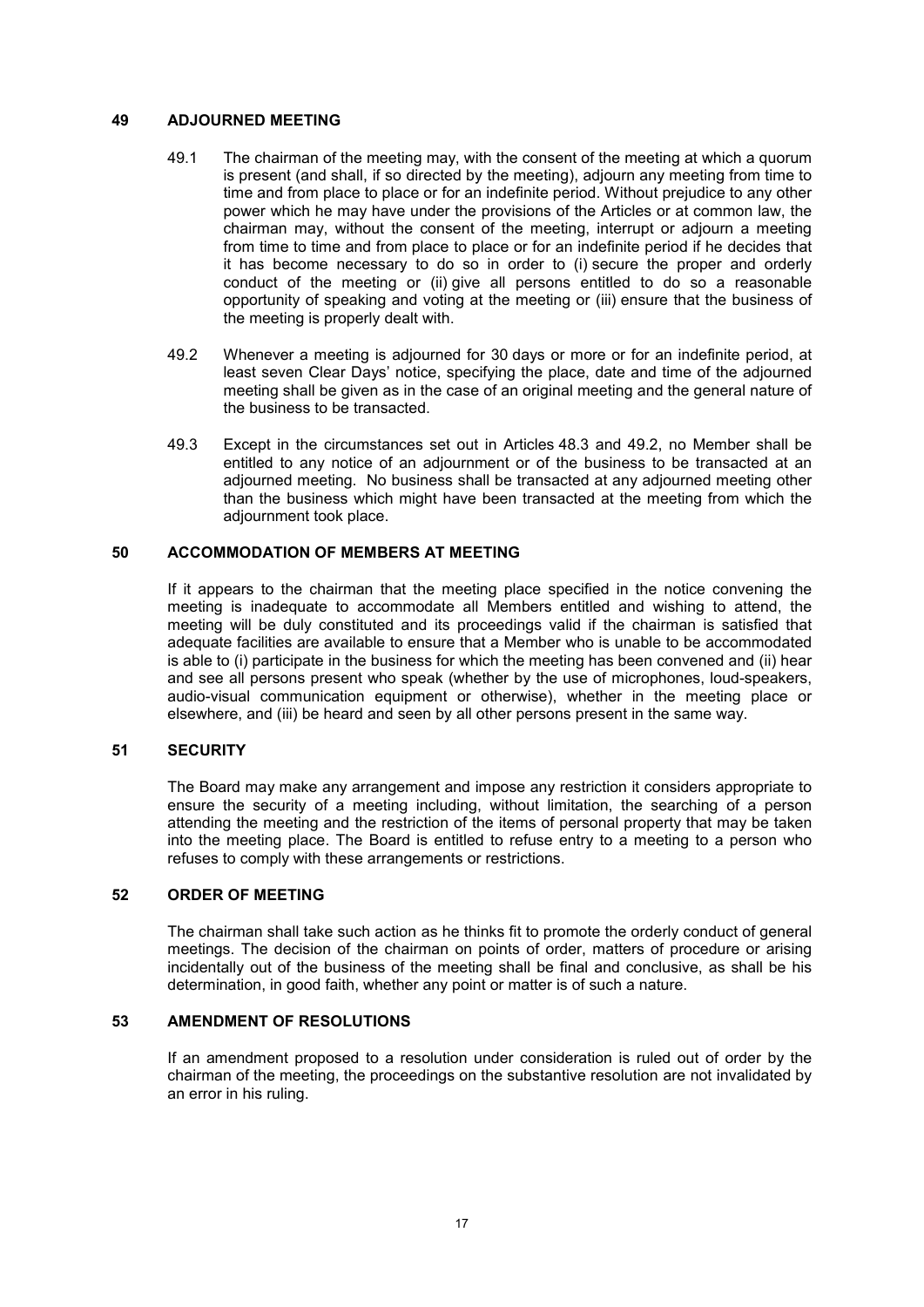## 49 ADJOURNED MEETING

49.1 The chairman of the meeting may, with the consent of the meeting at which a quorum is present (and shall, if so directed by the meeting), adjourn any meeting from time to time and from place to place or for an indefinite period. Without prejudice to any other power which he may have under the provisions of the Articles or at common law, the chairman may, without the consent of the meeting, interrupt or adjourn a meeting from time to time and from place to place or for an indefinite period if he decides that it has become necessary to do so in order to (i) secure the proper and orderly conduct of the meeting or (ii) give all persons entitled to do so a reasonable opportunity of speaking and voting at the meeting or (iii) ensure that the business of the meeting is properly dealt with.

49.2 Whenever a meeting is adjourned for 30 days or more or for an indefinite period, at least seven Clear Days' notice, specifying the place, date and time of the adjourned meeting shall be given as in the case of an original meeting and the general nature of the business to be transacted.

49.3 Except in the circumstances set out in Articles 48.3 and 49.2, no Member shall be entitled to any notice of an adjournment or of the business to be transacted at an adjourned meeting. No business shall be transacted at any adjourned meeting other than the business which might have been transacted at the meeting from which the adjournment took place.

## 50 ACCOMMODATION OF MEMBERS AT MEETING

If it appears to the chairman that the meeting place specified in the notice convening the meeting is inadequate to accommodate all Members entitled and wishing to attend, the meeting will be duly constituted and its proceedings valid if the chairman is satisfied that adequate facilities are available to ensure that a Member who is unable to be accommodated is able to (i) participate in the business for which the meeting has been convened and (ii) hear and see all persons present who speak (whether by the use of microphones, loud-speakers, audio-visual communication equipment or otherwise), whether in the meeting place or elsewhere, and (iii) be heard and seen by all other persons present in the same way.

## 51 SECURITY

The Board may make any arrangement and impose any restriction it considers appropriate to ensure the security of a meeting including, without limitation, the searching of a person attending the meeting and the restriction of the items of personal property that may be taken into the meeting place. The Board is entitled to refuse entry to a meeting to a person who refuses to comply with these arrangements or restrictions.

## 52 ORDER OF MEETING

The chairman shall take such action as he thinks fit to promote the orderly conduct of general meetings. The decision of the chairman on points of order, matters of procedure or arising incidentally out of the business of the meeting shall be final and conclusive, as shall be his determination, in good faith, whether any point or matter is of such a nature.

## 53 AMENDMENT OF RESOLUTIONS

If an amendment proposed to a resolution under consideration is ruled out of order by the chairman of the meeting, the proceedings on the substantive resolution are not invalidated by an error in his ruling.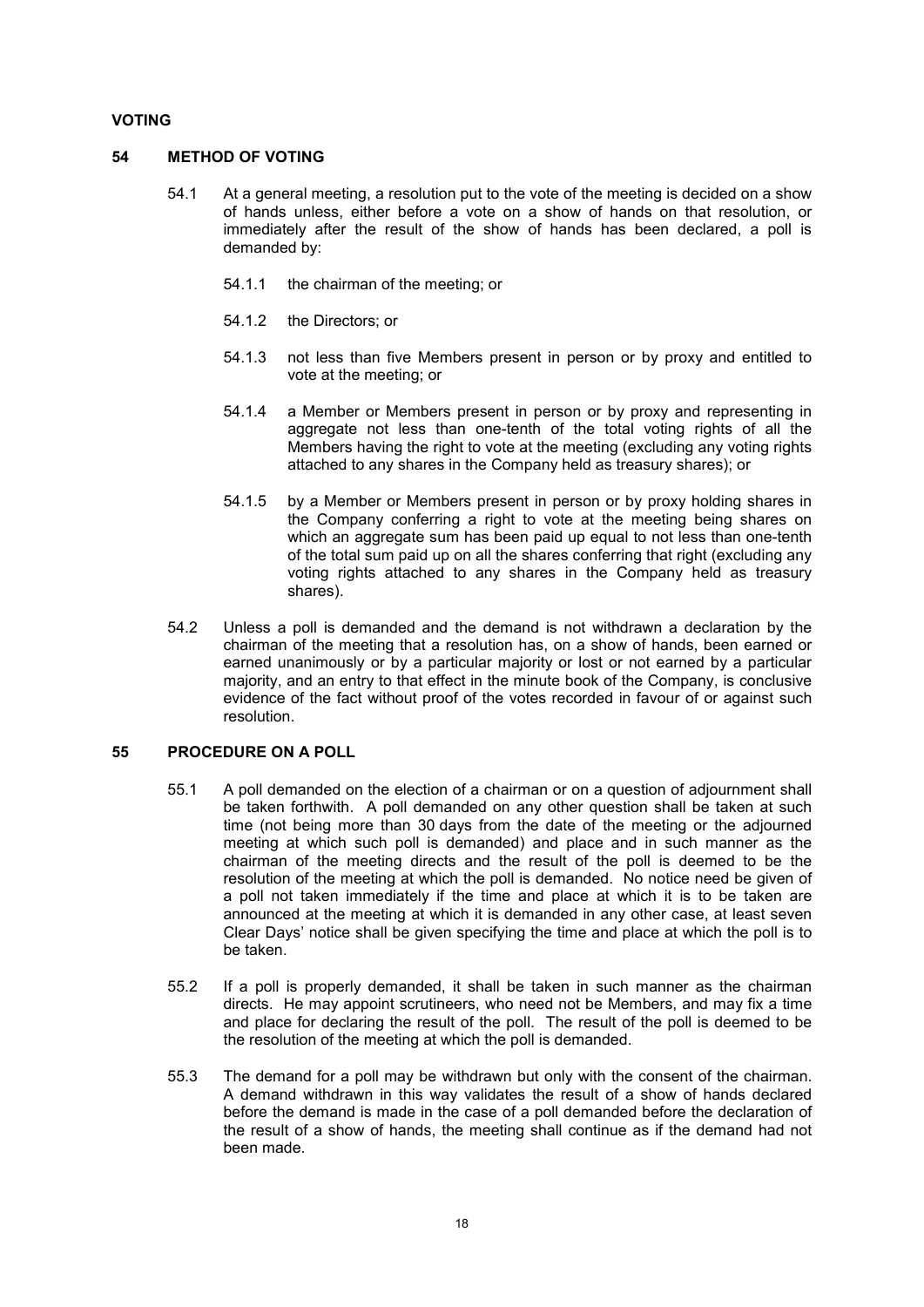## VOTING

### 54 METHOD OF VOTING

54.1 At a general meeting, a resolution put to the vote of the meeting is decided on a show of hands unless, either before a vote on a show of hands on that resolution, or immediately after the result of the show of hands has been declared, a poll is demanded by:

54.1.1 the chairman of the meeting; or

54.1.2 the Directors; or

54.1.3 not less than five Members present in person or by proxy and entitled to vote at the meeting; or

54.1.4 a Member or Members present in person or by proxy and representing in aggregate not less than one-tenth of the total voting rights of all the Members having the right to vote at the meeting (excluding any voting rights attached to any shares in the Company held as treasury shares); or

54.1.5 by a Member or Members present in person or by proxy holding shares in the Company conferring a right to vote at the meeting being shares on which an aggregate sum has been paid up equal to not less than one-tenth of the total sum paid up on all the shares conferring that right (excluding any voting rights attached to any shares in the Company held as treasury shares).

54.2 Unless a poll is demanded and the demand is not withdrawn a declaration by the chairman of the meeting that a resolution has, on a show of hands, been earned or earned unanimously or by a particular majority or lost or not earned by a particular majority, and an entry to that effect in the minute book of the Company, is conclusive evidence of the fact without proof of the votes recorded in favour of or against such resolution.

### 55 PROCEDURE ON A POLL

55.1 A poll demanded on the election of a chairman or on a question of adjournment shall be taken forthwith. A poll demanded on any other question shall be taken at such time (not being more than 30 days from the date of the meeting or the adjourned meeting at which such poll is demanded) and place and in such manner as the chairman of the meeting directs and the result of the poll is deemed to be the resolution of the meeting at which the poll is demanded. No notice need be given of a poll not taken immediately if the time and place at which it is to be taken are announced at the meeting at which it is demanded in any other case, at least seven Clear Days' notice shall be given specifying the time and place at which the poll is to be taken.

55.2 If a poll is properly demanded, it shall be taken in such manner as the chairman directs. He may appoint scrutineers, who need not be Members, and may fix a time and place for declaring the result of the poll. The result of the poll is deemed to be the resolution of the meeting at which the poll is demanded.

55.3 The demand for a poll may be withdrawn but only with the consent of the chairman. A demand withdrawn in this way validates the result of a show of hands declared before the demand is made in the case of a poll demanded before the declaration of the result of a show of hands, the meeting shall continue as if the demand had not been made.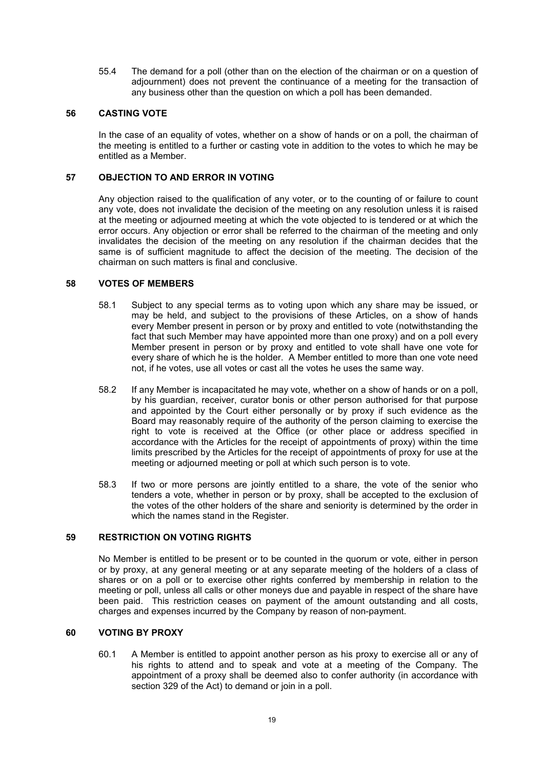55.4 The demand for a poll (other than on the election of the chairman or on a question of adjournment) does not prevent the continuance of a meeting for the transaction of any business other than the question on which a poll has been demanded.

## 56 CASTING VOTE

In the case of an equality of votes, whether on a show of hands or on a poll, the chairman of the meeting is entitled to a further or casting vote in addition to the votes to which he may be entitled as a Member.

## 57 OBJECTION TO AND ERROR IN VOTING

Any objection raised to the qualification of any voter, or to the counting of or failure to count any vote, does not invalidate the decision of the meeting on any resolution unless it is raised at the meeting or adjourned meeting at which the vote objected to is tendered or at which the error occurs. Any objection or error shall be referred to the chairman of the meeting and only invalidates the decision of the meeting on any resolution if the chairman decides that the same is of sufficient magnitude to affect the decision of the meeting. The decision of the chairman on such matters is final and conclusive.

## 58 VOTES OF MEMBERS

58.1 Subject to any special terms as to voting upon which any share may be issued, or may be held, and subject to the provisions of these Articles, on a show of hands every Member present in person or by proxy and entitled to vote (notwithstanding the fact that such Member may have appointed more than one proxy) and on a poll every Member present in person or by proxy and entitled to vote shall have one vote for every share of which he is the holder. A Member entitled to more than one vote need not, if he votes, use all votes or cast all the votes he uses the same way.

58.2 If any Member is incapacitated he may vote, whether on a show of hands or on a poll, by his guardian, receiver, curator bonis or other person authorised for that purpose and appointed by the Court either personally or by proxy if such evidence as the Board may reasonably require of the authority of the person claiming to exercise the right to vote is received at the Office (or other place or address specified in accordance with the Articles for the receipt of appointments of proxy) within the time limits prescribed by the Articles for the receipt of appointments of proxy for use at the meeting or adjourned meeting or poll at which such person is to vote.

58.3 If two or more persons are jointly entitled to a share, the vote of the senior who tenders a vote, whether in person or by proxy, shall be accepted to the exclusion of the votes of the other holders of the share and seniority is determined by the order in which the names stand in the Register.

## 59 RESTRICTION ON VOTING RIGHTS

No Member is entitled to be present or to be counted in the quorum or vote, either in person or by proxy, at any general meeting or at any separate meeting of the holders of a class of shares or on a poll or to exercise other rights conferred by membership in relation to the meeting or poll, unless all calls or other moneys due and payable in respect of the share have been paid. This restriction ceases on payment of the amount outstanding and all costs, charges and expenses incurred by the Company by reason of non-payment.

## 60 VOTING BY PROXY

60.1 A Member is entitled to appoint another person as his proxy to exercise all or any of his rights to attend and to speak and vote at a meeting of the Company. The appointment of a proxy shall be deemed also to confer authority (in accordance with section 329 of the Act) to demand or join in a poll.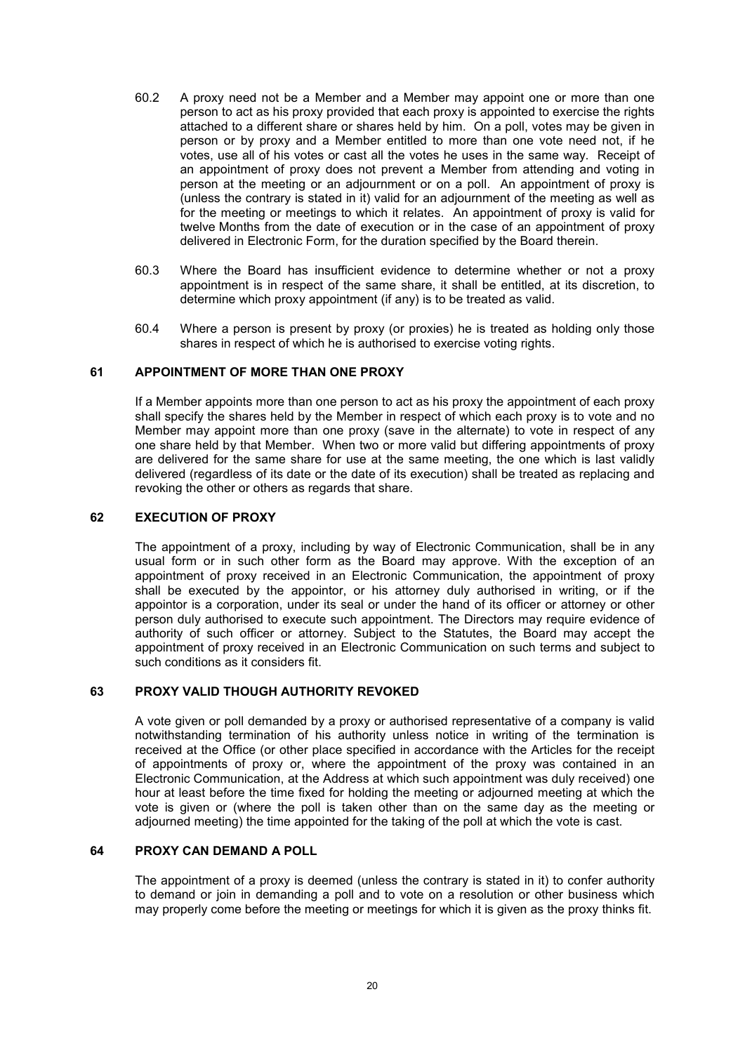60.2 A proxy need not be a Member and a Member may appoint one or more than one person to act as his proxy provided that each proxy is appointed to exercise the rights attached to a different share or shares held by him. On a poll, votes may be given in person or by proxy and a Member entitled to more than one vote need not, if he votes, use all of his votes or cast all the votes he uses in the same way. Receipt of an appointment of proxy does not prevent a Member from attending and voting in person at the meeting or an adjournment or on a poll. An appointment of proxy is (unless the contrary is stated in it) valid for an adjournment of the meeting as well as for the meeting or meetings to which it relates. An appointment of proxy is valid for twelve Months from the date of execution or in the case of an appointment of proxy delivered in Electronic Form, for the duration specified by the Board therein.

60.3 Where the Board has insufficient evidence to determine whether or not a proxy appointment is in respect of the same share, it shall be entitled, at its discretion, to determine which proxy appointment (if any) is to be treated as valid.

60.4 Where a person is present by proxy (or proxies) he is treated as holding only those shares in respect of which he is authorised to exercise voting rights.

## 61 APPOINTMENT OF MORE THAN ONE PROXY

If a Member appoints more than one person to act as his proxy the appointment of each proxy shall specify the shares held by the Member in respect of which each proxy is to vote and no Member may appoint more than one proxy (save in the alternate) to vote in respect of any one share held by that Member. When two or more valid but differing appointments of proxy are delivered for the same share for use at the same meeting, the one which is last validly delivered (regardless of its date or the date of its execution) shall be treated as replacing and revoking the other or others as regards that share.

## 62 EXECUTION OF PROXY

The appointment of a proxy, including by way of Electronic Communication, shall be in any usual form or in such other form as the Board may approve. With the exception of an appointment of proxy received in an Electronic Communication, the appointment of proxy shall be executed by the appointor, or his attorney duly authorised in writing, or if the appointor is a corporation, under its seal or under the hand of its officer or attorney or other person duly authorised to execute such appointment. The Directors may require evidence of authority of such officer or attorney. Subject to the Statutes, the Board may accept the appointment of proxy received in an Electronic Communication on such terms and subject to such conditions as it considers fit.

## 63 PROXY VALID THOUGH AUTHORITY REVOKED

A vote given or poll demanded by a proxy or authorised representative of a company is valid notwithstanding termination of his authority unless notice in writing of the termination is received at the Office (or other place specified in accordance with the Articles for the receipt of appointments of proxy or, where the appointment of the proxy was contained in an Electronic Communication, at the Address at which such appointment was duly received) one hour at least before the time fixed for holding the meeting or adjourned meeting at which the vote is given or (where the poll is taken other than on the same day as the meeting or adjourned meeting) the time appointed for the taking of the poll at which the vote is cast.

## 64 PROXY CAN DEMAND A POLL

The appointment of a proxy is deemed (unless the contrary is stated in it) to confer authority to demand or join in demanding a poll and to vote on a resolution or other business which may properly come before the meeting or meetings for which it is given as the proxy thinks fit.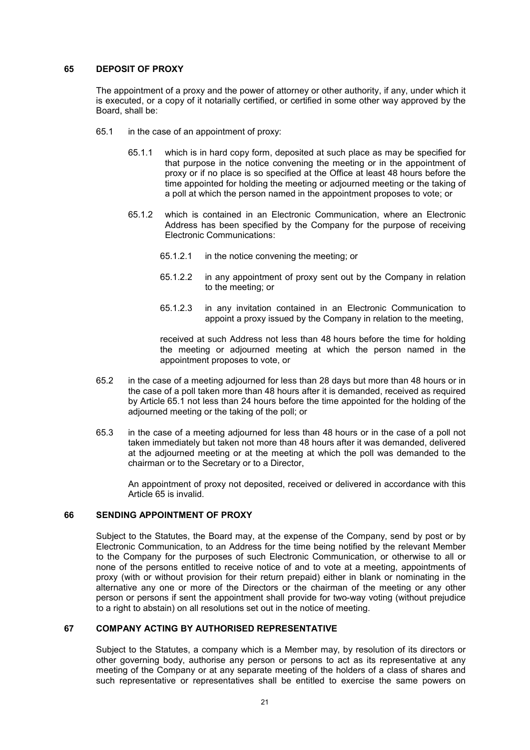## 65 DEPOSIT OF PROXY

The appointment of a proxy and the power of attorney or other authority, if any, under which it is executed, or a copy of it notarially certified, or certified in some other way approved by the Board, shall be:

65.1 in the case of an appointment of proxy:

65.1.1 which is in hard copy form, deposited at such place as may be specified for that purpose in the notice convening the meeting or in the appointment of proxy or if no place is so specified at the Office at least 48 hours before the time appointed for holding the meeting or adjourned meeting or the taking of a poll at which the person named in the appointment proposes to vote; or

65.1.2 which is contained in an Electronic Communication, where an Electronic Address has been specified by the Company for the purpose of receiving Electronic Communications:

65.1.2.1 in the notice convening the meeting; or

65.1.2.2 in any appointment of proxy sent out by the Company in relation to the meeting; or

65.1.2.3 in any invitation contained in an Electronic Communication to appoint a proxy issued by the Company in relation to the meeting,

received at such Address not less than 48 hours before the time for holding the meeting or adjourned meeting at which the person named in the appointment proposes to vote, or

65.2 in the case of a meeting adjourned for less than 28 days but more than 48 hours or in the case of a poll taken more than 48 hours after it is demanded, received as required by Article 65.1 not less than 24 hours before the time appointed for the holding of the adjourned meeting or the taking of the poll; or

65.3 in the case of a meeting adjourned for less than 48 hours or in the case of a poll not taken immediately but taken not more than 48 hours after it was demanded, delivered at the adjourned meeting or at the meeting at which the poll was demanded to the chairman or to the Secretary or to a Director,

An appointment of proxy not deposited, received or delivered in accordance with this Article 65 is invalid.

## 66 SENDING APPOINTMENT OF PROXY

Subject to the Statutes, the Board may, at the expense of the Company, send by post or by Electronic Communication, to an Address for the time being notified by the relevant Member to the Company for the purposes of such Electronic Communication, or otherwise to all or none of the persons entitled to receive notice of and to vote at a meeting, appointments of proxy (with or without provision for their return prepaid) either in blank or nominating in the alternative any one or more of the Directors or the chairman of the meeting or any other person or persons if sent the appointment shall provide for two-way voting (without prejudice to a right to abstain) on all resolutions set out in the notice of meeting.

## 67 COMPANY ACTING BY AUTHORISED REPRESENTATIVE

Subject to the Statutes, a company which is a Member may, by resolution of its directors or other governing body, authorise any person or persons to act as its representative at any meeting of the Company or at any separate meeting of the holders of a class of shares and such representative or representatives shall be entitled to exercise the same powers on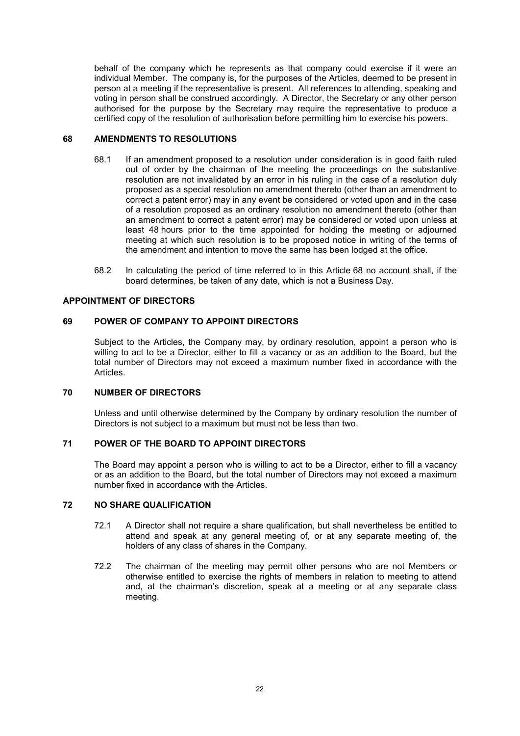behalf of the company which he represents as that company could exercise if it were an individual Member. The company is, for the purposes of the Articles, deemed to be present in person at a meeting if the representative is present. All references to attending, speaking and voting in person shall be construed accordingly. A Director, the Secretary or any other person authorised for the purpose by the Secretary may require the representative to produce a certified copy of the resolution of authorisation before permitting him to exercise his powers.

## 68 AMENDMENTS TO RESOLUTIONS

68.1 If an amendment proposed to a resolution under consideration is in good faith ruled out of order by the chairman of the meeting the proceedings on the substantive resolution are not invalidated by an error in his ruling in the case of a resolution duly proposed as a special resolution no amendment thereto (other than an amendment to correct a patent error) may in any event be considered or voted upon and in the case of a resolution proposed as an ordinary resolution no amendment thereto (other than an amendment to correct a patent error) may be considered or voted upon unless at least 48 hours prior to the time appointed for holding the meeting or adjourned meeting at which such resolution is to be proposed notice in writing of the terms of the amendment and intention to move the same has been lodged at the office.

68.2 In calculating the period of time referred to in this Article 68 no account shall, if the board determines, be taken of any date, which is not a Business Day.

## APPOINTMENT OF DIRECTORS

## 69 POWER OF COMPANY TO APPOINT DIRECTORS

Subject to the Articles, the Company may, by ordinary resolution, appoint a person who is willing to act to be a Director, either to fill a vacancy or as an addition to the Board, but the total number of Directors may not exceed a maximum number fixed in accordance with the Articles.

## 70 NUMBER OF DIRECTORS

Unless and until otherwise determined by the Company by ordinary resolution the number of Directors is not subject to a maximum but must not be less than two.

## 71 POWER OF THE BOARD TO APPOINT DIRECTORS

The Board may appoint a person who is willing to act to be a Director, either to fill a vacancy or as an addition to the Board, but the total number of Directors may not exceed a maximum number fixed in accordance with the Articles.

## 72 NO SHARE QUALIFICATION

72.1 A Director shall not require a share qualification, but shall nevertheless be entitled to attend and speak at any general meeting of, or at any separate meeting of, the holders of any class of shares in the Company.

72.2 The chairman of the meeting may permit other persons who are not Members or otherwise entitled to exercise the rights of members in relation to meeting to attend and, at the chairman's discretion, speak at a meeting or at any separate class meeting.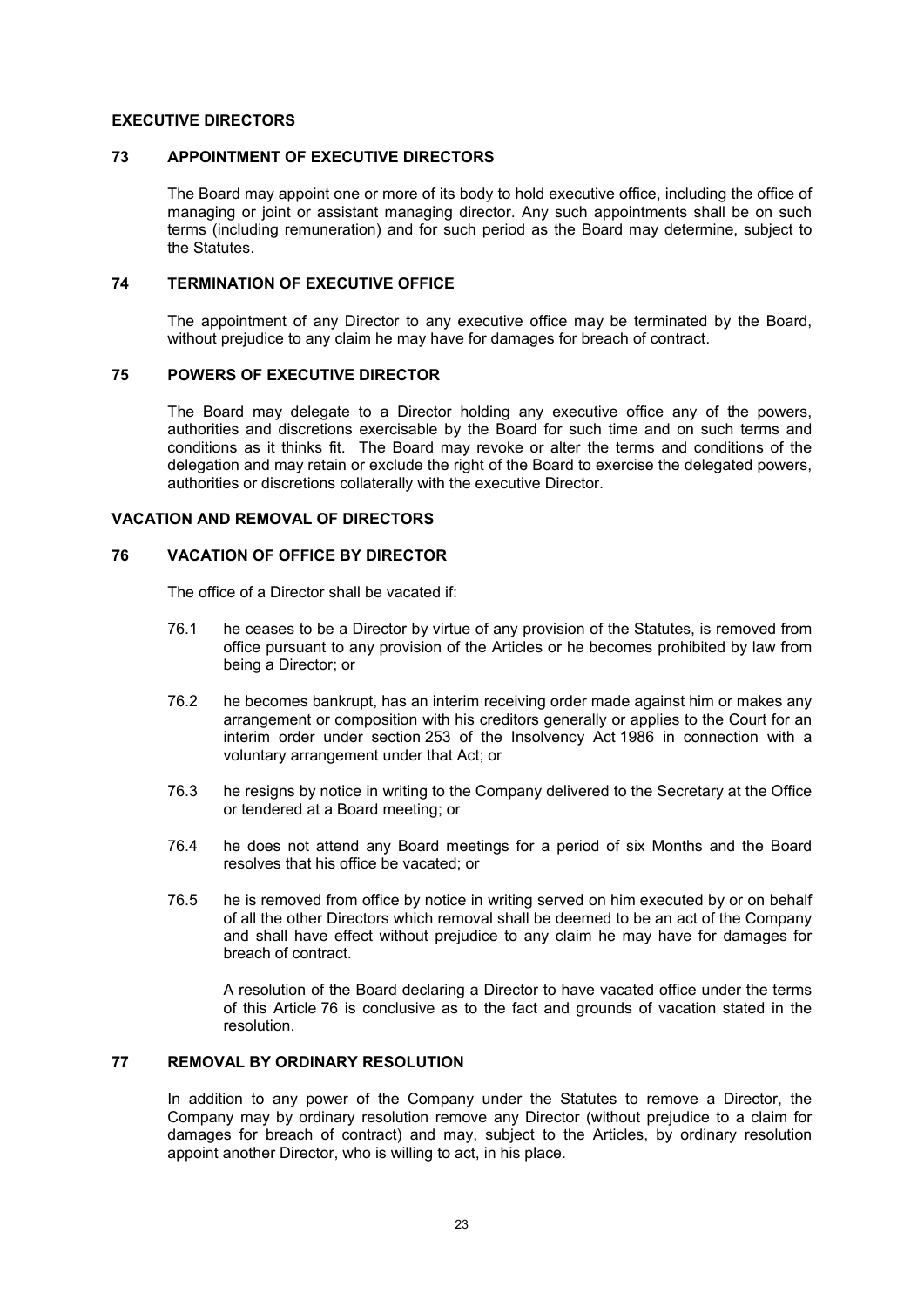## EXECUTIVE DIRECTORS

### 73 APPOINTMENT OF EXECUTIVE DIRECTORS

The Board may appoint one or more of its body to hold executive office, including the office of managing or joint or assistant managing director. Any such appointments shall be on such terms (including remuneration) and for such period as the Board may determine, subject to the Statutes.

### 74 TERMINATION OF EXECUTIVE OFFICE

The appointment of any Director to any executive office may be terminated by the Board, without prejudice to any claim he may have for damages for breach of contract.

### 75 POWERS OF EXECUTIVE DIRECTOR

The Board may delegate to a Director holding any executive office any of the powers, authorities and discretions exercisable by the Board for such time and on such terms and conditions as it thinks fit. The Board may revoke or alter the terms and conditions of the delegation and may retain or exclude the right of the Board to exercise the delegated powers, authorities or discretions collaterally with the executive Director.

## VACATION AND REMOVAL OF DIRECTORS

### 76 VACATION OF OFFICE BY DIRECTOR

The office of a Director shall be vacated if:

76.1 he ceases to be a Director by virtue of any provision of the Statutes, is removed from office pursuant to any provision of the Articles or he becomes prohibited by law from being a Director; or

76.2 he becomes bankrupt, has an interim receiving order made against him or makes any arrangement or composition with his creditors generally or applies to the Court for an interim order under section 253 of the Insolvency Act 1986 in connection with a voluntary arrangement under that Act; or

76.3 he resigns by notice in writing to the Company delivered to the Secretary at the Office or tendered at a Board meeting; or

76.4 he does not attend any Board meetings for a period of six Months and the Board resolves that his office be vacated; or

76.5 he is removed from office by notice in writing served on him executed by or on behalf of all the other Directors which removal shall be deemed to be an act of the Company and shall have effect without prejudice to any claim he may have for damages for breach of contract.

A resolution of the Board declaring a Director to have vacated office under the terms of this Article 76 is conclusive as to the fact and grounds of vacation stated in the resolution.

### 77 REMOVAL BY ORDINARY RESOLUTION

In addition to any power of the Company under the Statutes to remove a Director, the Company may by ordinary resolution remove any Director (without prejudice to a claim for damages for breach of contract) and may, subject to the Articles, by ordinary resolution appoint another Director, who is willing to act, in his place.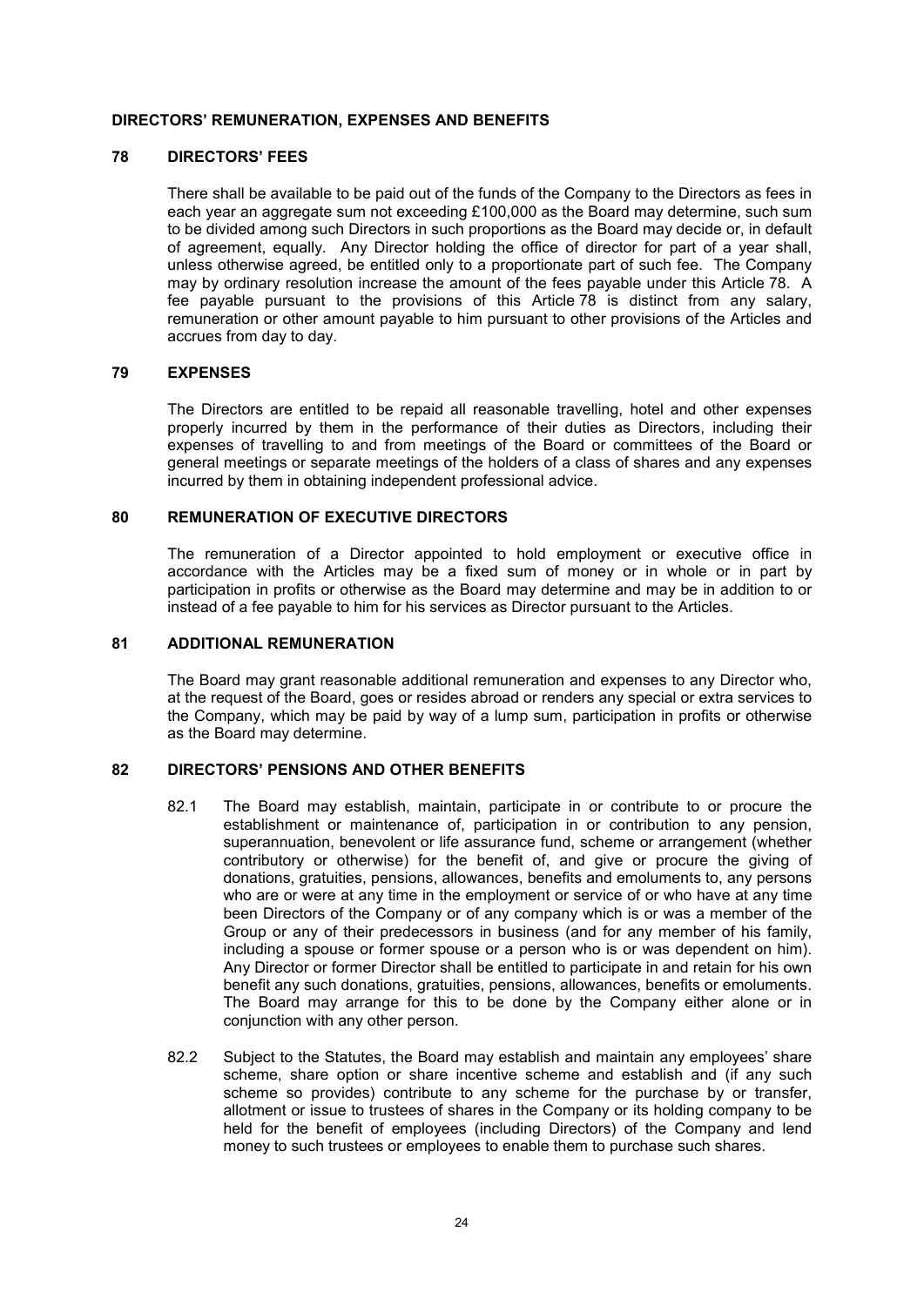## DIRECTORS' REMUNERATION, EXPENSES AND BENEFITS

### 78 DIRECTORS' FEES

There shall be available to be paid out of the funds of the Company to the Directors as fees in each year an aggregate sum not exceeding £100,000 as the Board may determine, such sum to be divided among such Directors in such proportions as the Board may decide or, in default of agreement, equally. Any Director holding the office of director for part of a year shall, unless otherwise agreed, be entitled only to a proportionate part of such fee. The Company may by ordinary resolution increase the amount of the fees payable under this Article 78. A fee payable pursuant to the provisions of this Article 78 is distinct from any salary, remuneration or other amount payable to him pursuant to other provisions of the Articles and accrues from day to day.

### 79 EXPENSES

The Directors are entitled to be repaid all reasonable travelling, hotel and other expenses properly incurred by them in the performance of their duties as Directors, including their expenses of travelling to and from meetings of the Board or committees of the Board or general meetings or separate meetings of the holders of a class of shares and any expenses incurred by them in obtaining independent professional advice.

### 80 REMUNERATION OF EXECUTIVE DIRECTORS

The remuneration of a Director appointed to hold employment or executive office in accordance with the Articles may be a fixed sum of money or in whole or in part by participation in profits or otherwise as the Board may determine and may be in addition to or instead of a fee payable to him for his services as Director pursuant to the Articles.

### 81 ADDITIONAL REMUNERATION

The Board may grant reasonable additional remuneration and expenses to any Director who, at the request of the Board, goes or resides abroad or renders any special or extra services to the Company, which may be paid by way of a lump sum, participation in profits or otherwise as the Board may determine.

### 82 DIRECTORS' PENSIONS AND OTHER BENEFITS

82.1 The Board may establish, maintain, participate in or contribute to or procure the establishment or maintenance of, participation in or contribution to any pension, superannuation, benevolent or life assurance fund, scheme or arrangement (whether contributory or otherwise) for the benefit of, and give or procure the giving of donations, gratuities, pensions, allowances, benefits and emoluments to, any persons who are or were at any time in the employment or service of or who have at any time been Directors of the Company or of any company which is or was a member of the Group or any of their predecessors in business (and for any member of his family, including a spouse or former spouse or a person who is or was dependent on him). Any Director or former Director shall be entitled to participate in and retain for his own benefit any such donations, gratuities, pensions, allowances, benefits or emoluments. The Board may arrange for this to be done by the Company either alone or in conjunction with any other person.

82.2 Subject to the Statutes, the Board may establish and maintain any employees' share scheme, share option or share incentive scheme and establish and (if any such scheme so provides) contribute to any scheme for the purchase by or transfer, allotment or issue to trustees of shares in the Company or its holding company to be held for the benefit of employees (including Directors) of the Company and lend money to such trustees or employees to enable them to purchase such shares.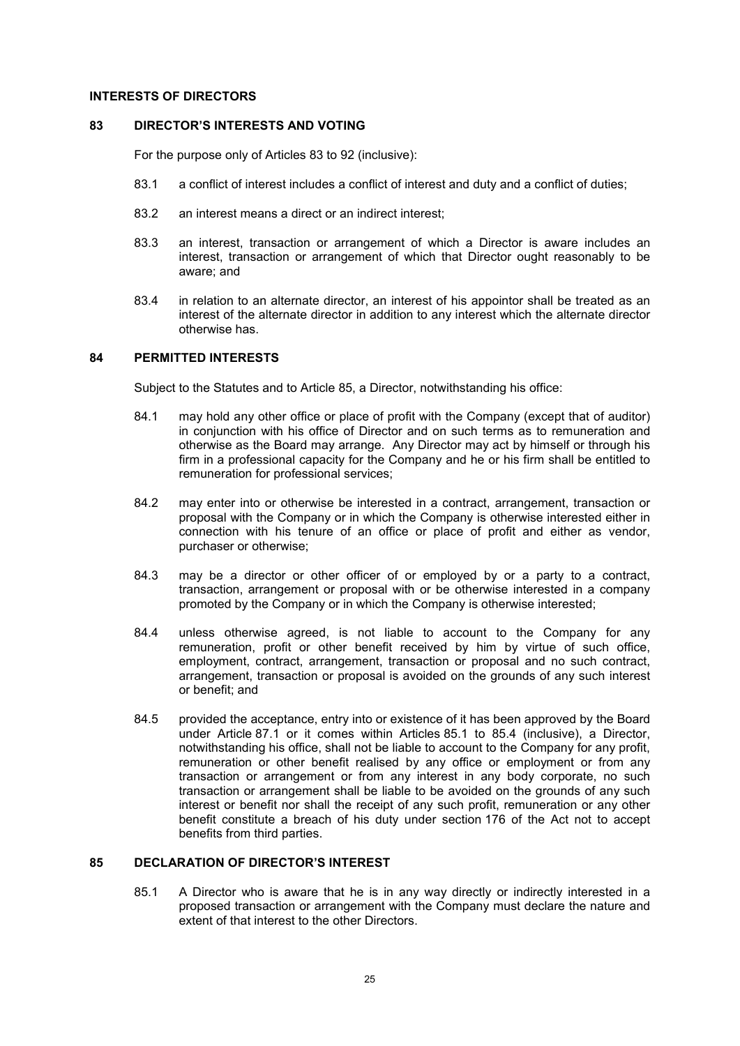## INTERESTS OF DIRECTORS

### 83 DIRECTOR'S INTERESTS AND VOTING

For the purpose only of Articles 83 to 92 (inclusive):

83.1 a conflict of interest includes a conflict of interest and duty and a conflict of duties;

83.2 an interest means a direct or an indirect interest;

83.3 an interest, transaction or arrangement of which a Director is aware includes an interest, transaction or arrangement of which that Director ought reasonably to be aware; and

83.4 in relation to an alternate director, an interest of his appointor shall be treated as an interest of the alternate director in addition to any interest which the alternate director otherwise has.

### 84 PERMITTED INTERESTS

Subject to the Statutes and to Article 85, a Director, notwithstanding his office:

84.1 may hold any other office or place of profit with the Company (except that of auditor) in conjunction with his office of Director and on such terms as to remuneration and otherwise as the Board may arrange. Any Director may act by himself or through his firm in a professional capacity for the Company and he or his firm shall be entitled to remuneration for professional services;

84.2 may enter into or otherwise be interested in a contract, arrangement, transaction or proposal with the Company or in which the Company is otherwise interested either in connection with his tenure of an office or place of profit and either as vendor, purchaser or otherwise;

84.3 may be a director or other officer of or employed by or a party to a contract, transaction, arrangement or proposal with or be otherwise interested in a company promoted by the Company or in which the Company is otherwise interested;

84.4 unless otherwise agreed, is not liable to account to the Company for any remuneration, profit or other benefit received by him by virtue of such office, employment, contract, arrangement, transaction or proposal and no such contract, arrangement, transaction or proposal is avoided on the grounds of any such interest or benefit; and

84.5 provided the acceptance, entry into or existence of it has been approved by the Board under Article 87.1 or it comes within Articles 85.1 to 85.4 (inclusive), a Director, notwithstanding his office, shall not be liable to account to the Company for any profit, remuneration or other benefit realised by any office or employment or from any transaction or arrangement or from any interest in any body corporate, no such transaction or arrangement shall be liable to be avoided on the grounds of any such interest or benefit nor shall the receipt of any such profit, remuneration or any other benefit constitute a breach of his duty under section 176 of the Act not to accept benefits from third parties.

### 85 DECLARATION OF DIRECTOR'S INTEREST

85.1 A Director who is aware that he is in any way directly or indirectly interested in a proposed transaction or arrangement with the Company must declare the nature and extent of that interest to the other Directors.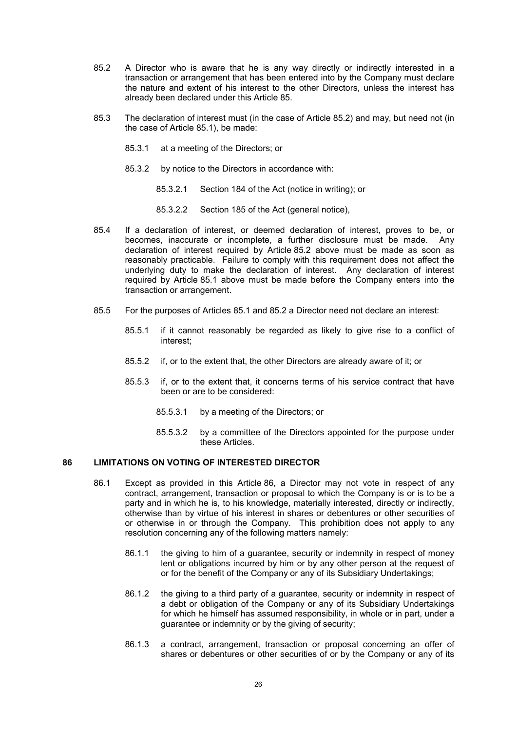85.2 A Director who is aware that he is any way directly or indirectly interested in a transaction or arrangement that has been entered into by the Company must declare the nature and extent of his interest to the other Directors, unless the interest has already been declared under this Article 85.

85.3 The declaration of interest must (in the case of Article 85.2) and may, but need not (in the case of Article 85.1), be made:

85.3.1 at a meeting of the Directors; or

85.3.2 by notice to the Directors in accordance with:

85.3.2.1 Section 184 of the Act (notice in writing); or

85.3.2.2 Section 185 of the Act (general notice),

85.4 If a declaration of interest, or deemed declaration of interest, proves to be, or becomes, inaccurate or incomplete, a further disclosure must be made. Any declaration of interest required by Article 85.2 above must be made as soon as reasonably practicable. Failure to comply with this requirement does not affect the underlying duty to make the declaration of interest. Any declaration of interest required by Article 85.1 above must be made before the Company enters into the transaction or arrangement.

85.5 For the purposes of Articles 85.1 and 85.2 a Director need not declare an interest:

85.5.1 if it cannot reasonably be regarded as likely to give rise to a conflict of interest;

85.5.2 if, or to the extent that, the other Directors are already aware of it; or

85.5.3 if, or to the extent that, it concerns terms of his service contract that have been or are to be considered:

85.5.3.1 by a meeting of the Directors; or

85.5.3.2 by a committee of the Directors appointed for the purpose under these Articles.

## 86 LIMITATIONS ON VOTING OF INTERESTED DIRECTOR

86.1 Except as provided in this Article 86, a Director may not vote in respect of any contract, arrangement, transaction or proposal to which the Company is or is to be a party and in which he is, to his knowledge, materially interested, directly or indirectly, otherwise than by virtue of his interest in shares or debentures or other securities of or otherwise in or through the Company. This prohibition does not apply to any resolution concerning any of the following matters namely:

86.1.1 the giving to him of a guarantee, security or indemnity in respect of money lent or obligations incurred by him or by any other person at the request of or for the benefit of the Company or any of its Subsidiary Undertakings;

86.1.2 the giving to a third party of a guarantee, security or indemnity in respect of a debt or obligation of the Company or any of its Subsidiary Undertakings for which he himself has assumed responsibility, in whole or in part, under a guarantee or indemnity or by the giving of security;

86.1.3 a contract, arrangement, transaction or proposal concerning an offer of shares or debentures or other securities of or by the Company or any of its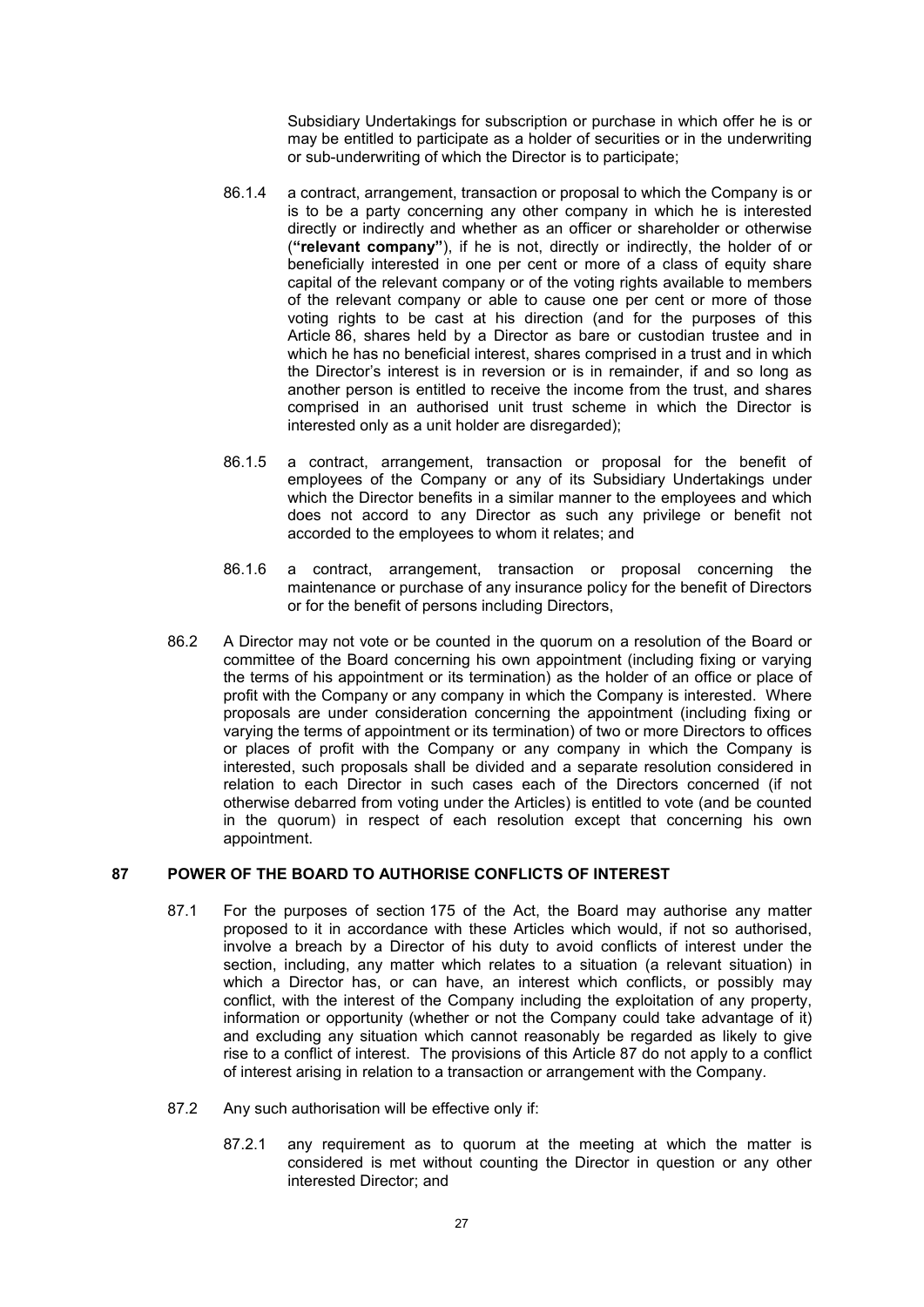Subsidiary Undertakings for subscription or purchase in which offer he is or may be entitled to participate as a holder of securities or in the underwriting or sub-underwriting of which the Director is to participate;

86.1.4 a contract, arrangement, transaction or proposal to which the Company is or is to be a party concerning any other company in which he is interested directly or indirectly and whether as an officer or shareholder or otherwise (**"relevant company"**), if he is not, directly or indirectly, the holder of or beneficially interested in one per cent or more of a class of equity share capital of the relevant company or of the voting rights available to members of the relevant company or able to cause one per cent or more of those voting rights to be cast at his direction (and for the purposes of this Article 86, shares held by a Director as bare or custodian trustee and in which he has no beneficial interest, shares comprised in a trust and in which the Director's interest is in reversion or is in remainder, if and so long as another person is entitled to receive the income from the trust, and shares comprised in an authorised unit trust scheme in which the Director is interested only as a unit holder are disregarded);

86.1.5 a contract, arrangement, transaction or proposal for the benefit of employees of the Company or any of its Subsidiary Undertakings under which the Director benefits in a similar manner to the employees and which does not accord to any Director as such any privilege or benefit not accorded to the employees to whom it relates; and

86.1.6 a contract, arrangement, transaction or proposal concerning the maintenance or purchase of any insurance policy for the benefit of Directors or for the benefit of persons including Directors,

86.2 A Director may not vote or be counted in the quorum on a resolution of the Board or committee of the Board concerning his own appointment (including fixing or varying the terms of his appointment or its termination) as the holder of an office or place of profit with the Company or any company in which the Company is interested. Where proposals are under consideration concerning the appointment (including fixing or varying the terms of appointment or its termination) of two or more Directors to offices or places of profit with the Company or any company in which the Company is interested, such proposals shall be divided and a separate resolution considered in relation to each Director in such cases each of the Directors concerned (if not otherwise debarred from voting under the Articles) is entitled to vote (and be counted in the quorum) in respect of each resolution except that concerning his own appointment.

## 87 POWER OF THE BOARD TO AUTHORISE CONFLICTS OF INTEREST

87.1 For the purposes of section 175 of the Act, the Board may authorise any matter proposed to it in accordance with these Articles which would, if not so authorised, involve a breach by a Director of his duty to avoid conflicts of interest under the section, including, any matter which relates to a situation (a relevant situation) in which a Director has, or can have, an interest which conflicts, or possibly may conflict, with the interest of the Company including the exploitation of any property, information or opportunity (whether or not the Company could take advantage of it) and excluding any situation which cannot reasonably be regarded as likely to give rise to a conflict of interest. The provisions of this Article 87 do not apply to a conflict of interest arising in relation to a transaction or arrangement with the Company.

87.2 Any such authorisation will be effective only if:

87.2.1 any requirement as to quorum at the meeting at which the matter is considered is met without counting the Director in question or any other interested Director; and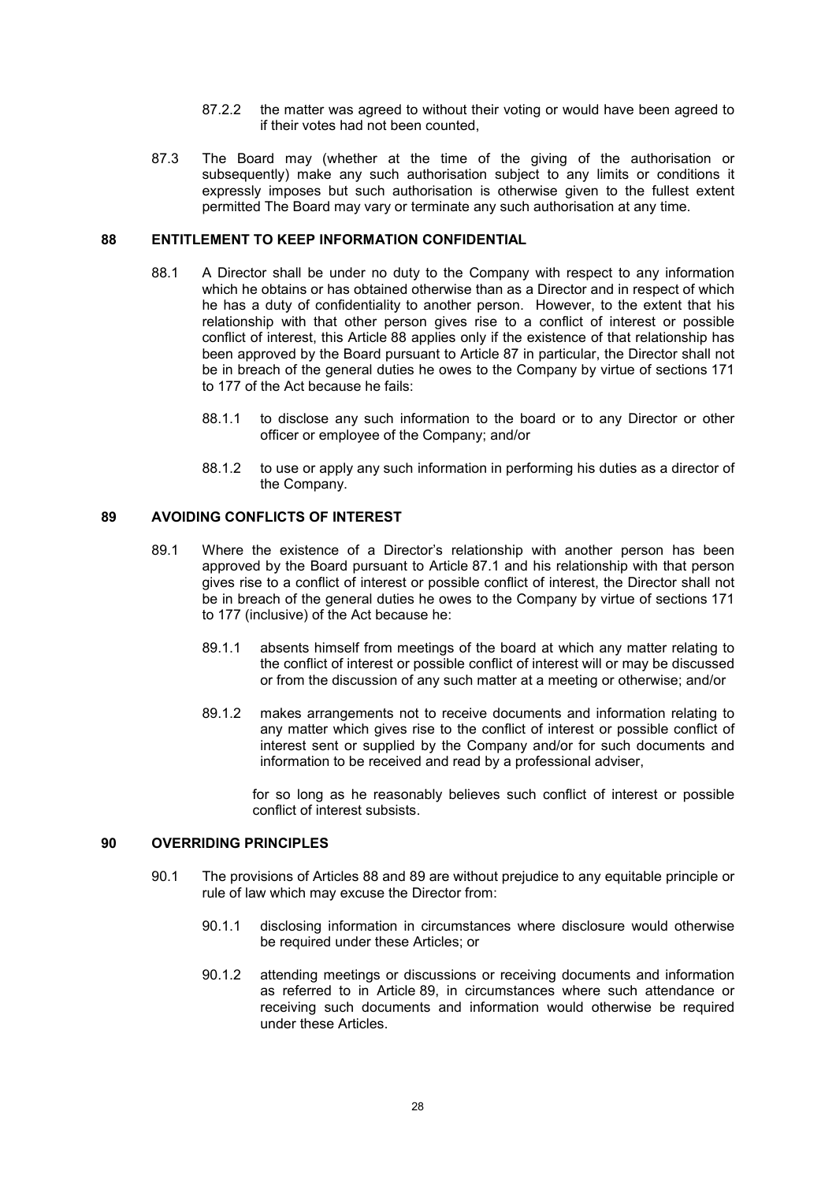87.2.2 the matter was agreed to without their voting or would have been agreed to if their votes had not been counted,

87.3 The Board may (whether at the time of the giving of the authorisation or subsequently) make any such authorisation subject to any limits or conditions it expressly imposes but such authorisation is otherwise given to the fullest extent permitted The Board may vary or terminate any such authorisation at any time.

## 88 ENTITLEMENT TO KEEP INFORMATION CONFIDENTIAL

88.1 A Director shall be under no duty to the Company with respect to any information which he obtains or has obtained otherwise than as a Director and in respect of which he has a duty of confidentiality to another person. However, to the extent that his relationship with that other person gives rise to a conflict of interest or possible conflict of interest, this Article 88 applies only if the existence of that relationship has been approved by the Board pursuant to Article 87 in particular, the Director shall not be in breach of the general duties he owes to the Company by virtue of sections 171 to 177 of the Act because he fails:

88.1.1 to disclose any such information to the board or to any Director or other officer or employee of the Company; and/or

88.1.2 to use or apply any such information in performing his duties as a director of the Company.

## 89 AVOIDING CONFLICTS OF INTEREST

89.1 Where the existence of a Director's relationship with another person has been approved by the Board pursuant to Article 87.1 and his relationship with that person gives rise to a conflict of interest or possible conflict of interest, the Director shall not be in breach of the general duties he owes to the Company by virtue of sections 171 to 177 (inclusive) of the Act because he:

89.1.1 absents himself from meetings of the board at which any matter relating to the conflict of interest or possible conflict of interest will or may be discussed or from the discussion of any such matter at a meeting or otherwise; and/or

89.1.2 makes arrangements not to receive documents and information relating to any matter which gives rise to the conflict of interest or possible conflict of interest sent or supplied by the Company and/or for such documents and information to be received and read by a professional adviser,

for so long as he reasonably believes such conflict of interest or possible conflict of interest subsists.

## 90 OVERRIDING PRINCIPLES

90.1 The provisions of Articles 88 and 89 are without prejudice to any equitable principle or rule of law which may excuse the Director from:

90.1.1 disclosing information in circumstances where disclosure would otherwise be required under these Articles; or

90.1.2 attending meetings or discussions or receiving documents and information as referred to in Article 89, in circumstances where such attendance or receiving such documents and information would otherwise be required under these Articles.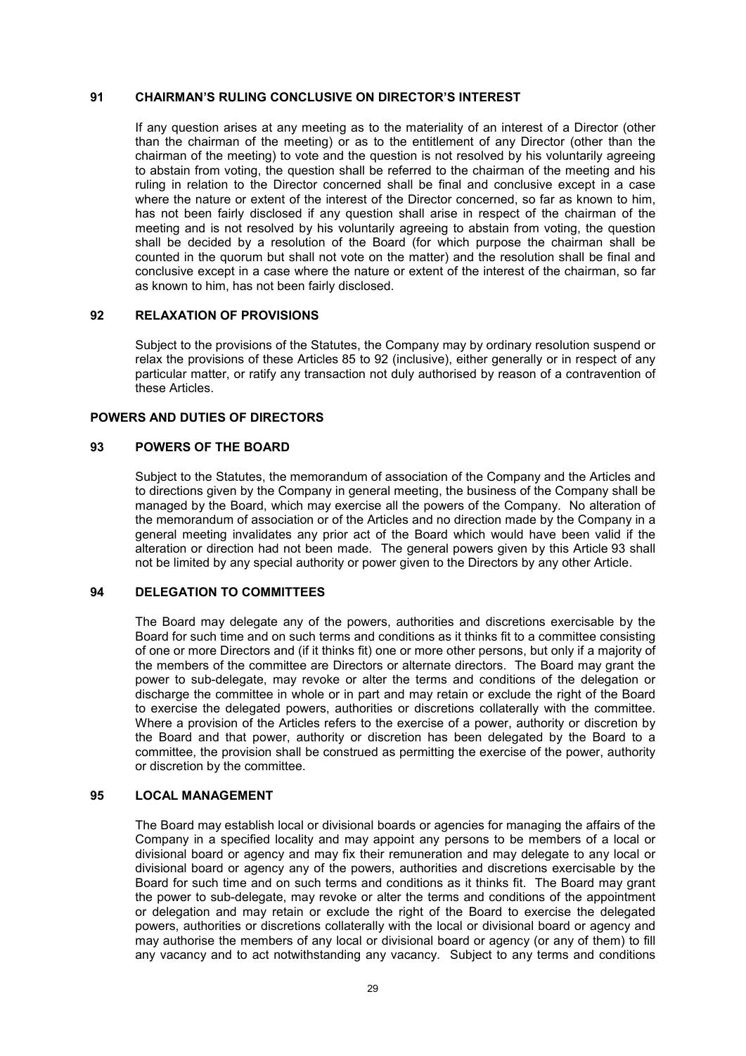## 91 CHAIRMAN'S RULING CONCLUSIVE ON DIRECTOR'S INTEREST

If any question arises at any meeting as to the materiality of an interest of a Director (other than the chairman of the meeting) or as to the entitlement of any Director (other than the chairman of the meeting) to vote and the question is not resolved by his voluntarily agreeing to abstain from voting, the question shall be referred to the chairman of the meeting and his ruling in relation to the Director concerned shall be final and conclusive except in a case where the nature or extent of the interest of the Director concerned, so far as known to him, has not been fairly disclosed if any question shall arise in respect of the chairman of the meeting and is not resolved by his voluntarily agreeing to abstain from voting, the question shall be decided by a resolution of the Board (for which purpose the chairman shall be counted in the quorum but shall not vote on the matter) and the resolution shall be final and conclusive except in a case where the nature or extent of the interest of the chairman, so far as known to him, has not been fairly disclosed.

## 92 RELAXATION OF PROVISIONS

Subject to the provisions of the Statutes, the Company may by ordinary resolution suspend or relax the provisions of these Articles 85 to 92 (inclusive), either generally or in respect of any particular matter, or ratify any transaction not duly authorised by reason of a contravention of these Articles.

## POWERS AND DUTIES OF DIRECTORS

## 93 POWERS OF THE BOARD

Subject to the Statutes, the memorandum of association of the Company and the Articles and to directions given by the Company in general meeting, the business of the Company shall be managed by the Board, which may exercise all the powers of the Company. No alteration of the memorandum of association or of the Articles and no direction made by the Company in a general meeting invalidates any prior act of the Board which would have been valid if the alteration or direction had not been made. The general powers given by this Article 93 shall not be limited by any special authority or power given to the Directors by any other Article.

## 94 DELEGATION TO COMMITTEES

The Board may delegate any of the powers, authorities and discretions exercisable by the Board for such time and on such terms and conditions as it thinks fit to a committee consisting of one or more Directors and (if it thinks fit) one or more other persons, but only if a majority of the members of the committee are Directors or alternate directors. The Board may grant the power to sub-delegate, may revoke or alter the terms and conditions of the delegation or discharge the committee in whole or in part and may retain or exclude the right of the Board to exercise the delegated powers, authorities or discretions collaterally with the committee. Where a provision of the Articles refers to the exercise of a power, authority or discretion by the Board and that power, authority or discretion has been delegated by the Board to a committee, the provision shall be construed as permitting the exercise of the power, authority or discretion by the committee.

## 95 LOCAL MANAGEMENT

The Board may establish local or divisional boards or agencies for managing the affairs of the Company in a specified locality and may appoint any persons to be members of a local or divisional board or agency and may fix their remuneration and may delegate to any local or divisional board or agency any of the powers, authorities and discretions exercisable by the Board for such time and on such terms and conditions as it thinks fit. The Board may grant the power to sub-delegate, may revoke or alter the terms and conditions of the appointment or delegation and may retain or exclude the right of the Board to exercise the delegated powers, authorities or discretions collaterally with the local or divisional board or agency and may authorise the members of any local or divisional board or agency (or any of them) to fill any vacancy and to act notwithstanding any vacancy. Subject to any terms and conditions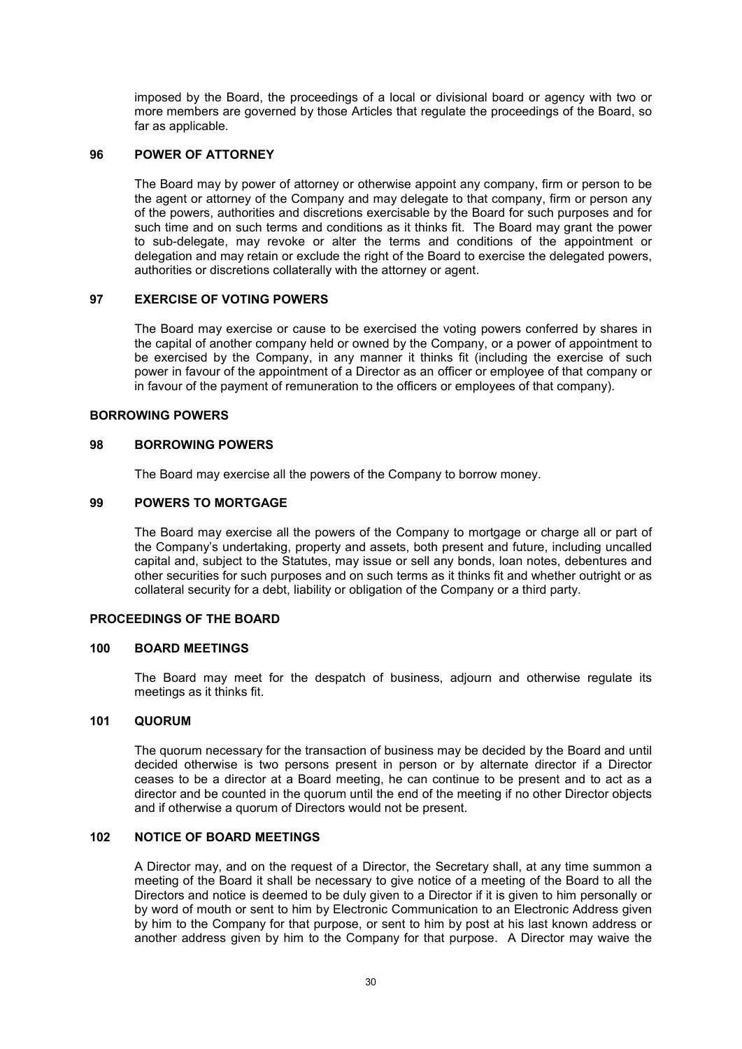imposed by the Board, the proceedings of a local or divisional board or agency with two or more members are governed by those Articles that regulate the proceedings of the Board, so far as applicable.

### 96 POWER OF ATTORNEY

The Board may by power of attorney or otherwise appoint any company, firm or person to be the agent or attorney of the Company and may delegate to that company, firm or person any of the powers, authorities and discretions exercisable by the Board for such purposes and for such time and on such terms and conditions as it thinks fit. The Board may grant the power to sub-delegate, may revoke or alter the terms and conditions of the appointment or delegation and may retain or exclude the right of the Board to exercise the delegated powers, authorities or discretions collaterally with the attorney or agent.

### 97 EXERCISE OF VOTING POWERS

The Board may exercise or cause to be exercised the voting powers conferred by shares in the capital of another company held or owned by the Company, or a power of appointment to be exercised by the Company, in any manner it thinks fit (including the exercise of such power in favour of the appointment of a Director as an officer or employee of that company or in favour of the payment of remuneration to the officers or employees of that company).

## BORROWING POWERS

### 98 BORROWING POWERS

The Board may exercise all the powers of the Company to borrow money.

### 99 POWERS TO MORTGAGE

The Board may exercise all the powers of the Company to mortgage or charge all or part of the Company's undertaking, property and assets, both present and future, including uncalled capital and, subject to the Statutes, may issue or sell any bonds, loan notes, debentures and other securities for such purposes and on such terms as it thinks fit and whether outright or as collateral security for a debt, liability or obligation of the Company or a third party.

## PROCEEDINGS OF THE BOARD

### 100 BOARD MEETINGS

The Board may meet for the despatch of business, adjourn and otherwise regulate its meetings as it thinks fit.

### 101 QUORUM

The quorum necessary for the transaction of business may be decided by the Board and until decided otherwise is two persons present in person or by alternate director if a Director ceases to be a director at a Board meeting, he can continue to be present and to act as a director and be counted in the quorum until the end of the meeting if no other Director objects and if otherwise a quorum of Directors would not be present.

### 102 NOTICE OF BOARD MEETINGS

A Director may, and on the request of a Director, the Secretary shall, at any time summon a meeting of the Board it shall be necessary to give notice of a meeting of the Board to all the Directors and notice is deemed to be duly given to a Director if it is given to him personally or by word of mouth or sent to him by Electronic Communication to an Electronic Address given by him to the Company for that purpose, or sent to him by post at his last known address or another address given by him to the Company for that purpose. A Director may waive the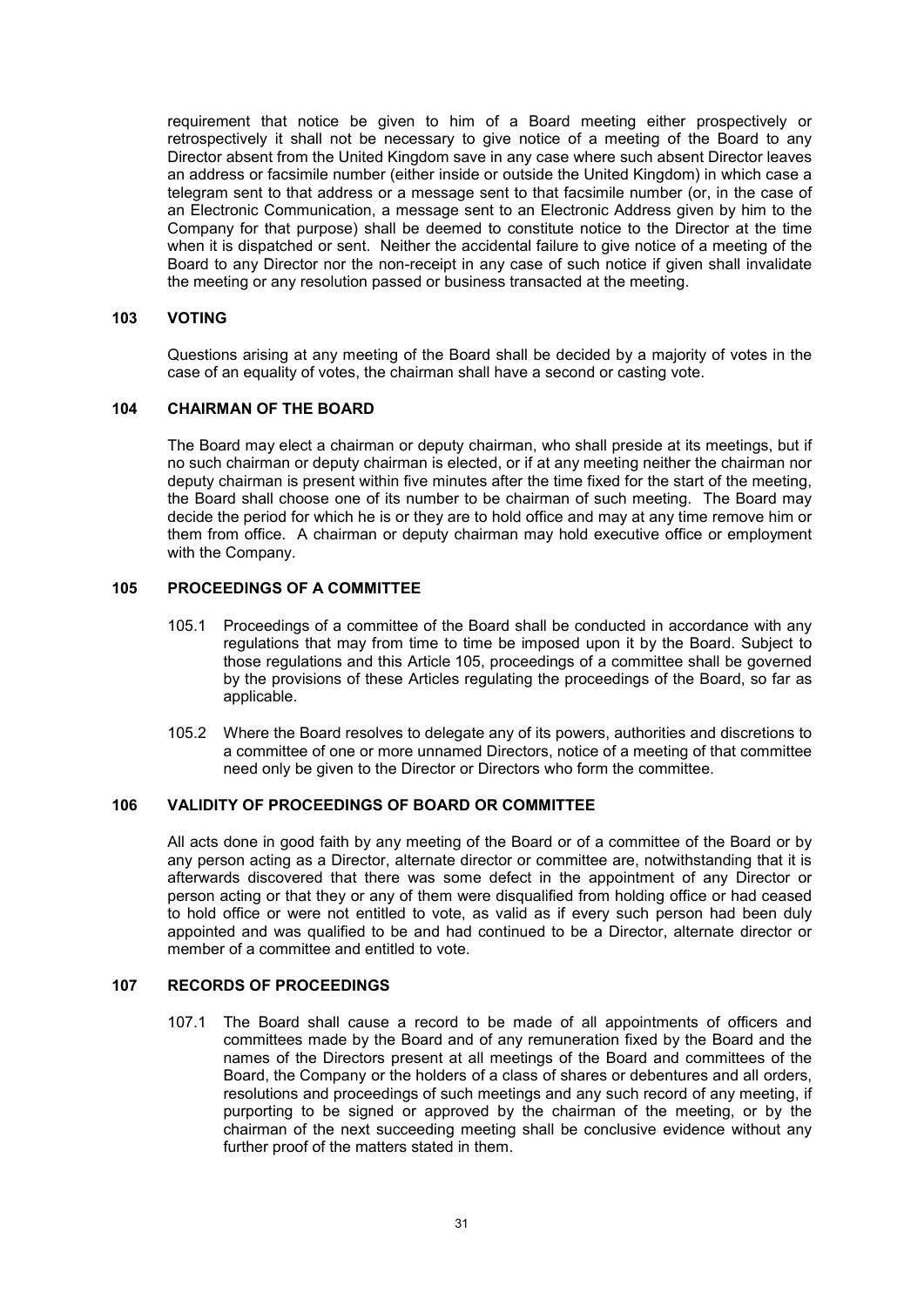requirement that notice be given to him of a Board meeting either prospectively or retrospectively it shall not be necessary to give notice of a meeting of the Board to any Director absent from the United Kingdom save in any case where such absent Director leaves an address or facsimile number (either inside or outside the United Kingdom) in which case a telegram sent to that address or a message sent to that facsimile number (or, in the case of an Electronic Communication, a message sent to an Electronic Address given by him to the Company for that purpose) shall be deemed to constitute notice to the Director at the time when it is dispatched or sent. Neither the accidental failure to give notice of a meeting of the Board to any Director nor the non-receipt in any case of such notice if given shall invalidate the meeting or any resolution passed or business transacted at the meeting.

## 103 VOTING

Questions arising at any meeting of the Board shall be decided by a majority of votes in the case of an equality of votes, the chairman shall have a second or casting vote.

## 104 CHAIRMAN OF THE BOARD

The Board may elect a chairman or deputy chairman, who shall preside at its meetings, but if no such chairman or deputy chairman is elected, or if at any meeting neither the chairman nor deputy chairman is present within five minutes after the time fixed for the start of the meeting, the Board shall choose one of its number to be chairman of such meeting. The Board may decide the period for which he is or they are to hold office and may at any time remove him or them from office. A chairman or deputy chairman may hold executive office or employment with the Company.

## 105 PROCEEDINGS OF A COMMITTEE

105.1 Proceedings of a committee of the Board shall be conducted in accordance with any regulations that may from time to time be imposed upon it by the Board. Subject to those regulations and this Article 105, proceedings of a committee shall be governed by the provisions of these Articles regulating the proceedings of the Board, so far as applicable.

105.2 Where the Board resolves to delegate any of its powers, authorities and discretions to a committee of one or more unnamed Directors, notice of a meeting of that committee need only be given to the Director or Directors who form the committee.

## 106 VALIDITY OF PROCEEDINGS OF BOARD OR COMMITTEE

All acts done in good faith by any meeting of the Board or of a committee of the Board or by any person acting as a Director, alternate director or committee are, notwithstanding that it is afterwards discovered that there was some defect in the appointment of any Director or person acting or that they or any of them were disqualified from holding office or had ceased to hold office or were not entitled to vote, as valid as if every such person had been duly appointed and was qualified to be and had continued to be a Director, alternate director or member of a committee and entitled to vote.

## 107 RECORDS OF PROCEEDINGS

107.1 The Board shall cause a record to be made of all appointments of officers and committees made by the Board and of any remuneration fixed by the Board and the names of the Directors present at all meetings of the Board and committees of the Board, the Company or the holders of a class of shares or debentures and all orders, resolutions and proceedings of such meetings and any such record of any meeting, if purporting to be signed or approved by the chairman of the meeting, or by the chairman of the next succeeding meeting shall be conclusive evidence without any further proof of the matters stated in them.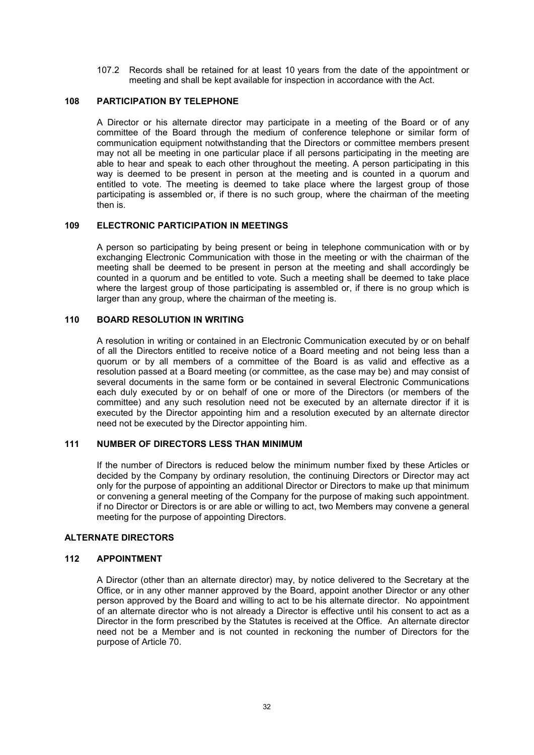107.2 Records shall be retained for at least 10 years from the date of the appointment or meeting and shall be kept available for inspection in accordance with the Act.

## 108 PARTICIPATION BY TELEPHONE

A Director or his alternate director may participate in a meeting of the Board or of any committee of the Board through the medium of conference telephone or similar form of communication equipment notwithstanding that the Directors or committee members present may not all be meeting in one particular place if all persons participating in the meeting are able to hear and speak to each other throughout the meeting. A person participating in this way is deemed to be present in person at the meeting and is counted in a quorum and entitled to vote. The meeting is deemed to take place where the largest group of those participating is assembled or, if there is no such group, where the chairman of the meeting then is.

## 109 ELECTRONIC PARTICIPATION IN MEETINGS

A person so participating by being present or being in telephone communication with or by exchanging Electronic Communication with those in the meeting or with the chairman of the meeting shall be deemed to be present in person at the meeting and shall accordingly be counted in a quorum and be entitled to vote. Such a meeting shall be deemed to take place where the largest group of those participating is assembled or, if there is no group which is larger than any group, where the chairman of the meeting is.

## 110 BOARD RESOLUTION IN WRITING

A resolution in writing or contained in an Electronic Communication executed by or on behalf of all the Directors entitled to receive notice of a Board meeting and not being less than a quorum or by all members of a committee of the Board is as valid and effective as a resolution passed at a Board meeting (or committee, as the case may be) and may consist of several documents in the same form or be contained in several Electronic Communications each duly executed by or on behalf of one or more of the Directors (or members of the committee) and any such resolution need not be executed by an alternate director if it is executed by the Director appointing him and a resolution executed by an alternate director need not be executed by the Director appointing him.

## 111 NUMBER OF DIRECTORS LESS THAN MINIMUM

If the number of Directors is reduced below the minimum number fixed by these Articles or decided by the Company by ordinary resolution, the continuing Directors or Director may act only for the purpose of appointing an additional Director or Directors to make up that minimum or convening a general meeting of the Company for the purpose of making such appointment. if no Director or Directors is or are able or willing to act, two Members may convene a general meeting for the purpose of appointing Directors.

## ALTERNATE DIRECTORS

## 112 APPOINTMENT

A Director (other than an alternate director) may, by notice delivered to the Secretary at the Office, or in any other manner approved by the Board, appoint another Director or any other person approved by the Board and willing to act to be his alternate director. No appointment of an alternate director who is not already a Director is effective until his consent to act as a Director in the form prescribed by the Statutes is received at the Office. An alternate director need not be a Member and is not counted in reckoning the number of Directors for the purpose of Article 70.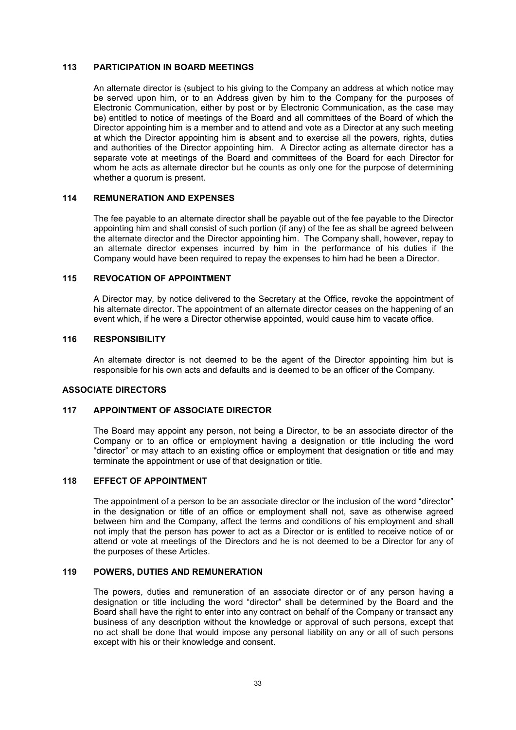### 113 PARTICIPATION IN BOARD MEETINGS

An alternate director is (subject to his giving to the Company an address at which notice may be served upon him, or to an Address given by him to the Company for the purposes of Electronic Communication, either by post or by Electronic Communication, as the case may be) entitled to notice of meetings of the Board and all committees of the Board of which the Director appointing him is a member and to attend and vote as a Director at any such meeting at which the Director appointing him is absent and to exercise all the powers, rights, duties and authorities of the Director appointing him. A Director acting as alternate director has a separate vote at meetings of the Board and committees of the Board for each Director for whom he acts as alternate director but he counts as only one for the purpose of determining whether a quorum is present.

### 114 REMUNERATION AND EXPENSES

The fee payable to an alternate director shall be payable out of the fee payable to the Director appointing him and shall consist of such portion (if any) of the fee as shall be agreed between the alternate director and the Director appointing him. The Company shall, however, repay to an alternate director expenses incurred by him in the performance of his duties if the Company would have been required to repay the expenses to him had he been a Director.

### 115 REVOCATION OF APPOINTMENT

A Director may, by notice delivered to the Secretary at the Office, revoke the appointment of his alternate director. The appointment of an alternate director ceases on the happening of an event which, if he were a Director otherwise appointed, would cause him to vacate office.

### 116 RESPONSIBILITY

An alternate director is not deemed to be the agent of the Director appointing him but is responsible for his own acts and defaults and is deemed to be an officer of the Company.

## ASSOCIATE DIRECTORS

### 117 APPOINTMENT OF ASSOCIATE DIRECTOR

The Board may appoint any person, not being a Director, to be an associate director of the Company or to an office or employment having a designation or title including the word "director" or may attach to an existing office or employment that designation or title and may terminate the appointment or use of that designation or title.

### 118 EFFECT OF APPOINTMENT

The appointment of a person to be an associate director or the inclusion of the word "director" in the designation or title of an office or employment shall not, save as otherwise agreed between him and the Company, affect the terms and conditions of his employment and shall not imply that the person has power to act as a Director or is entitled to receive notice of or attend or vote at meetings of the Directors and he is not deemed to be a Director for any of the purposes of these Articles.

### 119 POWERS, DUTIES AND REMUNERATION

The powers, duties and remuneration of an associate director or of any person having a designation or title including the word "director" shall be determined by the Board and the Board shall have the right to enter into any contract on behalf of the Company or transact any business of any description without the knowledge or approval of such persons, except that no act shall be done that would impose any personal liability on any or all of such persons except with his or their knowledge and consent.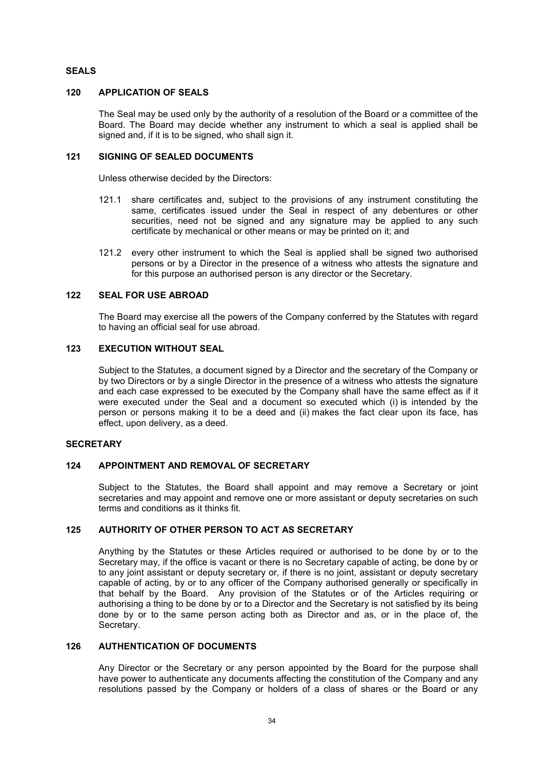## SEALS

### 120 APPLICATION OF SEALS

The Seal may be used only by the authority of a resolution of the Board or a committee of the Board. The Board may decide whether any instrument to which a seal is applied shall be signed and, if it is to be signed, who shall sign it.

### 121 SIGNING OF SEALED DOCUMENTS

Unless otherwise decided by the Directors:

121.1 share certificates and, subject to the provisions of any instrument constituting the same, certificates issued under the Seal in respect of any debentures or other securities, need not be signed and any signature may be applied to any such certificate by mechanical or other means or may be printed on it; and

121.2 every other instrument to which the Seal is applied shall be signed two authorised persons or by a Director in the presence of a witness who attests the signature and for this purpose an authorised person is any director or the Secretary.

### 122 SEAL FOR USE ABROAD

The Board may exercise all the powers of the Company conferred by the Statutes with regard to having an official seal for use abroad.

### 123 EXECUTION WITHOUT SEAL

Subject to the Statutes, a document signed by a Director and the secretary of the Company or by two Directors or by a single Director in the presence of a witness who attests the signature and each case expressed to be executed by the Company shall have the same effect as if it were executed under the Seal and a document so executed which (i) is intended by the person or persons making it to be a deed and (ii) makes the fact clear upon its face, has effect, upon delivery, as a deed.

## SECRETARY

### 124 APPOINTMENT AND REMOVAL OF SECRETARY

Subject to the Statutes, the Board shall appoint and may remove a Secretary or joint secretaries and may appoint and remove one or more assistant or deputy secretaries on such terms and conditions as it thinks fit.

### 125 AUTHORITY OF OTHER PERSON TO ACT AS SECRETARY

Anything by the Statutes or these Articles required or authorised to be done by or to the Secretary may, if the office is vacant or there is no Secretary capable of acting, be done by or to any joint assistant or deputy secretary or, if there is no joint, assistant or deputy secretary capable of acting, by or to any officer of the Company authorised generally or specifically in that behalf by the Board. Any provision of the Statutes or of the Articles requiring or authorising a thing to be done by or to a Director and the Secretary is not satisfied by its being done by or to the same person acting both as Director and as, or in the place of, the Secretary.

### 126 AUTHENTICATION OF DOCUMENTS

Any Director or the Secretary or any person appointed by the Board for the purpose shall have power to authenticate any documents affecting the constitution of the Company and any resolutions passed by the Company or holders of a class of shares or the Board or any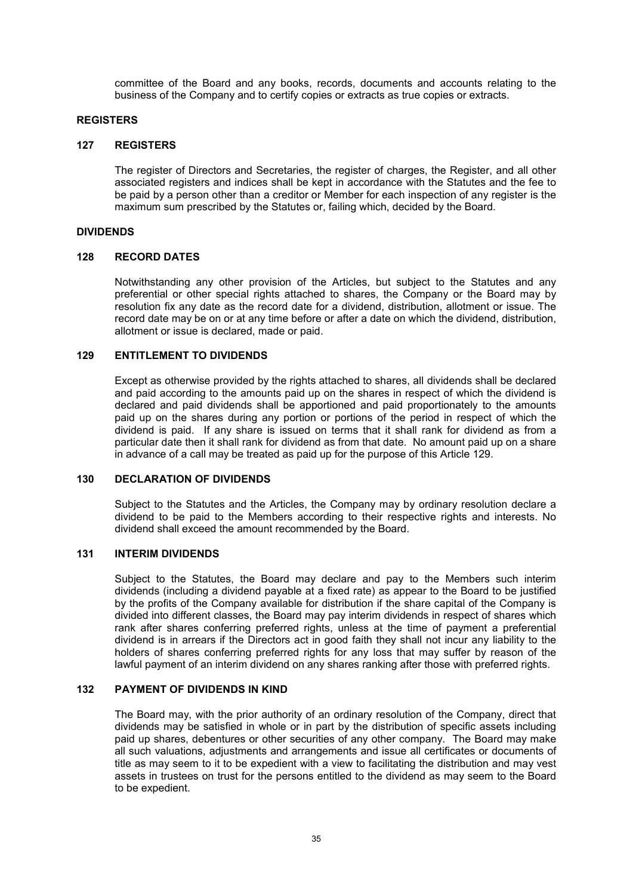committee of the Board and any books, records, documents and accounts relating to the business of the Company and to certify copies or extracts as true copies or extracts.

## REGISTERS

### 127 REGISTERS

The register of Directors and Secretaries, the register of charges, the Register, and all other associated registers and indices shall be kept in accordance with the Statutes and the fee to be paid by a person other than a creditor or Member for each inspection of any register is the maximum sum prescribed by the Statutes or, failing which, decided by the Board.

## DIVIDENDS

### 128 RECORD DATES

Notwithstanding any other provision of the Articles, but subject to the Statutes and any preferential or other special rights attached to shares, the Company or the Board may by resolution fix any date as the record date for a dividend, distribution, allotment or issue. The record date may be on or at any time before or after a date on which the dividend, distribution, allotment or issue is declared, made or paid.

### 129 ENTITLEMENT TO DIVIDENDS

Except as otherwise provided by the rights attached to shares, all dividends shall be declared and paid according to the amounts paid up on the shares in respect of which the dividend is declared and paid dividends shall be apportioned and paid proportionately to the amounts paid up on the shares during any portion or portions of the period in respect of which the dividend is paid. If any share is issued on terms that it shall rank for dividend as from a particular date then it shall rank for dividend as from that date. No amount paid up on a share in advance of a call may be treated as paid up for the purpose of this Article 129.

### 130 DECLARATION OF DIVIDENDS

Subject to the Statutes and the Articles, the Company may by ordinary resolution declare a dividend to be paid to the Members according to their respective rights and interests. No dividend shall exceed the amount recommended by the Board.

### 131 INTERIM DIVIDENDS

Subject to the Statutes, the Board may declare and pay to the Members such interim dividends (including a dividend payable at a fixed rate) as appear to the Board to be justified by the profits of the Company available for distribution if the share capital of the Company is divided into different classes, the Board may pay interim dividends in respect of shares which rank after shares conferring preferred rights, unless at the time of payment a preferential dividend is in arrears if the Directors act in good faith they shall not incur any liability to the holders of shares conferring preferred rights for any loss that may suffer by reason of the lawful payment of an interim dividend on any shares ranking after those with preferred rights.

### 132 PAYMENT OF DIVIDENDS IN KIND

The Board may, with the prior authority of an ordinary resolution of the Company, direct that dividends may be satisfied in whole or in part by the distribution of specific assets including paid up shares, debentures or other securities of any other company. The Board may make all such valuations, adjustments and arrangements and issue all certificates or documents of title as may seem to it to be expedient with a view to facilitating the distribution and may vest assets in trustees on trust for the persons entitled to the dividend as may seem to the Board to be expedient.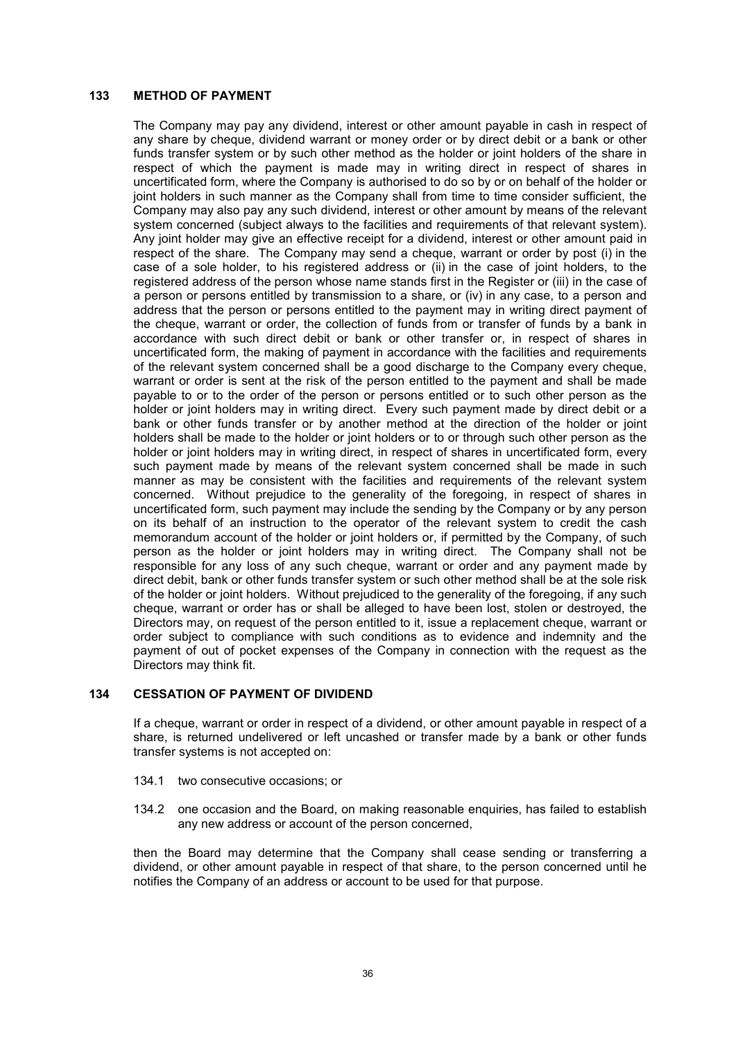## 133 METHOD OF PAYMENT

The Company may pay any dividend, interest or other amount payable in cash in respect of any share by cheque, dividend warrant or money order or by direct debit or a bank or other funds transfer system or by such other method as the holder or joint holders of the share in respect of which the payment is made may in writing direct in respect of shares in uncertificated form, where the Company is authorised to do so by or on behalf of the holder or joint holders in such manner as the Company shall from time to time consider sufficient, the Company may also pay any such dividend, interest or other amount by means of the relevant system concerned (subject always to the facilities and requirements of that relevant system). Any joint holder may give an effective receipt for a dividend, interest or other amount paid in respect of the share. The Company may send a cheque, warrant or order by post (i) in the case of a sole holder, to his registered address or (ii) in the case of joint holders, to the registered address of the person whose name stands first in the Register or (iii) in the case of a person or persons entitled by transmission to a share, or (iv) in any case, to a person and address that the person or persons entitled to the payment may in writing direct payment of the cheque, warrant or order, the collection of funds from or transfer of funds by a bank in accordance with such direct debit or bank or other transfer or, in respect of shares in uncertificated form, the making of payment in accordance with the facilities and requirements of the relevant system concerned shall be a good discharge to the Company every cheque, warrant or order is sent at the risk of the person entitled to the payment and shall be made payable to or to the order of the person or persons entitled or to such other person as the holder or joint holders may in writing direct. Every such payment made by direct debit or a bank or other funds transfer or by another method at the direction of the holder or joint holders shall be made to the holder or joint holders or to or through such other person as the holder or joint holders may in writing direct, in respect of shares in uncertificated form, every such payment made by means of the relevant system concerned shall be made in such manner as may be consistent with the facilities and requirements of the relevant system concerned. Without prejudice to the generality of the foregoing, in respect of shares in uncertificated form, such payment may include the sending by the Company or by any person on its behalf of an instruction to the operator of the relevant system to credit the cash memorandum account of the holder or joint holders or, if permitted by the Company, of such person as the holder or joint holders may in writing direct. The Company shall not be responsible for any loss of any such cheque, warrant or order and any payment made by direct debit, bank or other funds transfer system or such other method shall be at the sole risk of the holder or joint holders. Without prejudiced to the generality of the foregoing, if any such cheque, warrant or order has or shall be alleged to have been lost, stolen or destroyed, the Directors may, on request of the person entitled to it, issue a replacement cheque, warrant or order subject to compliance with such conditions as to evidence and indemnity and the payment of out of pocket expenses of the Company in connection with the request as the Directors may think fit.

## 134 CESSATION OF PAYMENT OF DIVIDEND

If a cheque, warrant or order in respect of a dividend, or other amount payable in respect of a share, is returned undelivered or left uncashed or transfer made by a bank or other funds transfer systems is not accepted on:

134.1 two consecutive occasions; or

134.2 one occasion and the Board, on making reasonable enquiries, has failed to establish any new address or account of the person concerned,

then the Board may determine that the Company shall cease sending or transferring a dividend, or other amount payable in respect of that share, to the person concerned until he notifies the Company of an address or account to be used for that purpose.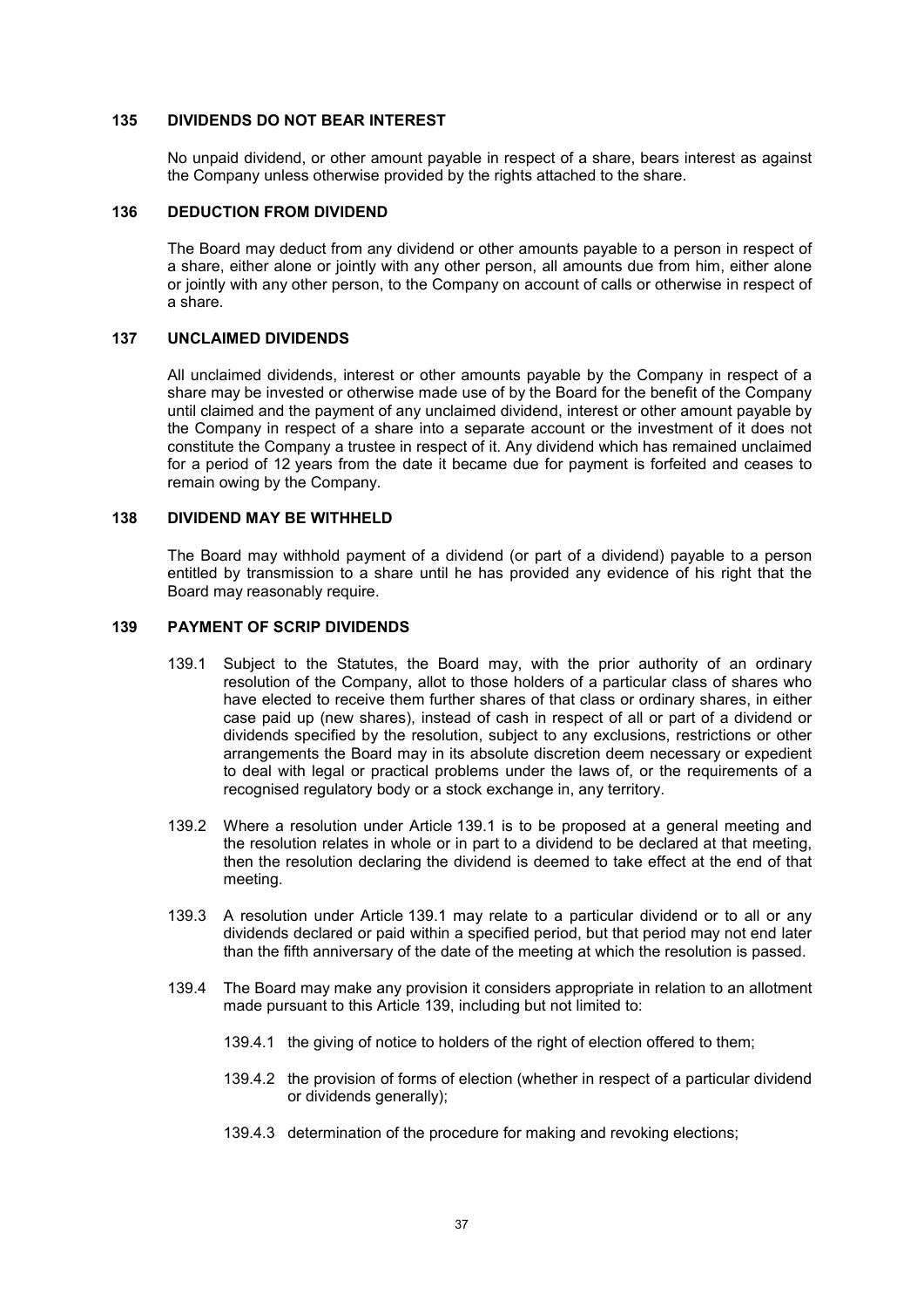## 135 DIVIDENDS DO NOT BEAR INTEREST

No unpaid dividend, or other amount payable in respect of a share, bears interest as against the Company unless otherwise provided by the rights attached to the share.

## 136 DEDUCTION FROM DIVIDEND

The Board may deduct from any dividend or other amounts payable to a person in respect of a share, either alone or jointly with any other person, all amounts due from him, either alone or jointly with any other person, to the Company on account of calls or otherwise in respect of a share.

## 137 UNCLAIMED DIVIDENDS

All unclaimed dividends, interest or other amounts payable by the Company in respect of a share may be invested or otherwise made use of by the Board for the benefit of the Company until claimed and the payment of any unclaimed dividend, interest or other amount payable by the Company in respect of a share into a separate account or the investment of it does not constitute the Company a trustee in respect of it. Any dividend which has remained unclaimed for a period of 12 years from the date it became due for payment is forfeited and ceases to remain owing by the Company.

## 138 DIVIDEND MAY BE WITHHELD

The Board may withhold payment of a dividend (or part of a dividend) payable to a person entitled by transmission to a share until he has provided any evidence of his right that the Board may reasonably require.

## 139 PAYMENT OF SCRIP DIVIDENDS

139.1 Subject to the Statutes, the Board may, with the prior authority of an ordinary resolution of the Company, allot to those holders of a particular class of shares who have elected to receive them further shares of that class or ordinary shares, in either case paid up (new shares), instead of cash in respect of all or part of a dividend or dividends specified by the resolution, subject to any exclusions, restrictions or other arrangements the Board may in its absolute discretion deem necessary or expedient to deal with legal or practical problems under the laws of, or the requirements of a recognised regulatory body or a stock exchange in, any territory.

139.2 Where a resolution under Article 139.1 is to be proposed at a general meeting and the resolution relates in whole or in part to a dividend to be declared at that meeting, then the resolution declaring the dividend is deemed to take effect at the end of that meeting.

139.3 A resolution under Article 139.1 may relate to a particular dividend or to all or any dividends declared or paid within a specified period, but that period may not end later than the fifth anniversary of the date of the meeting at which the resolution is passed.

139.4 The Board may make any provision it considers appropriate in relation to an allotment made pursuant to this Article 139, including but not limited to:

139.4.1 the giving of notice to holders of the right of election offered to them;

139.4.2 the provision of forms of election (whether in respect of a particular dividend or dividends generally);

139.4.3 determination of the procedure for making and revoking elections;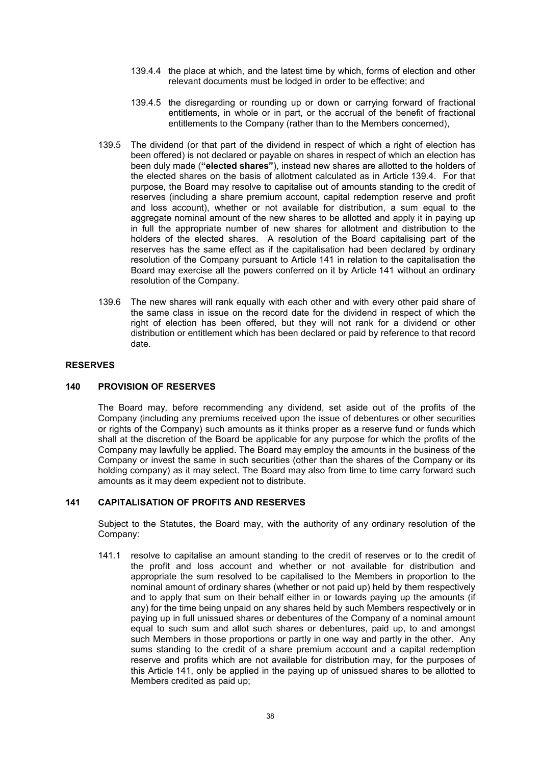139.4.4 the place at which, and the latest time by which, forms of election and other relevant documents must be lodged in order to be effective; and

139.4.5 the disregarding or rounding up or down or carrying forward of fractional entitlements, in whole or in part, or the accrual of the benefit of fractional entitlements to the Company (rather than to the Members concerned),

139.5 The dividend (or that part of the dividend in respect of which a right of election has been offered) is not declared or payable on shares in respect of which an election has been duly made (**"elected shares"**), instead new shares are allotted to the holders of the elected shares on the basis of allotment calculated as in Article 139.4. For that purpose, the Board may resolve to capitalise out of amounts standing to the credit of reserves (including a share premium account, capital redemption reserve and profit and loss account), whether or not available for distribution, a sum equal to the aggregate nominal amount of the new shares to be allotted and apply it in paying up in full the appropriate number of new shares for allotment and distribution to the holders of the elected shares. A resolution of the Board capitalising part of the reserves has the same effect as if the capitalisation had been declared by ordinary resolution of the Company pursuant to Article 141 in relation to the capitalisation the Board may exercise all the powers conferred on it by Article 141 without an ordinary resolution of the Company.

139.6 The new shares will rank equally with each other and with every other paid share of the same class in issue on the record date for the dividend in respect of which the right of election has been offered, but they will not rank for a dividend or other distribution or entitlement which has been declared or paid by reference to that record date.

## RESERVES

### 140 PROVISION OF RESERVES

The Board may, before recommending any dividend, set aside out of the profits of the Company (including any premiums received upon the issue of debentures or other securities or rights of the Company) such amounts as it thinks proper as a reserve fund or funds which shall at the discretion of the Board be applicable for any purpose for which the profits of the Company may lawfully be applied. The Board may employ the amounts in the business of the Company or invest the same in such securities (other than the shares of the Company or its holding company) as it may select. The Board may also from time to time carry forward such amounts as it may deem expedient not to distribute.

### 141 CAPITALISATION OF PROFITS AND RESERVES

Subject to the Statutes, the Board may, with the authority of any ordinary resolution of the Company:

141.1 resolve to capitalise an amount standing to the credit of reserves or to the credit of the profit and loss account and whether or not available for distribution and appropriate the sum resolved to be capitalised to the Members in proportion to the nominal amount of ordinary shares (whether or not paid up) held by them respectively and to apply that sum on their behalf either in or towards paying up the amounts (if any) for the time being unpaid on any shares held by such Members respectively or in paying up in full unissued shares or debentures of the Company of a nominal amount equal to such sum and allot such shares or debentures, paid up, to and amongst such Members in those proportions or partly in one way and partly in the other. Any sums standing to the credit of a share premium account and a capital redemption reserve and profits which are not available for distribution may, for the purposes of this Article 141, only be applied in the paying up of unissued shares to be allotted to Members credited as paid up;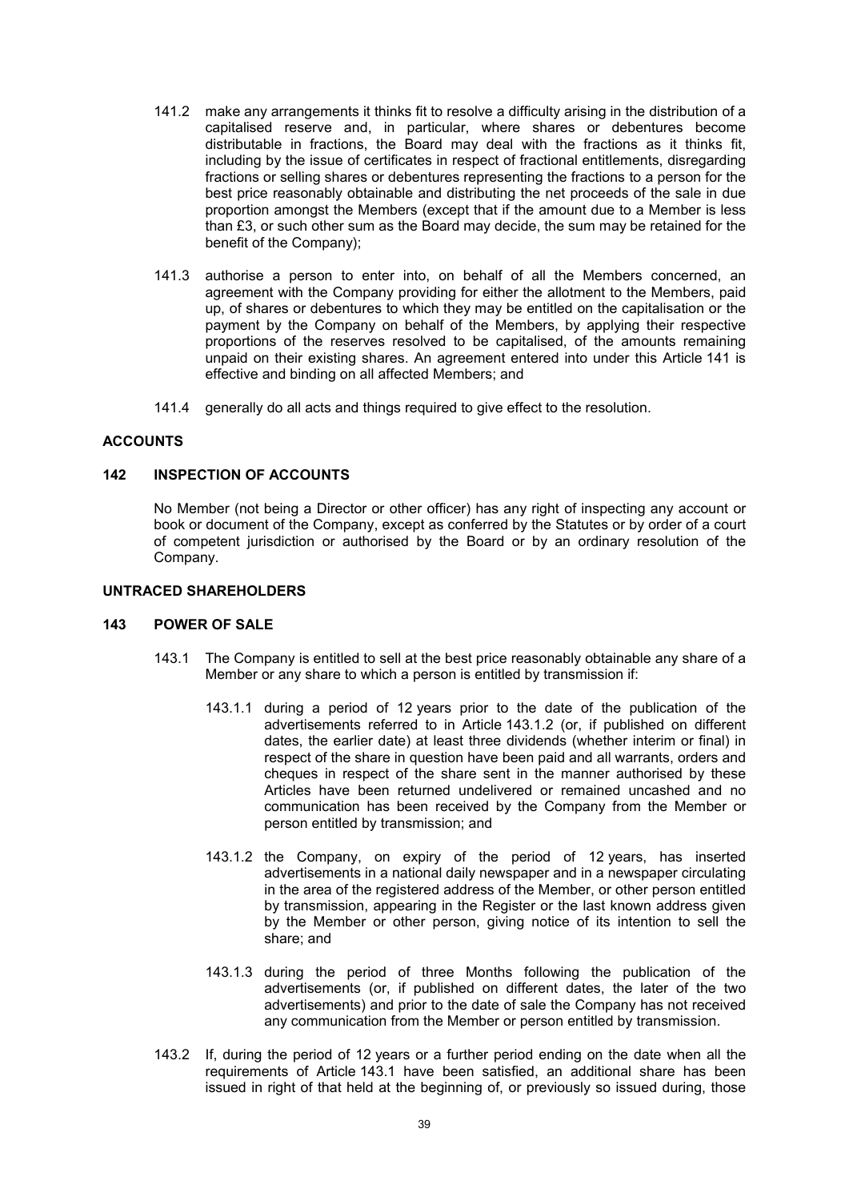141.2 make any arrangements it thinks fit to resolve a difficulty arising in the distribution of a capitalised reserve and, in particular, where shares or debentures become distributable in fractions, the Board may deal with the fractions as it thinks fit, including by the issue of certificates in respect of fractional entitlements, disregarding fractions or selling shares or debentures representing the fractions to a person for the best price reasonably obtainable and distributing the net proceeds of the sale in due proportion amongst the Members (except that if the amount due to a Member is less than £3, or such other sum as the Board may decide, the sum may be retained for the benefit of the Company);

141.3 authorise a person to enter into, on behalf of all the Members concerned, an agreement with the Company providing for either the allotment to the Members, paid up, of shares or debentures to which they may be entitled on the capitalisation or the payment by the Company on behalf of the Members, by applying their respective proportions of the reserves resolved to be capitalised, of the amounts remaining unpaid on their existing shares. An agreement entered into under this Article 141 is effective and binding on all affected Members; and

141.4 generally do all acts and things required to give effect to the resolution.

**ACCOUNTS**

**142 INSPECTION OF ACCOUNTS**

No Member (not being a Director or other officer) has any right of inspecting any account or book or document of the Company, except as conferred by the Statutes or by order of a court of competent jurisdiction or authorised by the Board or by an ordinary resolution of the Company.

**UNTRACED SHAREHOLDERS**

**143 POWER OF SALE**

143.1 The Company is entitled to sell at the best price reasonably obtainable any share of a Member or any share to which a person is entitled by transmission if:

143.1.1 during a period of 12 years prior to the date of the publication of the advertisements referred to in Article 143.1.2 (or, if published on different dates, the earlier date) at least three dividends (whether interim or final) in respect of the share in question have been paid and all warrants, orders and cheques in respect of the share sent in the manner authorised by these Articles have been returned undelivered or remained uncashed and no communication has been received by the Company from the Member or person entitled by transmission; and

143.1.2 the Company, on expiry of the period of 12 years, has inserted advertisements in a national daily newspaper and in a newspaper circulating in the area of the registered address of the Member, or other person entitled by transmission, appearing in the Register or the last known address given by the Member or other person, giving notice of its intention to sell the share; and

143.1.3 during the period of three Months following the publication of the advertisements (or, if published on different dates, the later of the two advertisements) and prior to the date of sale the Company has not received any communication from the Member or person entitled by transmission.

143.2 If, during the period of 12 years or a further period ending on the date when all the requirements of Article 143.1 have been satisfied, an additional share has been issued in right of that held at the beginning of, or previously so issued during, those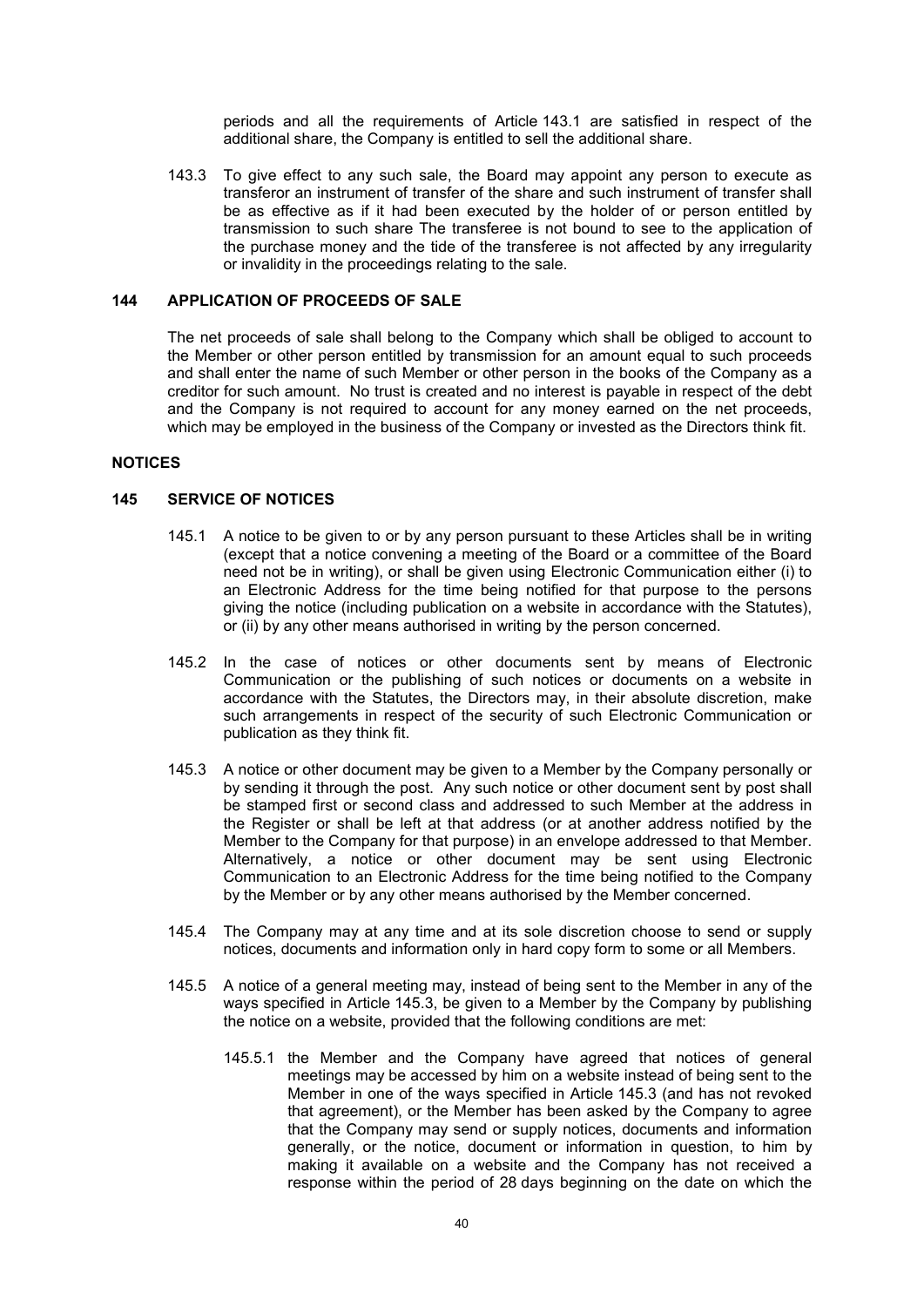periods and all the requirements of Article 143.1 are satisfied in respect of the additional share, the Company is entitled to sell the additional share.

143.3 To give effect to any such sale, the Board may appoint any person to execute as transferor an instrument of transfer of the share and such instrument of transfer shall be as effective as if it had been executed by the holder of or person entitled by transmission to such share The transferee is not bound to see to the application of the purchase money and the tide of the transferee is not affected by any irregularity or invalidity in the proceedings relating to the sale.

### 144 APPLICATION OF PROCEEDS OF SALE

The net proceeds of sale shall belong to the Company which shall be obliged to account to the Member or other person entitled by transmission for an amount equal to such proceeds and shall enter the name of such Member or other person in the books of the Company as a creditor for such amount. No trust is created and no interest is payable in respect of the debt and the Company is not required to account for any money earned on the net proceeds, which may be employed in the business of the Company or invested as the Directors think fit.

## NOTICES

### 145 SERVICE OF NOTICES

145.1 A notice to be given to or by any person pursuant to these Articles shall be in writing (except that a notice convening a meeting of the Board or a committee of the Board need not be in writing), or shall be given using Electronic Communication either (i) to an Electronic Address for the time being notified for that purpose to the persons giving the notice (including publication on a website in accordance with the Statutes), or (ii) by any other means authorised in writing by the person concerned.

145.2 In the case of notices or other documents sent by means of Electronic Communication or the publishing of such notices or documents on a website in accordance with the Statutes, the Directors may, in their absolute discretion, make such arrangements in respect of the security of such Electronic Communication or publication as they think fit.

145.3 A notice or other document may be given to a Member by the Company personally or by sending it through the post. Any such notice or other document sent by post shall be stamped first or second class and addressed to such Member at the address in the Register or shall be left at that address (or at another address notified by the Member to the Company for that purpose) in an envelope addressed to that Member. Alternatively, a notice or other document may be sent using Electronic Communication to an Electronic Address for the time being notified to the Company by the Member or by any other means authorised by the Member concerned.

145.4 The Company may at any time and at its sole discretion choose to send or supply notices, documents and information only in hard copy form to some or all Members.

145.5 A notice of a general meeting may, instead of being sent to the Member in any of the ways specified in Article 145.3, be given to a Member by the Company by publishing the notice on a website, provided that the following conditions are met:

145.5.1 the Member and the Company have agreed that notices of general meetings may be accessed by him on a website instead of being sent to the Member in one of the ways specified in Article 145.3 (and has not revoked that agreement), or the Member has been asked by the Company to agree that the Company may send or supply notices, documents and information generally, or the notice, document or information in question, to him by making it available on a website and the Company has not received a response within the period of 28 days beginning on the date on which the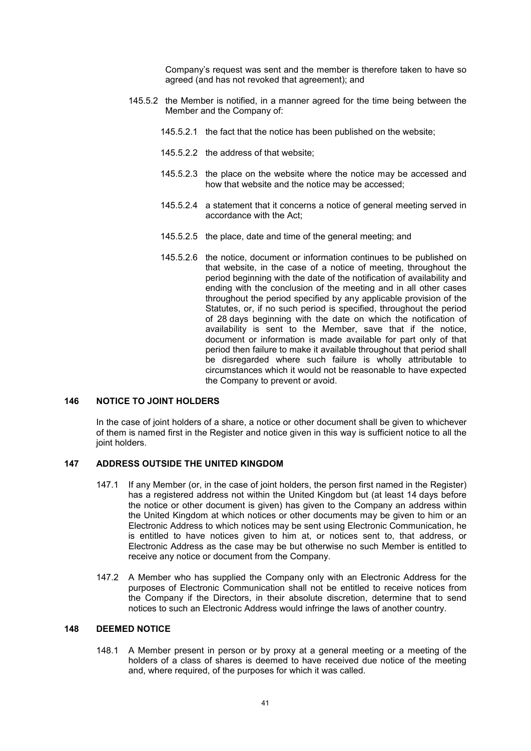Company's request was sent and the member is therefore taken to have so agreed (and has not revoked that agreement); and

145.5.2 the Member is notified, in a manner agreed for the time being between the Member and the Company of:

145.5.2.1 the fact that the notice has been published on the website;

145.5.2.2 the address of that website;

145.5.2.3 the place on the website where the notice may be accessed and how that website and the notice may be accessed;

145.5.2.4 a statement that it concerns a notice of general meeting served in accordance with the Act;

145.5.2.5 the place, date and time of the general meeting; and

145.5.2.6 the notice, document or information continues to be published on that website, in the case of a notice of meeting, throughout the period beginning with the date of the notification of availability and ending with the conclusion of the meeting and in all other cases throughout the period specified by any applicable provision of the Statutes, or, if no such period is specified, throughout the period of 28 days beginning with the date on which the notification of availability is sent to the Member, save that if the notice, document or information is made available for part only of that period then failure to make it available throughout that period shall be disregarded where such failure is wholly attributable to circumstances which it would not be reasonable to have expected the Company to prevent or avoid.

## 146 NOTICE TO JOINT HOLDERS

In the case of joint holders of a share, a notice or other document shall be given to whichever of them is named first in the Register and notice given in this way is sufficient notice to all the joint holders.

## 147 ADDRESS OUTSIDE THE UNITED KINGDOM

147.1 If any Member (or, in the case of joint holders, the person first named in the Register) has a registered address not within the United Kingdom but (at least 14 days before the notice or other document is given) has given to the Company an address within the United Kingdom at which notices or other documents may be given to him or an Electronic Address to which notices may be sent using Electronic Communication, he is entitled to have notices given to him at, or notices sent to, that address, or Electronic Address as the case may be but otherwise no such Member is entitled to receive any notice or document from the Company.

147.2 A Member who has supplied the Company only with an Electronic Address for the purposes of Electronic Communication shall not be entitled to receive notices from the Company if the Directors, in their absolute discretion, determine that to send notices to such an Electronic Address would infringe the laws of another country.

## 148 DEEMED NOTICE

148.1 A Member present in person or by proxy at a general meeting or a meeting of the holders of a class of shares is deemed to have received due notice of the meeting and, where required, of the purposes for which it was called.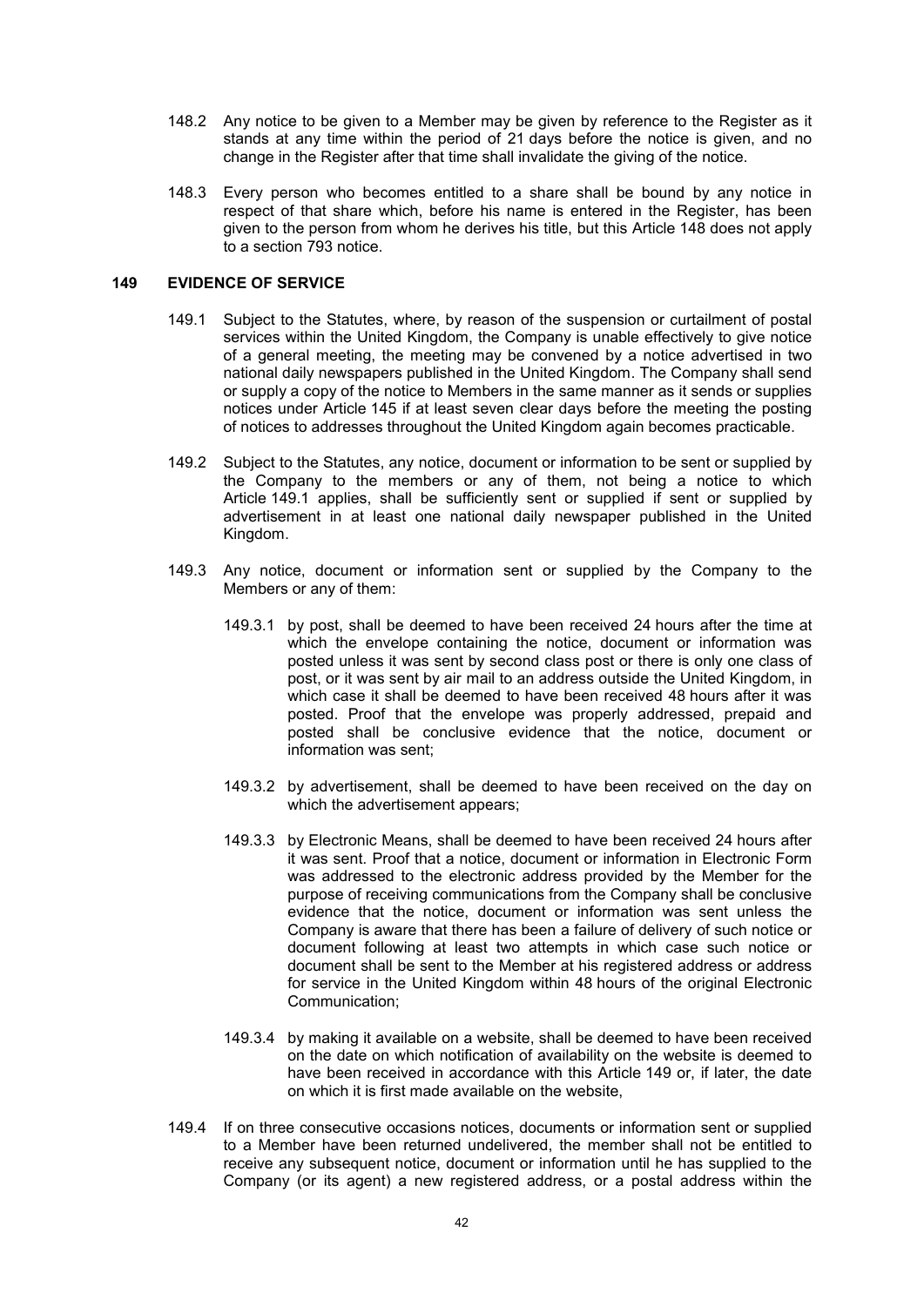148.2 Any notice to be given to a Member may be given by reference to the Register as it stands at any time within the period of 21 days before the notice is given, and no change in the Register after that time shall invalidate the giving of the notice.

148.3 Every person who becomes entitled to a share shall be bound by any notice in respect of that share which, before his name is entered in the Register, has been given to the person from whom he derives his title, but this Article 148 does not apply to a section 793 notice.

## 149 EVIDENCE OF SERVICE

149.1 Subject to the Statutes, where, by reason of the suspension or curtailment of postal services within the United Kingdom, the Company is unable effectively to give notice of a general meeting, the meeting may be convened by a notice advertised in two national daily newspapers published in the United Kingdom. The Company shall send or supply a copy of the notice to Members in the same manner as it sends or supplies notices under Article 145 if at least seven clear days before the meeting the posting of notices to addresses throughout the United Kingdom again becomes practicable.

149.2 Subject to the Statutes, any notice, document or information to be sent or supplied by the Company to the members or any of them, not being a notice to which Article 149.1 applies, shall be sufficiently sent or supplied if sent or supplied by advertisement in at least one national daily newspaper published in the United Kingdom.

149.3 Any notice, document or information sent or supplied by the Company to the Members or any of them:

149.3.1 by post, shall be deemed to have been received 24 hours after the time at which the envelope containing the notice, document or information was posted unless it was sent by second class post or there is only one class of post, or it was sent by air mail to an address outside the United Kingdom, in which case it shall be deemed to have been received 48 hours after it was posted. Proof that the envelope was properly addressed, prepaid and posted shall be conclusive evidence that the notice, document or information was sent;

149.3.2 by advertisement, shall be deemed to have been received on the day on which the advertisement appears;

149.3.3 by Electronic Means, shall be deemed to have been received 24 hours after it was sent. Proof that a notice, document or information in Electronic Form was addressed to the electronic address provided by the Member for the purpose of receiving communications from the Company shall be conclusive evidence that the notice, document or information was sent unless the Company is aware that there has been a failure of delivery of such notice or document following at least two attempts in which case such notice or document shall be sent to the Member at his registered address or address for service in the United Kingdom within 48 hours of the original Electronic Communication;

149.3.4 by making it available on a website, shall be deemed to have been received on the date on which notification of availability on the website is deemed to have been received in accordance with this Article 149 or, if later, the date on which it is first made available on the website,

149.4 If on three consecutive occasions notices, documents or information sent or supplied to a Member have been returned undelivered, the member shall not be entitled to receive any subsequent notice, document or information until he has supplied to the Company (or its agent) a new registered address, or a postal address within the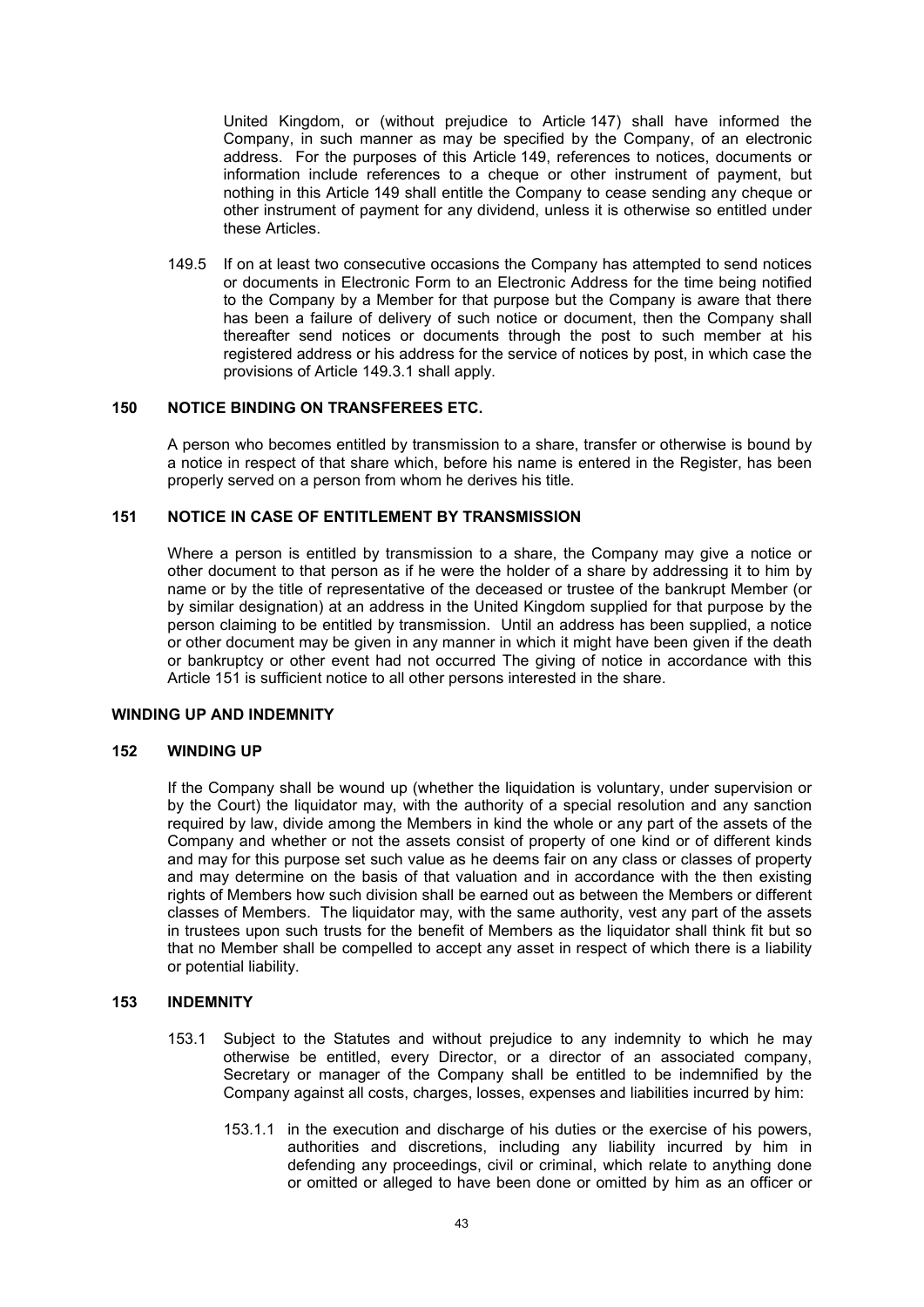United Kingdom, or (without prejudice to Article 147) shall have informed the Company, in such manner as may be specified by the Company, of an electronic address. For the purposes of this Article 149, references to notices, documents or information include references to a cheque or other instrument of payment, but nothing in this Article 149 shall entitle the Company to cease sending any cheque or other instrument of payment for any dividend, unless it is otherwise so entitled under these Articles.

149.5 If on at least two consecutive occasions the Company has attempted to send notices or documents in Electronic Form to an Electronic Address for the time being notified to the Company by a Member for that purpose but the Company is aware that there has been a failure of delivery of such notice or document, then the Company shall thereafter send notices or documents through the post to such member at his registered address or his address for the service of notices by post, in which case the provisions of Article 149.3.1 shall apply.

**150 NOTICE BINDING ON TRANSFEREES ETC.**

A person who becomes entitled by transmission to a share, transfer or otherwise is bound by a notice in respect of that share which, before his name is entered in the Register, has been properly served on a person from whom he derives his title.

**151 NOTICE IN CASE OF ENTITLEMENT BY TRANSMISSION**

Where a person is entitled by transmission to a share, the Company may give a notice or other document to that person as if he were the holder of a share by addressing it to him by name or by the title of representative of the deceased or trustee of the bankrupt Member (or by similar designation) at an address in the United Kingdom supplied for that purpose by the person claiming to be entitled by transmission. Until an address has been supplied, a notice or other document may be given in any manner in which it might have been given if the death or bankruptcy or other event had not occurred The giving of notice in accordance with this Article 151 is sufficient notice to all other persons interested in the share.

**WINDING UP AND INDEMNITY**

**152 WINDING UP**

If the Company shall be wound up (whether the liquidation is voluntary, under supervision or by the Court) the liquidator may, with the authority of a special resolution and any sanction required by law, divide among the Members in kind the whole or any part of the assets of the Company and whether or not the assets consist of property of one kind or of different kinds and may for this purpose set such value as he deems fair on any class or classes of property and may determine on the basis of that valuation and in accordance with the then existing rights of Members how such division shall be earned out as between the Members or different classes of Members. The liquidator may, with the same authority, vest any part of the assets in trustees upon such trusts for the benefit of Members as the liquidator shall think fit but so that no Member shall be compelled to accept any asset in respect of which there is a liability or potential liability.

**153 INDEMNITY**

153.1 Subject to the Statutes and without prejudice to any indemnity to which he may otherwise be entitled, every Director, or a director of an associated company, Secretary or manager of the Company shall be entitled to be indemnified by the Company against all costs, charges, losses, expenses and liabilities incurred by him:

153.1.1 in the execution and discharge of his duties or the exercise of his powers, authorities and discretions, including any liability incurred by him in defending any proceedings, civil or criminal, which relate to anything done or omitted or alleged to have been done or omitted by him as an officer or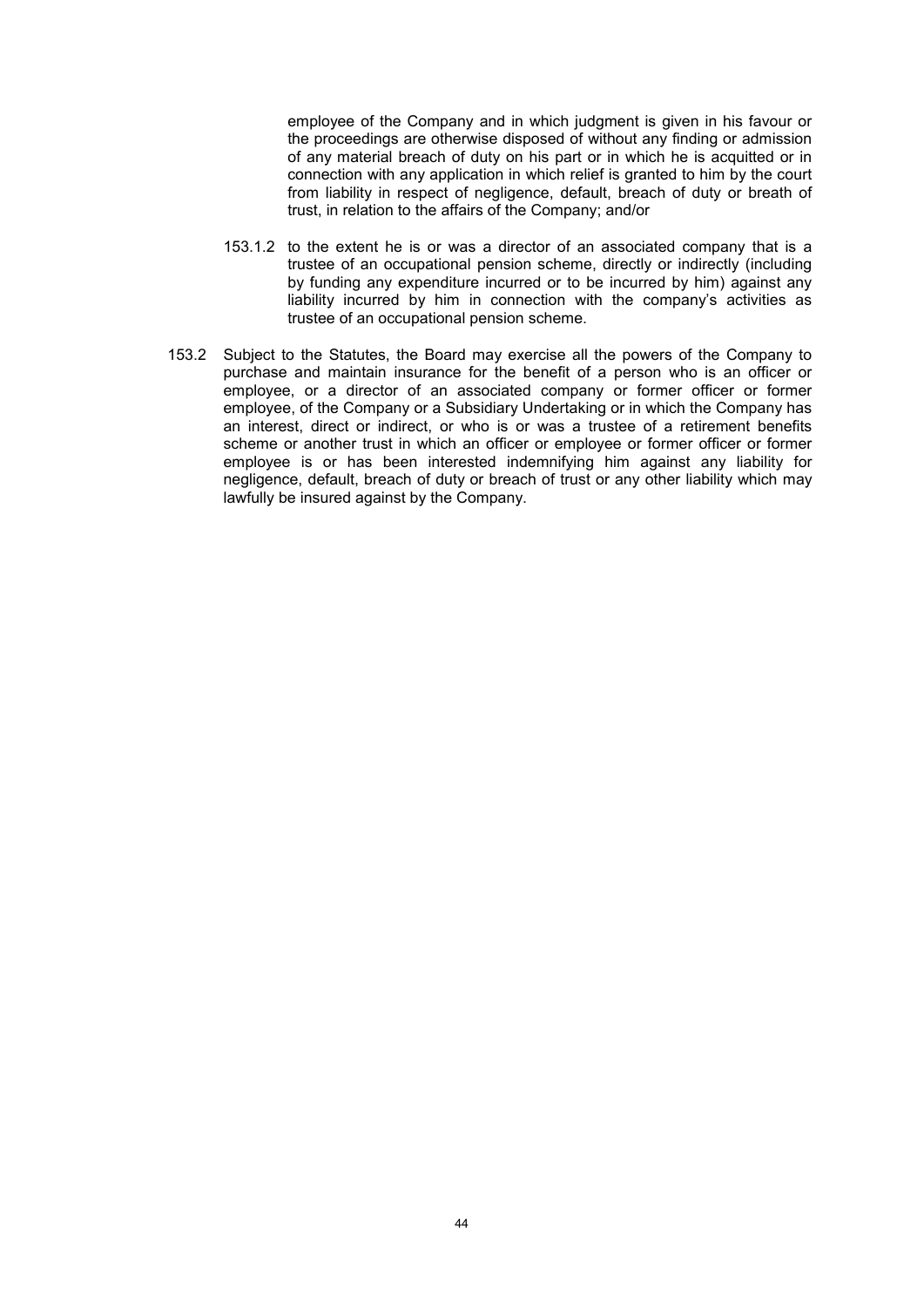employee of the Company and in which judgment is given in his favour or the proceedings are otherwise disposed of without any finding or admission of any material breach of duty on his part or in which he is acquitted or in connection with any application in which relief is granted to him by the court from liability in respect of negligence, default, breach of duty or breath of trust, in relation to the affairs of the Company; and/or

153.1.2 to the extent he is or was a director of an associated company that is a trustee of an occupational pension scheme, directly or indirectly (including by funding any expenditure incurred or to be incurred by him) against any liability incurred by him in connection with the company's activities as trustee of an occupational pension scheme.

153.2 Subject to the Statutes, the Board may exercise all the powers of the Company to purchase and maintain insurance for the benefit of a person who is an officer or employee, or a director of an associated company or former officer or former employee, of the Company or a Subsidiary Undertaking or in which the Company has an interest, direct or indirect, or who is or was a trustee of a retirement benefits scheme or another trust in which an officer or employee or former officer or former employee is or has been interested indemnifying him against any liability for negligence, default, breach of duty or breach of trust or any other liability which may lawfully be insured against by the Company.